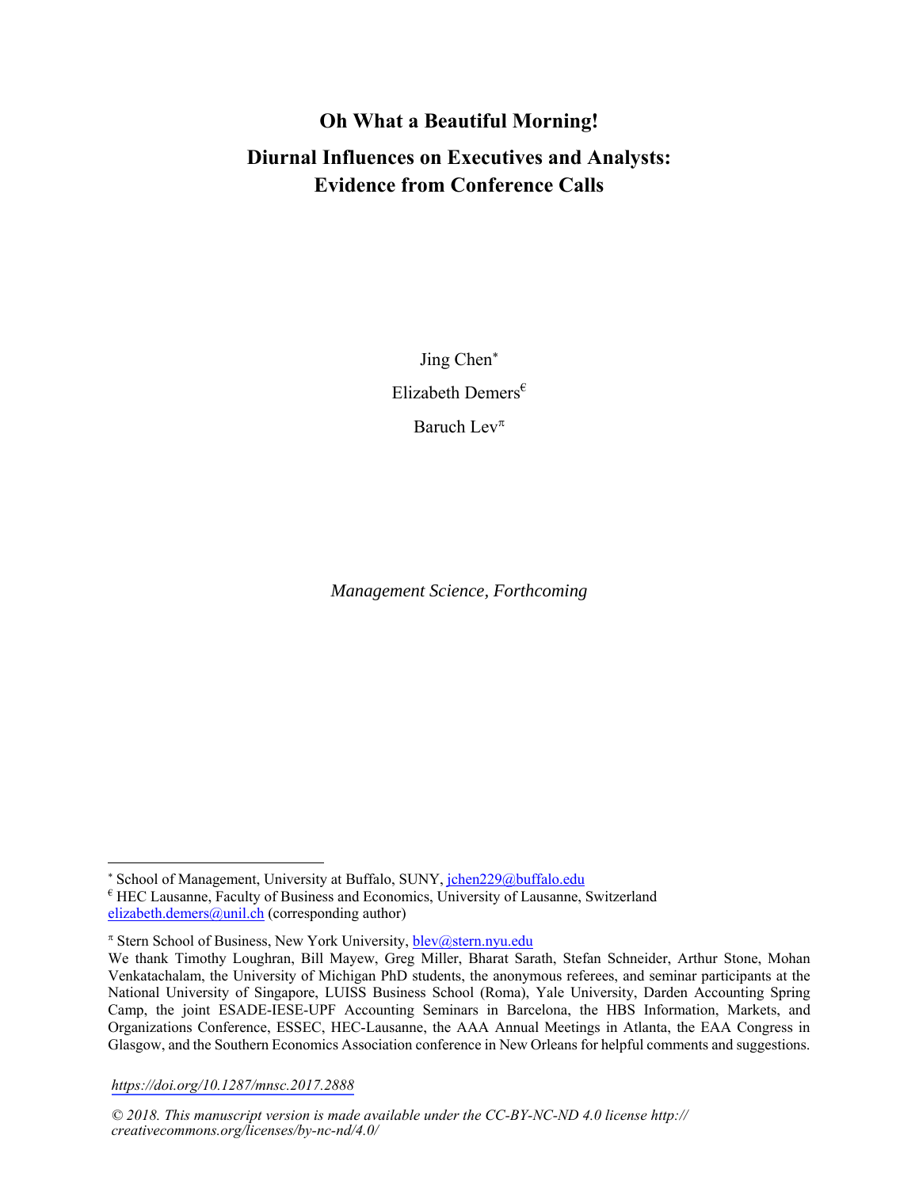# Oh What a Beautiful Morning!

## Diurnal Influences on Executives and Analysts: Evidence from Conference Calls

Jing Chen[*]

Elizabeth Demers[€]

Baruch Lev[π]

*Management Science, Forthcoming*

---

[*] School of Management, University at Buffalo, SUNY, jchen229@buffalo.edu

[€] HEC Lausanne, Faculty of Business and Economics, University of Lausanne, Switzerland elizabeth.demers@unil.ch (corresponding author)

[π] Stern School of Business, New York University, blev@stern.nyu.edu

We thank Timothy Loughran, Bill Mayew, Greg Miller, Bharat Sarath, Stefan Schneider, Arthur Stone, Mohan Venkatachalam, the University of Michigan PhD students, the anonymous referees, and seminar participants at the National University of Singapore, LUISS Business School (Roma), Yale University, Darden Accounting Spring Camp, the joint ESADE-IESE-UPF Accounting Seminars in Barcelona, the HBS Information, Markets, and Organizations Conference, ESSEC, HEC-Lausanne, the AAA Annual Meetings in Atlanta, the EAA Congress in Glasgow, and the Southern Economics Association conference in New Orleans for helpful comments and suggestions.

*https://doi.org/10.1287/mnsc.2017.2888*

*© 2018. This manuscript version is made available under the CC-BY-NC-ND 4.0 license http:// creativecommons.org/licenses/by-nc-nd/4.0/*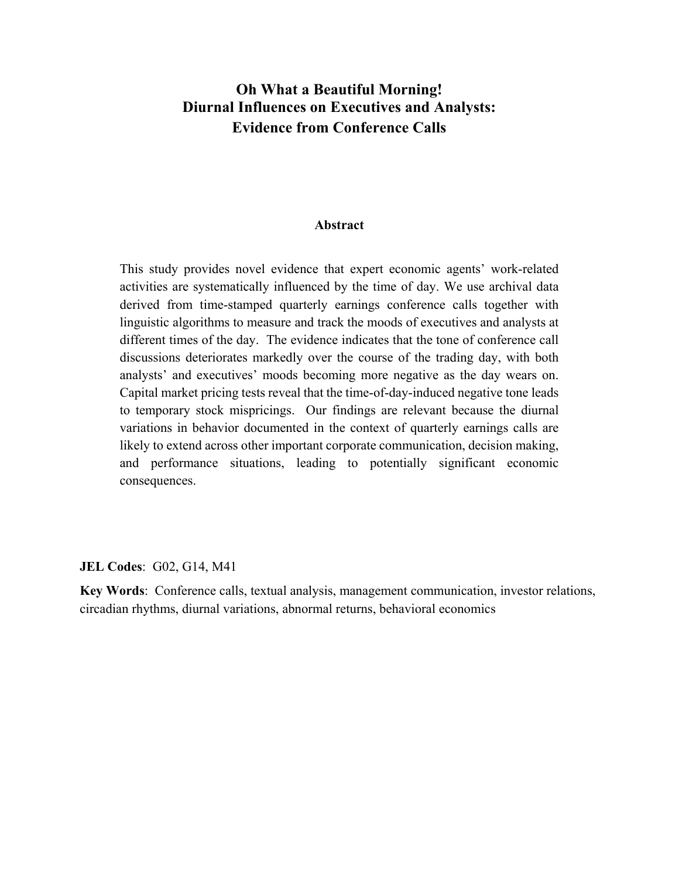# Oh What a Beautiful Morning!
# Diurnal Influences on Executives and Analysts:
# Evidence from Conference Calls

## Abstract

This study provides novel evidence that expert economic agents' work-related activities are systematically influenced by the time of day. We use archival data derived from time-stamped quarterly earnings conference calls together with linguistic algorithms to measure and track the moods of executives and analysts at different times of the day. The evidence indicates that the tone of conference call discussions deteriorates markedly over the course of the trading day, with both analysts' and executives' moods becoming more negative as the day wears on. Capital market pricing tests reveal that the time-of-day-induced negative tone leads to temporary stock mispricings. Our findings are relevant because the diurnal variations in behavior documented in the context of quarterly earnings calls are likely to extend across other important corporate communication, decision making, and performance situations, leading to potentially significant economic consequences.

**JEL Codes**: G02, G14, M41

**Key Words**: Conference calls, textual analysis, management communication, investor relations, circadian rhythms, diurnal variations, abnormal returns, behavioral economics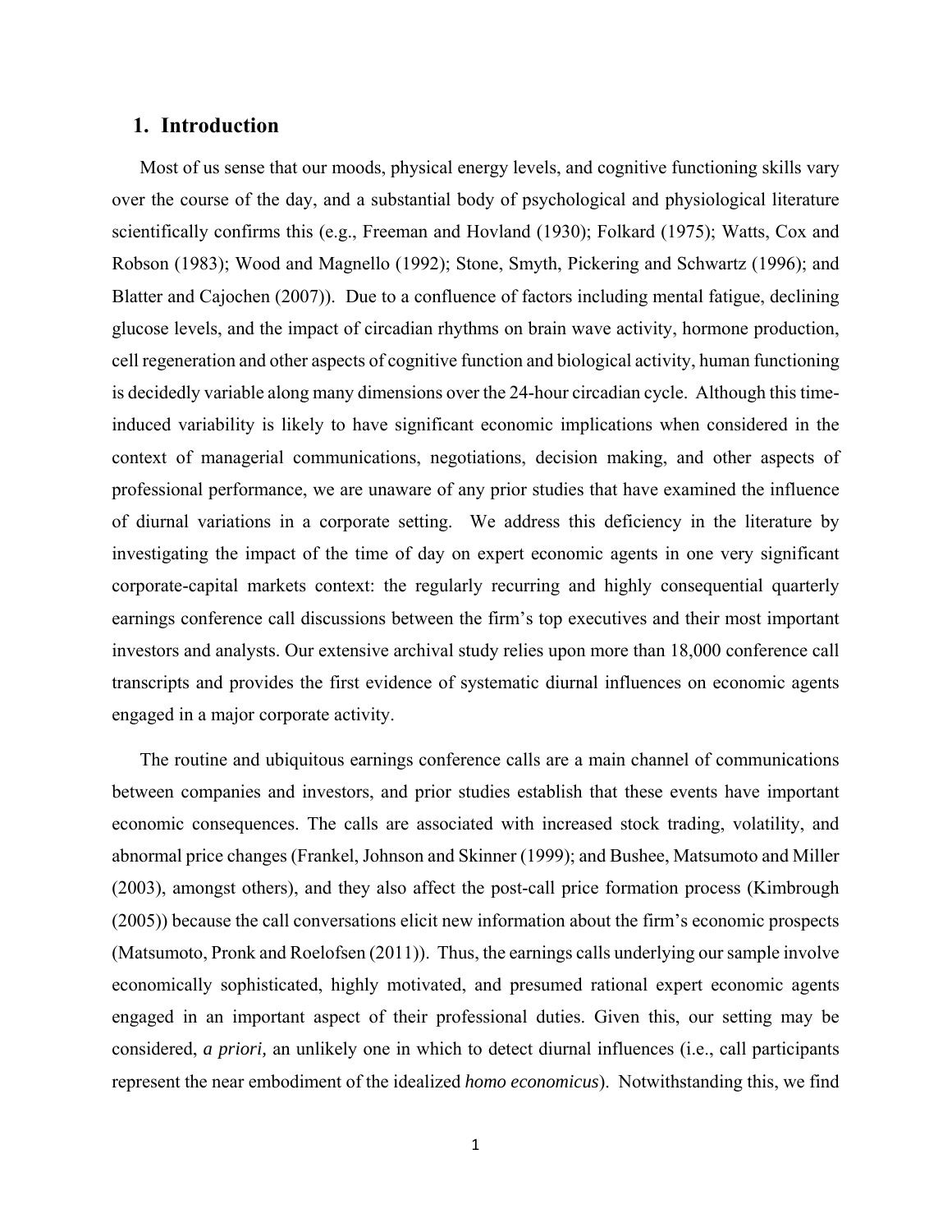## 1. Introduction

Most of us sense that our moods, physical energy levels, and cognitive functioning skills vary over the course of the day, and a substantial body of psychological and physiological literature scientifically confirms this (e.g., Freeman and Hovland (1930); Folkard (1975); Watts, Cox and Robson (1983); Wood and Magnello (1992); Stone, Smyth, Pickering and Schwartz (1996); and Blatter and Cajochen (2007)). Due to a confluence of factors including mental fatigue, declining glucose levels, and the impact of circadian rhythms on brain wave activity, hormone production, cell regeneration and other aspects of cognitive function and biological activity, human functioning is decidedly variable along many dimensions over the 24-hour circadian cycle. Although this time-induced variability is likely to have significant economic implications when considered in the context of managerial communications, negotiations, decision making, and other aspects of professional performance, we are unaware of any prior studies that have examined the influence of diurnal variations in a corporate setting. We address this deficiency in the literature by investigating the impact of the time of day on expert economic agents in one very significant corporate-capital markets context: the regularly recurring and highly consequential quarterly earnings conference call discussions between the firm's top executives and their most important investors and analysts. Our extensive archival study relies upon more than 18,000 conference call transcripts and provides the first evidence of systematic diurnal influences on economic agents engaged in a major corporate activity.

The routine and ubiquitous earnings conference calls are a main channel of communications between companies and investors, and prior studies establish that these events have important economic consequences. The calls are associated with increased stock trading, volatility, and abnormal price changes (Frankel, Johnson and Skinner (1999); and Bushee, Matsumoto and Miller (2003), amongst others), and they also affect the post-call price formation process (Kimbrough (2005)) because the call conversations elicit new information about the firm's economic prospects (Matsumoto, Pronk and Roelofsen (2011)). Thus, the earnings calls underlying our sample involve economically sophisticated, highly motivated, and presumed rational expert economic agents engaged in an important aspect of their professional duties. Given this, our setting may be considered, *a priori,* an unlikely one in which to detect diurnal influences (i.e., call participants represent the near embodiment of the idealized *homo economicus*). Notwithstanding this, we find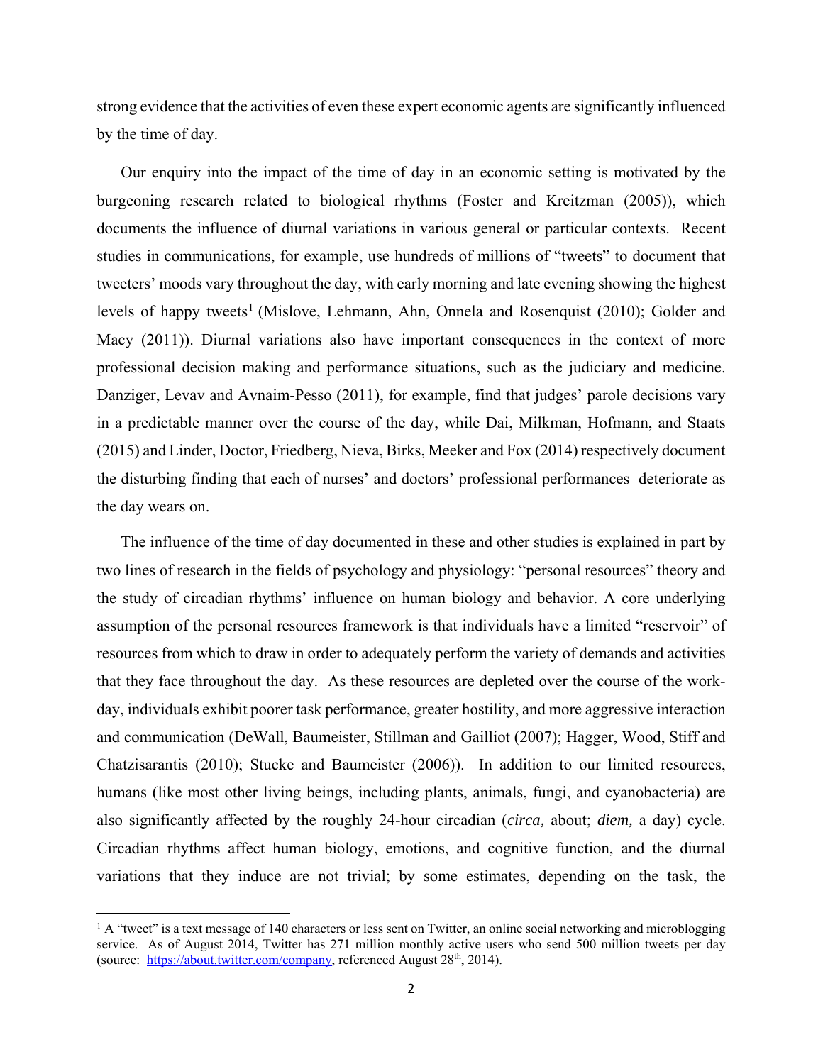strong evidence that the activities of even these expert economic agents are significantly influenced by the time of day.

Our enquiry into the impact of the time of day in an economic setting is motivated by the burgeoning research related to biological rhythms (Foster and Kreitzman (2005)), which documents the influence of diurnal variations in various general or particular contexts. Recent studies in communications, for example, use hundreds of millions of "tweets" to document that tweeters' moods vary throughout the day, with early morning and late evening showing the highest levels of happy tweets[1] (Mislove, Lehmann, Ahn, Onnela and Rosenquist (2010); Golder and Macy (2011)). Diurnal variations also have important consequences in the context of more professional decision making and performance situations, such as the judiciary and medicine. Danziger, Levav and Avnaim-Pesso (2011), for example, find that judges' parole decisions vary in a predictable manner over the course of the day, while Dai, Milkman, Hofmann, and Staats (2015) and Linder, Doctor, Friedberg, Nieva, Birks, Meeker and Fox (2014) respectively document the disturbing finding that each of nurses' and doctors' professional performances deteriorate as the day wears on.

The influence of the time of day documented in these and other studies is explained in part by two lines of research in the fields of psychology and physiology: "personal resources" theory and the study of circadian rhythms' influence on human biology and behavior. A core underlying assumption of the personal resources framework is that individuals have a limited "reservoir" of resources from which to draw in order to adequately perform the variety of demands and activities that they face throughout the day. As these resources are depleted over the course of the work-day, individuals exhibit poorer task performance, greater hostility, and more aggressive interaction and communication (DeWall, Baumeister, Stillman and Gailliot (2007); Hagger, Wood, Stiff and Chatzisarantis (2010); Stucke and Baumeister (2006)). In addition to our limited resources, humans (like most other living beings, including plants, animals, fungi, and cyanobacteria) are also significantly affected by the roughly 24-hour circadian (*circa,* about; *diem,* a day) cycle. Circadian rhythms affect human biology, emotions, and cognitive function, and the diurnal variations that they induce are not trivial; by some estimates, depending on the task, the

---

[1] A "tweet" is a text message of 140 characters or less sent on Twitter, an online social networking and microblogging service. As of August 2014, Twitter has 271 million monthly active users who send 500 million tweets per day (source: https://about.twitter.com/company, referenced August 28th, 2014).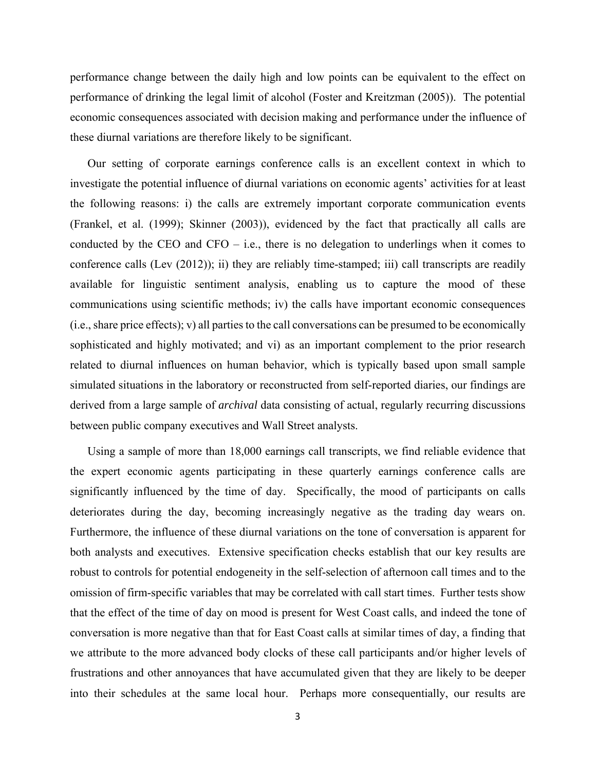performance change between the daily high and low points can be equivalent to the effect on performance of drinking the legal limit of alcohol (Foster and Kreitzman (2005)). The potential economic consequences associated with decision making and performance under the influence of these diurnal variations are therefore likely to be significant.

Our setting of corporate earnings conference calls is an excellent context in which to investigate the potential influence of diurnal variations on economic agents' activities for at least the following reasons: i) the calls are extremely important corporate communication events (Frankel, et al. (1999); Skinner (2003)), evidenced by the fact that practically all calls are conducted by the CEO and CFO – i.e., there is no delegation to underlings when it comes to conference calls (Lev (2012)); ii) they are reliably time-stamped; iii) call transcripts are readily available for linguistic sentiment analysis, enabling us to capture the mood of these communications using scientific methods; iv) the calls have important economic consequences (i.e., share price effects); v) all parties to the call conversations can be presumed to be economically sophisticated and highly motivated; and vi) as an important complement to the prior research related to diurnal influences on human behavior, which is typically based upon small sample simulated situations in the laboratory or reconstructed from self-reported diaries, our findings are derived from a large sample of *archival* data consisting of actual, regularly recurring discussions between public company executives and Wall Street analysts.

Using a sample of more than 18,000 earnings call transcripts, we find reliable evidence that the expert economic agents participating in these quarterly earnings conference calls are significantly influenced by the time of day. Specifically, the mood of participants on calls deteriorates during the day, becoming increasingly negative as the trading day wears on. Furthermore, the influence of these diurnal variations on the tone of conversation is apparent for both analysts and executives. Extensive specification checks establish that our key results are robust to controls for potential endogeneity in the self-selection of afternoon call times and to the omission of firm-specific variables that may be correlated with call start times. Further tests show that the effect of the time of day on mood is present for West Coast calls, and indeed the tone of conversation is more negative than that for East Coast calls at similar times of day, a finding that we attribute to the more advanced body clocks of these call participants and/or higher levels of frustrations and other annoyances that have accumulated given that they are likely to be deeper into their schedules at the same local hour. Perhaps more consequentially, our results are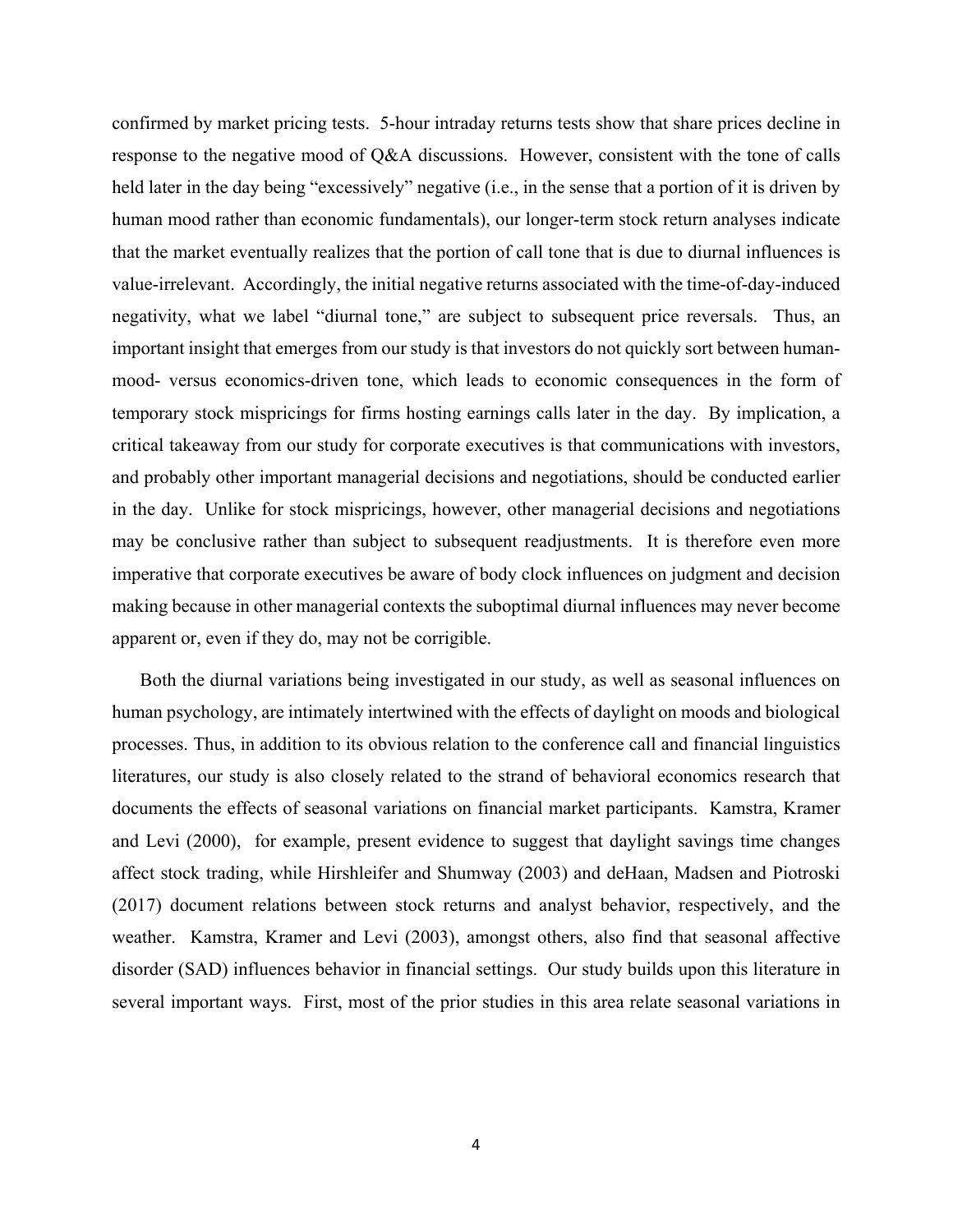confirmed by market pricing tests. 5-hour intraday returns tests show that share prices decline in response to the negative mood of Q&A discussions. However, consistent with the tone of calls held later in the day being "excessively" negative (i.e., in the sense that a portion of it is driven by human mood rather than economic fundamentals), our longer-term stock return analyses indicate that the market eventually realizes that the portion of call tone that is due to diurnal influences is value-irrelevant. Accordingly, the initial negative returns associated with the time-of-day-induced negativity, what we label "diurnal tone," are subject to subsequent price reversals. Thus, an important insight that emerges from our study is that investors do not quickly sort between human-mood- versus economics-driven tone, which leads to economic consequences in the form of temporary stock mispricings for firms hosting earnings calls later in the day. By implication, a critical takeaway from our study for corporate executives is that communications with investors, and probably other important managerial decisions and negotiations, should be conducted earlier in the day. Unlike for stock mispricings, however, other managerial decisions and negotiations may be conclusive rather than subject to subsequent readjustments. It is therefore even more imperative that corporate executives be aware of body clock influences on judgment and decision making because in other managerial contexts the suboptimal diurnal influences may never become apparent or, even if they do, may not be corrigible.

Both the diurnal variations being investigated in our study, as well as seasonal influences on human psychology, are intimately intertwined with the effects of daylight on moods and biological processes. Thus, in addition to its obvious relation to the conference call and financial linguistics literatures, our study is also closely related to the strand of behavioral economics research that documents the effects of seasonal variations on financial market participants. Kamstra, Kramer and Levi (2000), for example, present evidence to suggest that daylight savings time changes affect stock trading, while Hirshleifer and Shumway (2003) and deHaan, Madsen and Piotroski (2017) document relations between stock returns and analyst behavior, respectively, and the weather. Kamstra, Kramer and Levi (2003), amongst others, also find that seasonal affective disorder (SAD) influences behavior in financial settings. Our study builds upon this literature in several important ways. First, most of the prior studies in this area relate seasonal variations in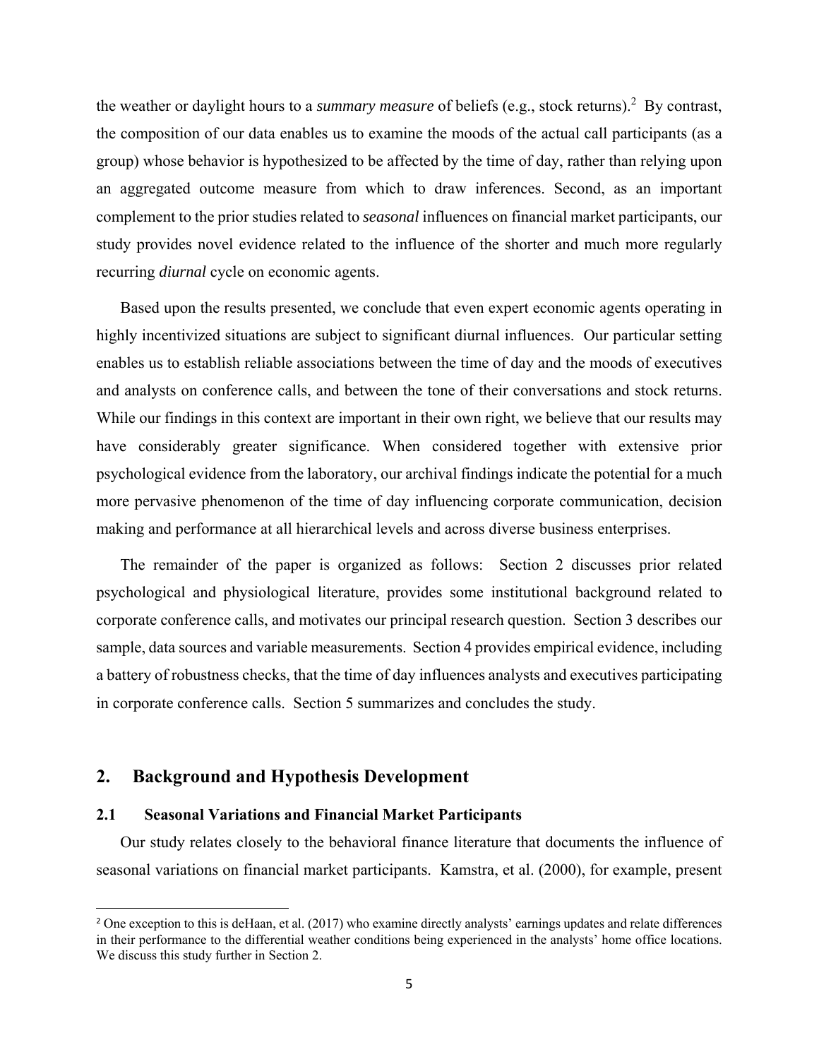the weather or daylight hours to a *summary measure* of beliefs (e.g., stock returns).[2] By contrast, the composition of our data enables us to examine the moods of the actual call participants (as a group) whose behavior is hypothesized to be affected by the time of day, rather than relying upon an aggregated outcome measure from which to draw inferences. Second, as an important complement to the prior studies related to *seasonal* influences on financial market participants, our study provides novel evidence related to the influence of the shorter and much more regularly recurring *diurnal* cycle on economic agents.

Based upon the results presented, we conclude that even expert economic agents operating in highly incentivized situations are subject to significant diurnal influences. Our particular setting enables us to establish reliable associations between the time of day and the moods of executives and analysts on conference calls, and between the tone of their conversations and stock returns. While our findings in this context are important in their own right, we believe that our results may have considerably greater significance. When considered together with extensive prior psychological evidence from the laboratory, our archival findings indicate the potential for a much more pervasive phenomenon of the time of day influencing corporate communication, decision making and performance at all hierarchical levels and across diverse business enterprises.

The remainder of the paper is organized as follows: Section 2 discusses prior related psychological and physiological literature, provides some institutional background related to corporate conference calls, and motivates our principal research question. Section 3 describes our sample, data sources and variable measurements. Section 4 provides empirical evidence, including a battery of robustness checks, that the time of day influences analysts and executives participating in corporate conference calls. Section 5 summarizes and concludes the study.

## 2. Background and Hypothesis Development

### 2.1 Seasonal Variations and Financial Market Participants

Our study relates closely to the behavioral finance literature that documents the influence of seasonal variations on financial market participants. Kamstra, et al. (2000), for example, present

[2] One exception to this is deHaan, et al. (2017) who examine directly analysts' earnings updates and relate differences in their performance to the differential weather conditions being experienced in the analysts' home office locations. We discuss this study further in Section 2.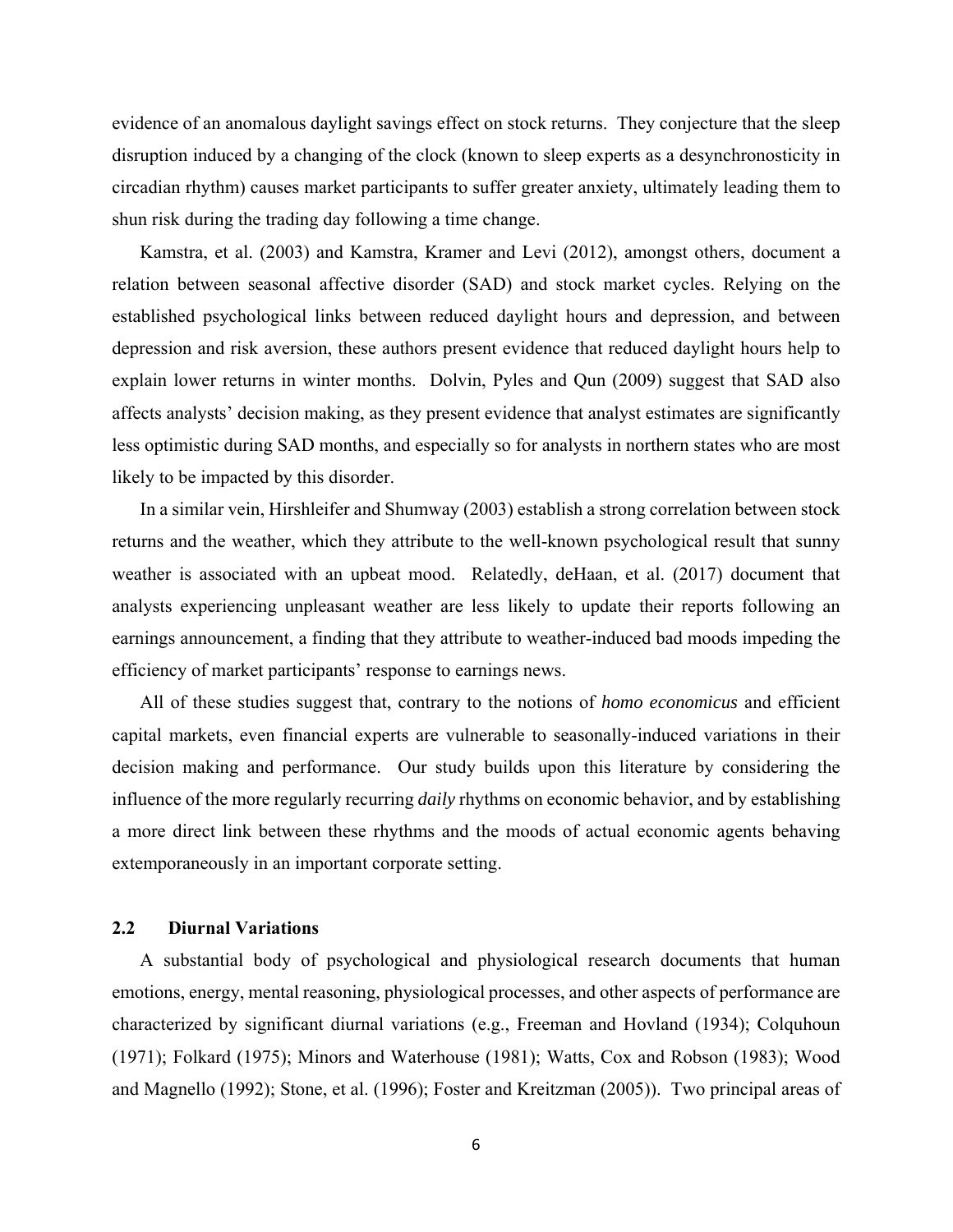evidence of an anomalous daylight savings effect on stock returns. They conjecture that the sleep disruption induced by a changing of the clock (known to sleep experts as a desynchronosticity in circadian rhythm) causes market participants to suffer greater anxiety, ultimately leading them to shun risk during the trading day following a time change.

Kamstra, et al. (2003) and Kamstra, Kramer and Levi (2012), amongst others, document a relation between seasonal affective disorder (SAD) and stock market cycles. Relying on the established psychological links between reduced daylight hours and depression, and between depression and risk aversion, these authors present evidence that reduced daylight hours help to explain lower returns in winter months. Dolvin, Pyles and Qun (2009) suggest that SAD also affects analysts' decision making, as they present evidence that analyst estimates are significantly less optimistic during SAD months, and especially so for analysts in northern states who are most likely to be impacted by this disorder.

In a similar vein, Hirshleifer and Shumway (2003) establish a strong correlation between stock returns and the weather, which they attribute to the well-known psychological result that sunny weather is associated with an upbeat mood. Relatedly, deHaan, et al. (2017) document that analysts experiencing unpleasant weather are less likely to update their reports following an earnings announcement, a finding that they attribute to weather-induced bad moods impeding the efficiency of market participants' response to earnings news.

All of these studies suggest that, contrary to the notions of *homo economicus* and efficient capital markets, even financial experts are vulnerable to seasonally-induced variations in their decision making and performance. Our study builds upon this literature by considering the influence of the more regularly recurring *daily* rhythms on economic behavior, and by establishing a more direct link between these rhythms and the moods of actual economic agents behaving extemporaneously in an important corporate setting.

### 2.2 Diurnal Variations

A substantial body of psychological and physiological research documents that human emotions, energy, mental reasoning, physiological processes, and other aspects of performance are characterized by significant diurnal variations (e.g., Freeman and Hovland (1934); Colquhoun (1971); Folkard (1975); Minors and Waterhouse (1981); Watts, Cox and Robson (1983); Wood and Magnello (1992); Stone, et al. (1996); Foster and Kreitzman (2005)). Two principal areas of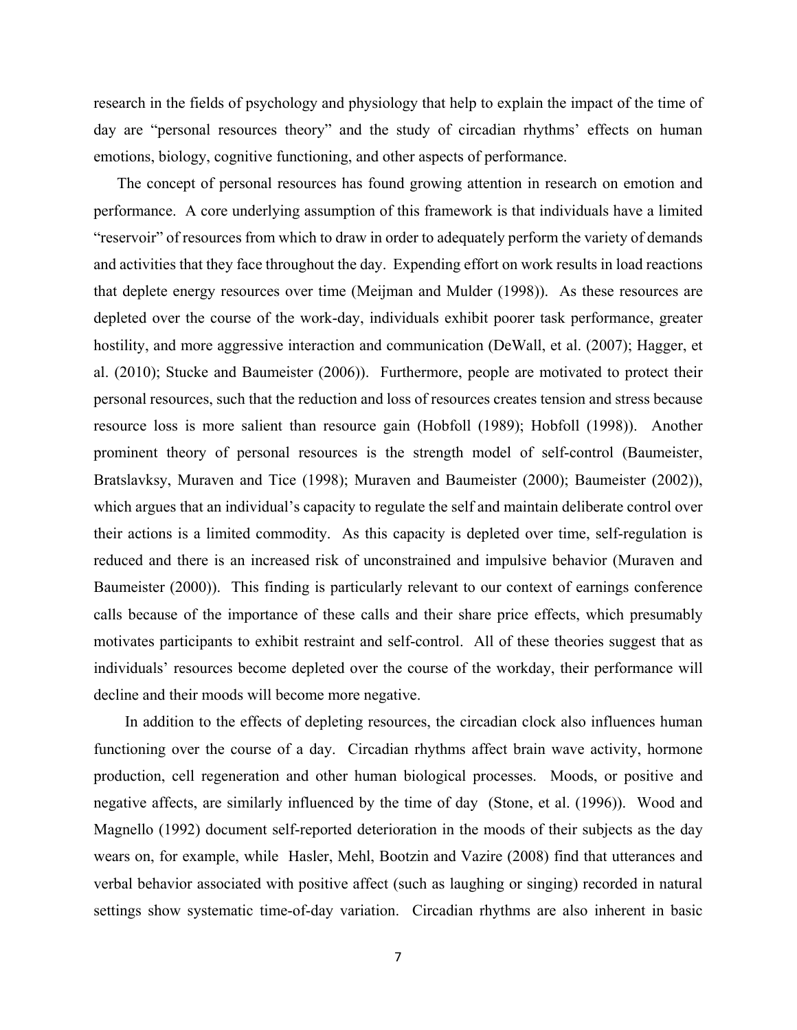research in the fields of psychology and physiology that help to explain the impact of the time of day are "personal resources theory" and the study of circadian rhythms' effects on human emotions, biology, cognitive functioning, and other aspects of performance.

The concept of personal resources has found growing attention in research on emotion and performance. A core underlying assumption of this framework is that individuals have a limited "reservoir" of resources from which to draw in order to adequately perform the variety of demands and activities that they face throughout the day. Expending effort on work results in load reactions that deplete energy resources over time (Meijman and Mulder (1998)). As these resources are depleted over the course of the work-day, individuals exhibit poorer task performance, greater hostility, and more aggressive interaction and communication (DeWall, et al. (2007); Hagger, et al. (2010); Stucke and Baumeister (2006)). Furthermore, people are motivated to protect their personal resources, such that the reduction and loss of resources creates tension and stress because resource loss is more salient than resource gain (Hobfoll (1989); Hobfoll (1998)). Another prominent theory of personal resources is the strength model of self-control (Baumeister, Bratslavksy, Muraven and Tice (1998); Muraven and Baumeister (2000); Baumeister (2002)), which argues that an individual's capacity to regulate the self and maintain deliberate control over their actions is a limited commodity. As this capacity is depleted over time, self-regulation is reduced and there is an increased risk of unconstrained and impulsive behavior (Muraven and Baumeister (2000)). This finding is particularly relevant to our context of earnings conference calls because of the importance of these calls and their share price effects, which presumably motivates participants to exhibit restraint and self-control. All of these theories suggest that as individuals' resources become depleted over the course of the workday, their performance will decline and their moods will become more negative.

In addition to the effects of depleting resources, the circadian clock also influences human functioning over the course of a day. Circadian rhythms affect brain wave activity, hormone production, cell regeneration and other human biological processes. Moods, or positive and negative affects, are similarly influenced by the time of day (Stone, et al. (1996)). Wood and Magnello (1992) document self-reported deterioration in the moods of their subjects as the day wears on, for example, while Hasler, Mehl, Bootzin and Vazire (2008) find that utterances and verbal behavior associated with positive affect (such as laughing or singing) recorded in natural settings show systematic time-of-day variation. Circadian rhythms are also inherent in basic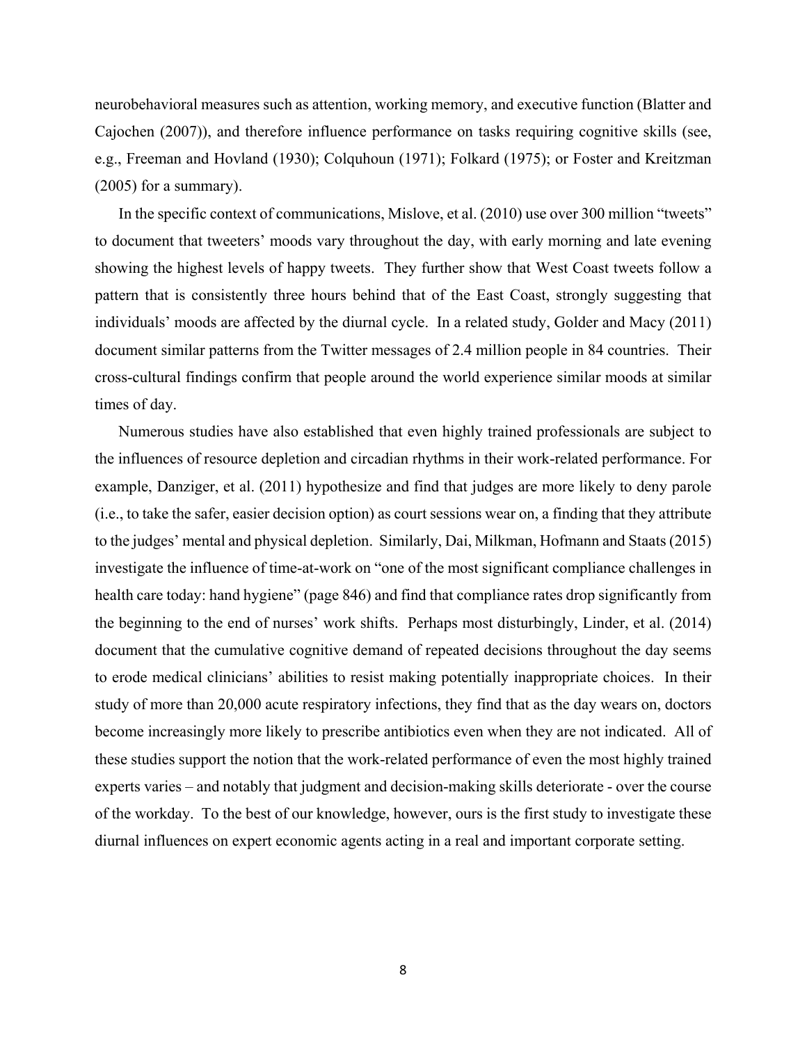neurobehavioral measures such as attention, working memory, and executive function (Blatter and Cajochen (2007)), and therefore influence performance on tasks requiring cognitive skills (see, e.g., Freeman and Hovland (1930); Colquhoun (1971); Folkard (1975); or Foster and Kreitzman (2005) for a summary).

In the specific context of communications, Mislove, et al. (2010) use over 300 million "tweets" to document that tweeters' moods vary throughout the day, with early morning and late evening showing the highest levels of happy tweets. They further show that West Coast tweets follow a pattern that is consistently three hours behind that of the East Coast, strongly suggesting that individuals' moods are affected by the diurnal cycle. In a related study, Golder and Macy (2011) document similar patterns from the Twitter messages of 2.4 million people in 84 countries. Their cross-cultural findings confirm that people around the world experience similar moods at similar times of day.

Numerous studies have also established that even highly trained professionals are subject to the influences of resource depletion and circadian rhythms in their work-related performance. For example, Danziger, et al. (2011) hypothesize and find that judges are more likely to deny parole (i.e., to take the safer, easier decision option) as court sessions wear on, a finding that they attribute to the judges' mental and physical depletion. Similarly, Dai, Milkman, Hofmann and Staats (2015) investigate the influence of time-at-work on "one of the most significant compliance challenges in health care today: hand hygiene" (page 846) and find that compliance rates drop significantly from the beginning to the end of nurses' work shifts. Perhaps most disturbingly, Linder, et al. (2014) document that the cumulative cognitive demand of repeated decisions throughout the day seems to erode medical clinicians' abilities to resist making potentially inappropriate choices. In their study of more than 20,000 acute respiratory infections, they find that as the day wears on, doctors become increasingly more likely to prescribe antibiotics even when they are not indicated. All of these studies support the notion that the work-related performance of even the most highly trained experts varies – and notably that judgment and decision-making skills deteriorate - over the course of the workday. To the best of our knowledge, however, ours is the first study to investigate these diurnal influences on expert economic agents acting in a real and important corporate setting.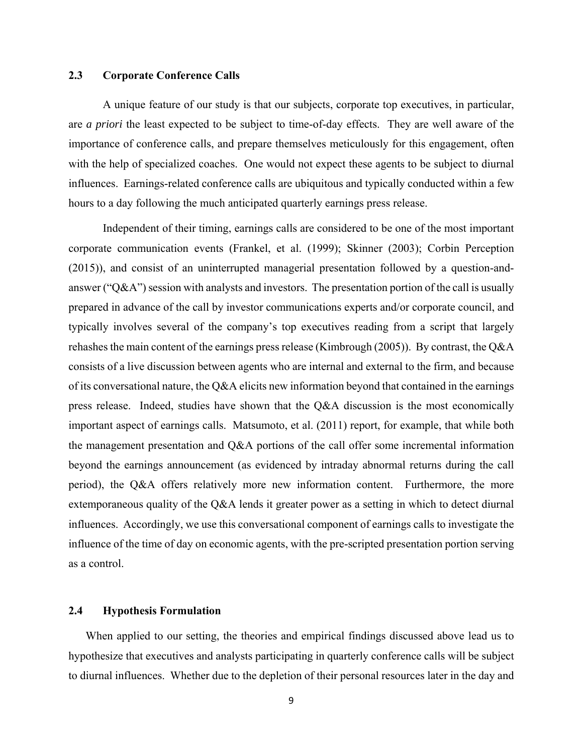### 2.3 Corporate Conference Calls

A unique feature of our study is that our subjects, corporate top executives, in particular, are *a priori* the least expected to be subject to time-of-day effects. They are well aware of the importance of conference calls, and prepare themselves meticulously for this engagement, often with the help of specialized coaches. One would not expect these agents to be subject to diurnal influences. Earnings-related conference calls are ubiquitous and typically conducted within a few hours to a day following the much anticipated quarterly earnings press release.

Independent of their timing, earnings calls are considered to be one of the most important corporate communication events (Frankel, et al. (1999); Skinner (2003); Corbin Perception (2015)), and consist of an uninterrupted managerial presentation followed by a question-and-answer ("Q&A") session with analysts and investors. The presentation portion of the call is usually prepared in advance of the call by investor communications experts and/or corporate council, and typically involves several of the company's top executives reading from a script that largely rehashes the main content of the earnings press release (Kimbrough (2005)). By contrast, the Q&A consists of a live discussion between agents who are internal and external to the firm, and because of its conversational nature, the Q&A elicits new information beyond that contained in the earnings press release. Indeed, studies have shown that the Q&A discussion is the most economically important aspect of earnings calls. Matsumoto, et al. (2011) report, for example, that while both the management presentation and Q&A portions of the call offer some incremental information beyond the earnings announcement (as evidenced by intraday abnormal returns during the call period), the Q&A offers relatively more new information content. Furthermore, the more extemporaneous quality of the Q&A lends it greater power as a setting in which to detect diurnal influences. Accordingly, we use this conversational component of earnings calls to investigate the influence of the time of day on economic agents, with the pre-scripted presentation portion serving as a control.

### 2.4 Hypothesis Formulation

When applied to our setting, the theories and empirical findings discussed above lead us to hypothesize that executives and analysts participating in quarterly conference calls will be subject to diurnal influences. Whether due to the depletion of their personal resources later in the day and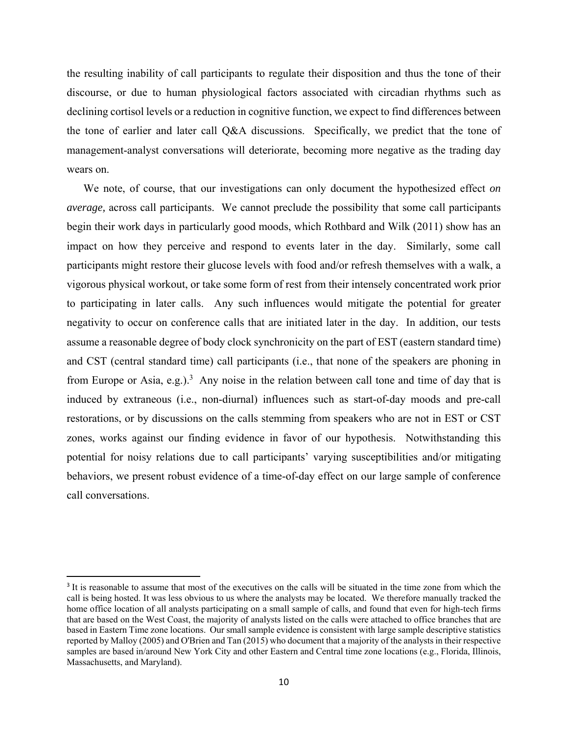the resulting inability of call participants to regulate their disposition and thus the tone of their discourse, or due to human physiological factors associated with circadian rhythms such as declining cortisol levels or a reduction in cognitive function, we expect to find differences between the tone of earlier and later call Q&A discussions. Specifically, we predict that the tone of management-analyst conversations will deteriorate, becoming more negative as the trading day wears on.

We note, of course, that our investigations can only document the hypothesized effect *on average,* across call participants. We cannot preclude the possibility that some call participants begin their work days in particularly good moods, which Rothbard and Wilk (2011) show has an impact on how they perceive and respond to events later in the day. Similarly, some call participants might restore their glucose levels with food and/or refresh themselves with a walk, a vigorous physical workout, or take some form of rest from their intensely concentrated work prior to participating in later calls. Any such influences would mitigate the potential for greater negativity to occur on conference calls that are initiated later in the day. In addition, our tests assume a reasonable degree of body clock synchronicity on the part of EST (eastern standard time) and CST (central standard time) call participants (i.e., that none of the speakers are phoning in from Europe or Asia, e.g.).[3] Any noise in the relation between call tone and time of day that is induced by extraneous (i.e., non-diurnal) influences such as start-of-day moods and pre-call restorations, or by discussions on the calls stemming from speakers who are not in EST or CST zones, works against our finding evidence in favor of our hypothesis. Notwithstanding this potential for noisy relations due to call participants' varying susceptibilities and/or mitigating behaviors, we present robust evidence of a time-of-day effect on our large sample of conference call conversations.

[3] It is reasonable to assume that most of the executives on the calls will be situated in the time zone from which the call is being hosted. It was less obvious to us where the analysts may be located. We therefore manually tracked the home office location of all analysts participating on a small sample of calls, and found that even for high-tech firms that are based on the West Coast, the majority of analysts listed on the calls were attached to office branches that are based in Eastern Time zone locations. Our small sample evidence is consistent with large sample descriptive statistics reported by Malloy (2005) and O'Brien and Tan (2015) who document that a majority of the analysts in their respective samples are based in/around New York City and other Eastern and Central time zone locations (e.g., Florida, Illinois, Massachusetts, and Maryland).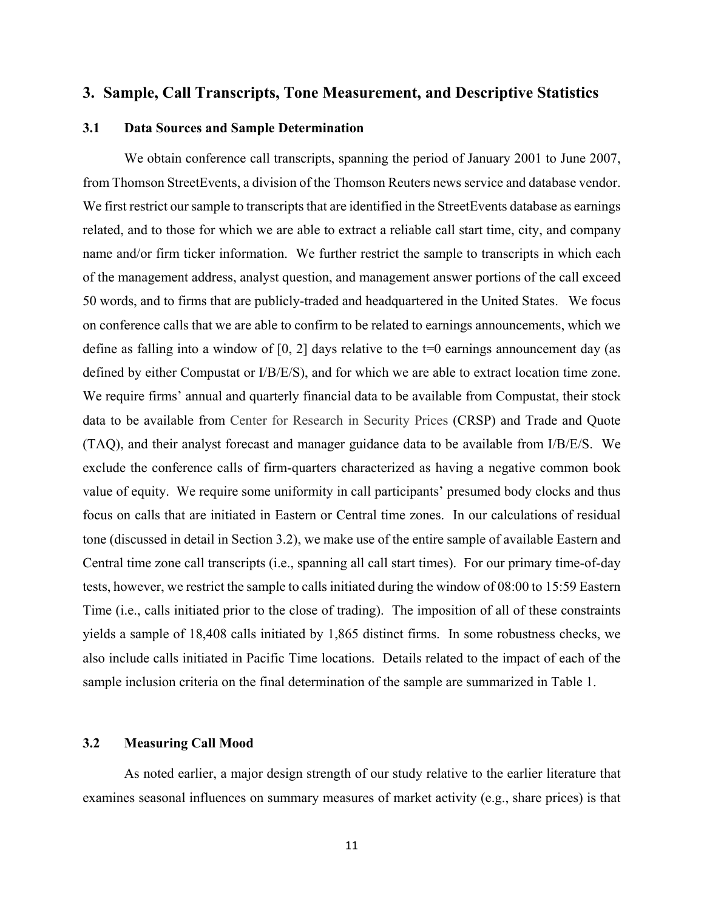## 3. Sample, Call Transcripts, Tone Measurement, and Descriptive Statistics

### 3.1 Data Sources and Sample Determination

We obtain conference call transcripts, spanning the period of January 2001 to June 2007, from Thomson StreetEvents, a division of the Thomson Reuters news service and database vendor. We first restrict our sample to transcripts that are identified in the StreetEvents database as earnings related, and to those for which we are able to extract a reliable call start time, city, and company name and/or firm ticker information. We further restrict the sample to transcripts in which each of the management address, analyst question, and management answer portions of the call exceed 50 words, and to firms that are publicly-traded and headquartered in the United States. We focus on conference calls that we are able to confirm to be related to earnings announcements, which we define as falling into a window of [0, 2] days relative to the t=0 earnings announcement day (as defined by either Compustat or I/B/E/S), and for which we are able to extract location time zone. We require firms' annual and quarterly financial data to be available from Compustat, their stock data to be available from Center for Research in Security Prices (CRSP) and Trade and Quote (TAQ), and their analyst forecast and manager guidance data to be available from I/B/E/S. We exclude the conference calls of firm-quarters characterized as having a negative common book value of equity. We require some uniformity in call participants' presumed body clocks and thus focus on calls that are initiated in Eastern or Central time zones. In our calculations of residual tone (discussed in detail in Section 3.2), we make use of the entire sample of available Eastern and Central time zone call transcripts (i.e., spanning all call start times). For our primary time-of-day tests, however, we restrict the sample to calls initiated during the window of 08:00 to 15:59 Eastern Time (i.e., calls initiated prior to the close of trading). The imposition of all of these constraints yields a sample of 18,408 calls initiated by 1,865 distinct firms. In some robustness checks, we also include calls initiated in Pacific Time locations. Details related to the impact of each of the sample inclusion criteria on the final determination of the sample are summarized in Table 1.

### 3.2 Measuring Call Mood

As noted earlier, a major design strength of our study relative to the earlier literature that examines seasonal influences on summary measures of market activity (e.g., share prices) is that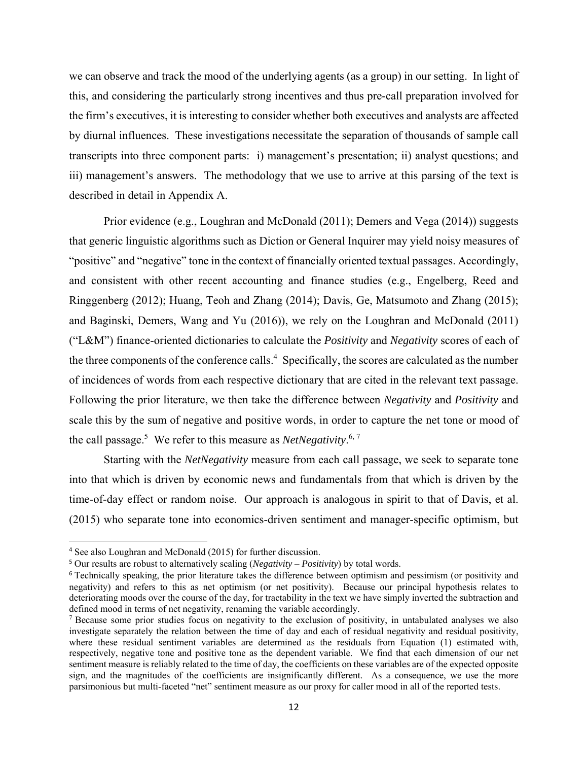we can observe and track the mood of the underlying agents (as a group) in our setting. In light of this, and considering the particularly strong incentives and thus pre-call preparation involved for the firm's executives, it is interesting to consider whether both executives and analysts are affected by diurnal influences. These investigations necessitate the separation of thousands of sample call transcripts into three component parts: i) management's presentation; ii) analyst questions; and iii) management's answers. The methodology that we use to arrive at this parsing of the text is described in detail in Appendix A.

Prior evidence (e.g., Loughran and McDonald (2011); Demers and Vega (2014)) suggests that generic linguistic algorithms such as Diction or General Inquirer may yield noisy measures of "positive" and "negative" tone in the context of financially oriented textual passages. Accordingly, and consistent with other recent accounting and finance studies (e.g., Engelberg, Reed and Ringgenberg (2012); Huang, Teoh and Zhang (2014); Davis, Ge, Matsumoto and Zhang (2015); and Baginski, Demers, Wang and Yu (2016)), we rely on the Loughran and McDonald (2011) ("L&M") finance-oriented dictionaries to calculate the *Positivity* and *Negativity* scores of each of the three components of the conference calls.[4] Specifically, the scores are calculated as the number of incidences of words from each respective dictionary that are cited in the relevant text passage. Following the prior literature, we then take the difference between *Negativity* and *Positivity* and scale this by the sum of negative and positive words, in order to capture the net tone or mood of the call passage.[5] We refer to this measure as *NetNegativity*.[6, 7]

Starting with the *NetNegativity* measure from each call passage, we seek to separate tone into that which is driven by economic news and fundamentals from that which is driven by the time-of-day effect or random noise. Our approach is analogous in spirit to that of Davis, et al. (2015) who separate tone into economics-driven sentiment and manager-specific optimism, but

---

[4] See also Loughran and McDonald (2015) for further discussion.

[5] Our results are robust to alternatively scaling (*Negativity* – *Positivity*) by total words.

[6] Technically speaking, the prior literature takes the difference between optimism and pessimism (or positivity and negativity) and refers to this as net optimism (or net positivity). Because our principal hypothesis relates to deteriorating moods over the course of the day, for tractability in the text we have simply inverted the subtraction and defined mood in terms of net negativity, renaming the variable accordingly.

[7] Because some prior studies focus on negativity to the exclusion of positivity, in untabulated analyses we also investigate separately the relation between the time of day and each of residual negativity and residual positivity, where these residual sentiment variables are determined as the residuals from Equation (1) estimated with, respectively, negative tone and positive tone as the dependent variable. We find that each dimension of our net sentiment measure is reliably related to the time of day, the coefficients on these variables are of the expected opposite sign, and the magnitudes of the coefficients are insignificantly different. As a consequence, we use the more parsimonious but multi-faceted "net" sentiment measure as our proxy for caller mood in all of the reported tests.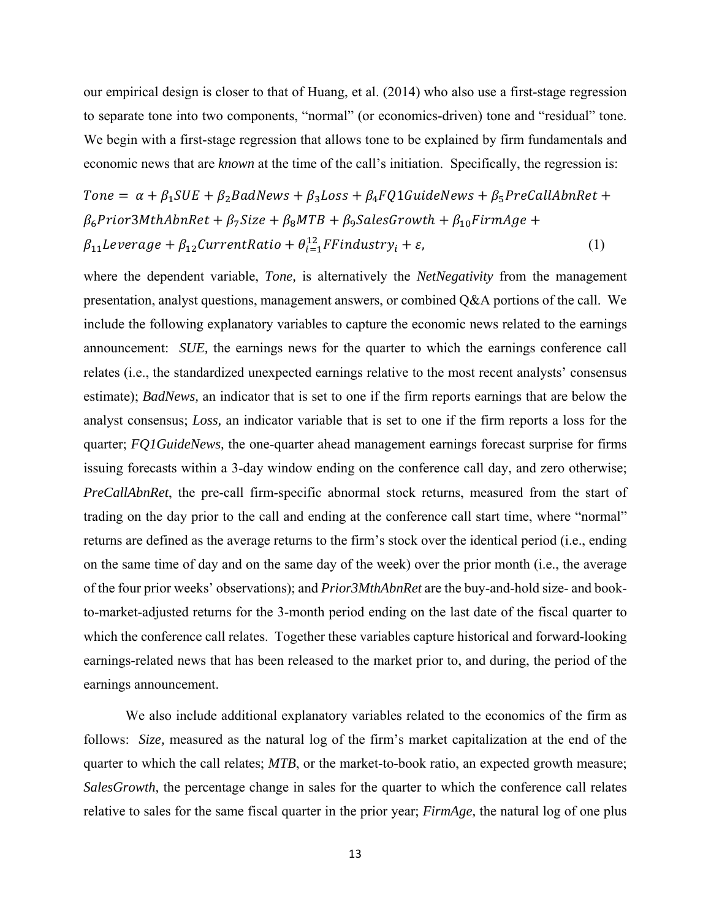our empirical design is closer to that of Huang, et al. (2014) who also use a first-stage regression to separate tone into two components, "normal" (or economics-driven) tone and "residual" tone. We begin with a first-stage regression that allows tone to be explained by firm fundamentals and economic news that are *known* at the time of the call's initiation. Specifically, the regression is:

$$Tone = \alpha + \beta_1 SUE + \beta_2 BadNews + \beta_3 Loss + \beta_4 FQ1GuideNews + \beta_5 PreCallAbnRet + \beta_6 Prior3MthAbnRet + \beta_7 Size + \beta_8 MTB + \beta_9 SalesGrowth + \beta_{10} FirmAge + \beta_{11} Leverage + \beta_{12} CurrentRatio + \theta_{i=1}^{12} FFindustry_i + \varepsilon, \quad (1)$$

where the dependent variable, *Tone,* is alternatively the *NetNegativity* from the management presentation, analyst questions, management answers, or combined Q&A portions of the call. We include the following explanatory variables to capture the economic news related to the earnings announcement: *SUE,* the earnings news for the quarter to which the earnings conference call relates (i.e., the standardized unexpected earnings relative to the most recent analysts' consensus estimate); *BadNews,* an indicator that is set to one if the firm reports earnings that are below the analyst consensus; *Loss,* an indicator variable that is set to one if the firm reports a loss for the quarter; *FQ1GuideNews,* the one-quarter ahead management earnings forecast surprise for firms issuing forecasts within a 3-day window ending on the conference call day, and zero otherwise; *PreCallAbnRet*, the pre-call firm-specific abnormal stock returns, measured from the start of trading on the day prior to the call and ending at the conference call start time, where "normal" returns are defined as the average returns to the firm's stock over the identical period (i.e., ending on the same time of day and on the same day of the week) over the prior month (i.e., the average of the four prior weeks' observations); and *Prior3MthAbnRet* are the buy-and-hold size- and book-to-market-adjusted returns for the 3-month period ending on the last date of the fiscal quarter to which the conference call relates. Together these variables capture historical and forward-looking earnings-related news that has been released to the market prior to, and during, the period of the earnings announcement.

We also include additional explanatory variables related to the economics of the firm as follows: *Size,* measured as the natural log of the firm's market capitalization at the end of the quarter to which the call relates; *MTB*, or the market-to-book ratio, an expected growth measure; *SalesGrowth,* the percentage change in sales for the quarter to which the conference call relates relative to sales for the same fiscal quarter in the prior year; *FirmAge,* the natural log of one plus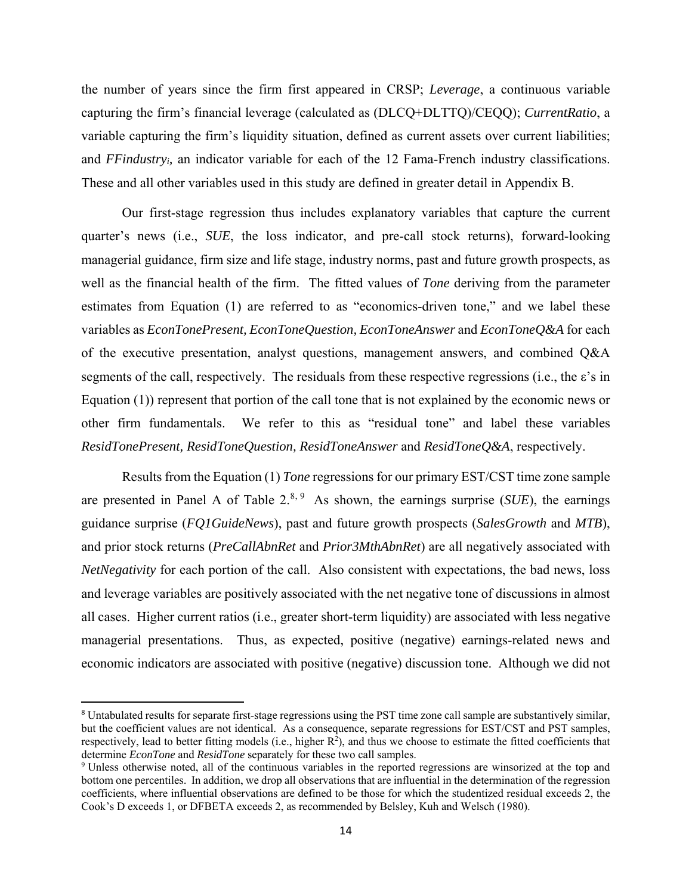the number of years since the firm first appeared in CRSP; *Leverage*, a continuous variable capturing the firm's financial leverage (calculated as (DLCQ+DLTTQ)/CEQQ); *CurrentRatio*, a variable capturing the firm's liquidity situation, defined as current assets over current liabilities; and $FFindustry_i$, an indicator variable for each of the 12 Fama-French industry classifications. These and all other variables used in this study are defined in greater detail in Appendix B.

Our first-stage regression thus includes explanatory variables that capture the current quarter's news (i.e., *SUE*, the loss indicator, and pre-call stock returns), forward-looking managerial guidance, firm size and life stage, industry norms, past and future growth prospects, as well as the financial health of the firm. The fitted values of *Tone* deriving from the parameter estimates from Equation (1) are referred to as "economics-driven tone," and we label these variables as *EconTonePresent, EconToneQuestion, EconToneAnswer* and *EconToneQ&A* for each of the executive presentation, analyst questions, management answers, and combined Q&A segments of the call, respectively. The residuals from these respective regressions (i.e., the $\varepsilon$'s in Equation (1)) represent that portion of the call tone that is not explained by the economic news or other firm fundamentals. We refer to this as "residual tone" and label these variables *ResidTonePresent, ResidToneQuestion, ResidToneAnswer* and *ResidToneQ&A*, respectively.

Results from the Equation (1) *Tone* regressions for our primary EST/CST time zone sample are presented in Panel A of Table 2.[8, 9] As shown, the earnings surprise (*SUE*), the earnings guidance surprise (*FQ1GuideNews*), past and future growth prospects (*SalesGrowth* and *MTB*), and prior stock returns (*PreCallAbnRet* and *Prior3MthAbnRet*) are all negatively associated with *NetNegativity* for each portion of the call. Also consistent with expectations, the bad news, loss and leverage variables are positively associated with the net negative tone of discussions in almost all cases. Higher current ratios (i.e., greater short-term liquidity) are associated with less negative managerial presentations. Thus, as expected, positive (negative) earnings-related news and economic indicators are associated with positive (negative) discussion tone. Although we did not

[8] Untabulated results for separate first-stage regressions using the PST time zone call sample are substantively similar, but the coefficient values are not identical. As a consequence, separate regressions for EST/CST and PST samples, respectively, lead to better fitting models (i.e., higher $R^2$), and thus we choose to estimate the fitted coefficients that determine *EconTone* and *ResidTone* separately for these two call samples.

[9] Unless otherwise noted, all of the continuous variables in the reported regressions are winsorized at the top and bottom one percentiles. In addition, we drop all observations that are influential in the determination of the regression coefficients, where influential observations are defined to be those for which the studentized residual exceeds 2, the Cook's D exceeds 1, or DFBETA exceeds 2, as recommended by Belsley, Kuh and Welsch (1980).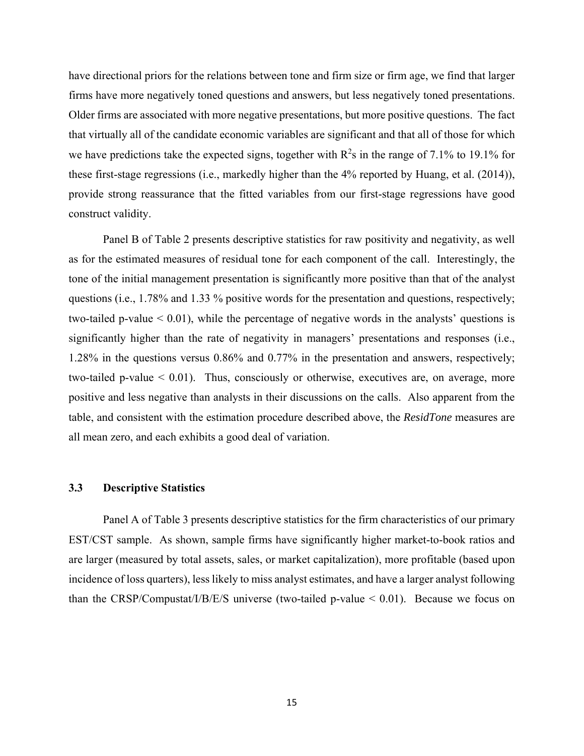have directional priors for the relations between tone and firm size or firm age, we find that larger firms have more negatively toned questions and answers, but less negatively toned presentations. Older firms are associated with more negative presentations, but more positive questions. The fact that virtually all of the candidate economic variables are significant and that all of those for which we have predictions take the expected signs, together with $R^2$s in the range of 7.1% to 19.1% for these first-stage regressions (i.e., markedly higher than the 4% reported by Huang, et al. (2014)), provide strong reassurance that the fitted variables from our first-stage regressions have good construct validity.

Panel B of Table 2 presents descriptive statistics for raw positivity and negativity, as well as for the estimated measures of residual tone for each component of the call. Interestingly, the tone of the initial management presentation is significantly more positive than that of the analyst questions (i.e., 1.78% and 1.33 % positive words for the presentation and questions, respectively; two-tailed p-value $< 0.01$), while the percentage of negative words in the analysts' questions is significantly higher than the rate of negativity in managers' presentations and responses (i.e., 1.28% in the questions versus 0.86% and 0.77% in the presentation and answers, respectively; two-tailed p-value $< 0.01$). Thus, consciously or otherwise, executives are, on average, more positive and less negative than analysts in their discussions on the calls. Also apparent from the table, and consistent with the estimation procedure described above, the *ResidTone* measures are all mean zero, and each exhibits a good deal of variation.

### 3.3 Descriptive Statistics

Panel A of Table 3 presents descriptive statistics for the firm characteristics of our primary EST/CST sample. As shown, sample firms have significantly higher market-to-book ratios and are larger (measured by total assets, sales, or market capitalization), more profitable (based upon incidence of loss quarters), less likely to miss analyst estimates, and have a larger analyst following than the CRSP/Compustat/I/B/E/S universe (two-tailed p-value $< 0.01$). Because we focus on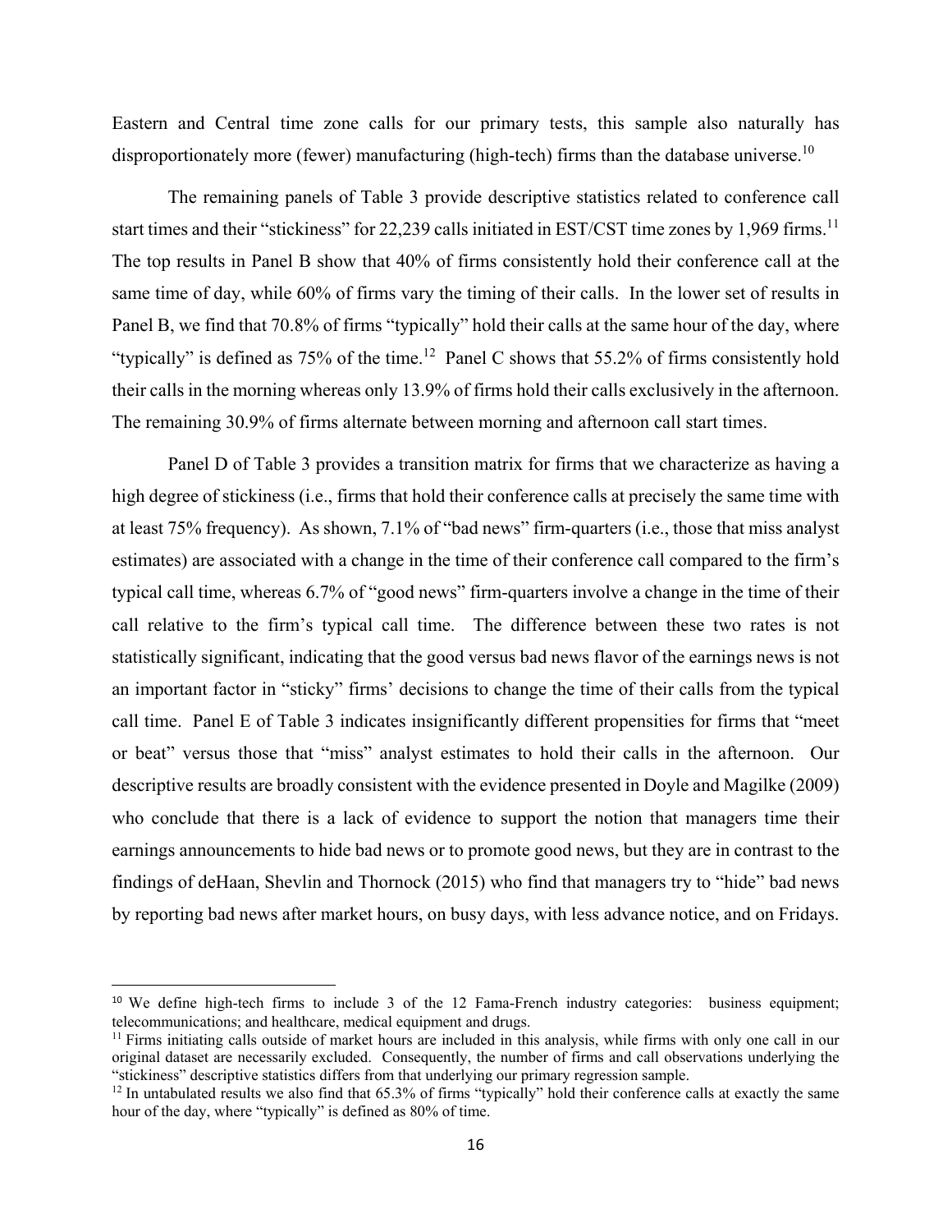Eastern and Central time zone calls for our primary tests, this sample also naturally has disproportionately more (fewer) manufacturing (high-tech) firms than the database universe.[10]

The remaining panels of Table 3 provide descriptive statistics related to conference call start times and their "stickiness" for 22,239 calls initiated in EST/CST time zones by 1,969 firms.[11] The top results in Panel B show that 40% of firms consistently hold their conference call at the same time of day, while 60% of firms vary the timing of their calls. In the lower set of results in Panel B, we find that 70.8% of firms "typically" hold their calls at the same hour of the day, where "typically" is defined as 75% of the time.[12] Panel C shows that 55.2% of firms consistently hold their calls in the morning whereas only 13.9% of firms hold their calls exclusively in the afternoon. The remaining 30.9% of firms alternate between morning and afternoon call start times.

Panel D of Table 3 provides a transition matrix for firms that we characterize as having a high degree of stickiness (i.e., firms that hold their conference calls at precisely the same time with at least 75% frequency). As shown, 7.1% of "bad news" firm-quarters (i.e., those that miss analyst estimates) are associated with a change in the time of their conference call compared to the firm's typical call time, whereas 6.7% of "good news" firm-quarters involve a change in the time of their call relative to the firm's typical call time. The difference between these two rates is not statistically significant, indicating that the good versus bad news flavor of the earnings news is not an important factor in "sticky" firms' decisions to change the time of their calls from the typical call time. Panel E of Table 3 indicates insignificantly different propensities for firms that "meet or beat" versus those that "miss" analyst estimates to hold their calls in the afternoon. Our descriptive results are broadly consistent with the evidence presented in Doyle and Magilke (2009) who conclude that there is a lack of evidence to support the notion that managers time their earnings announcements to hide bad news or to promote good news, but they are in contrast to the findings of deHaan, Shevlin and Thornock (2015) who find that managers try to "hide" bad news by reporting bad news after market hours, on busy days, with less advance notice, and on Fridays.

---

[10] We define high-tech firms to include 3 of the 12 Fama-French industry categories: business equipment; telecommunications; and healthcare, medical equipment and drugs.

[11] Firms initiating calls outside of market hours are included in this analysis, while firms with only one call in our original dataset are necessarily excluded. Consequently, the number of firms and call observations underlying the "stickiness" descriptive statistics differs from that underlying our primary regression sample.

[12] In untabulated results we also find that 65.3% of firms "typically" hold their conference calls at exactly the same hour of the day, where "typically" is defined as 80% of time.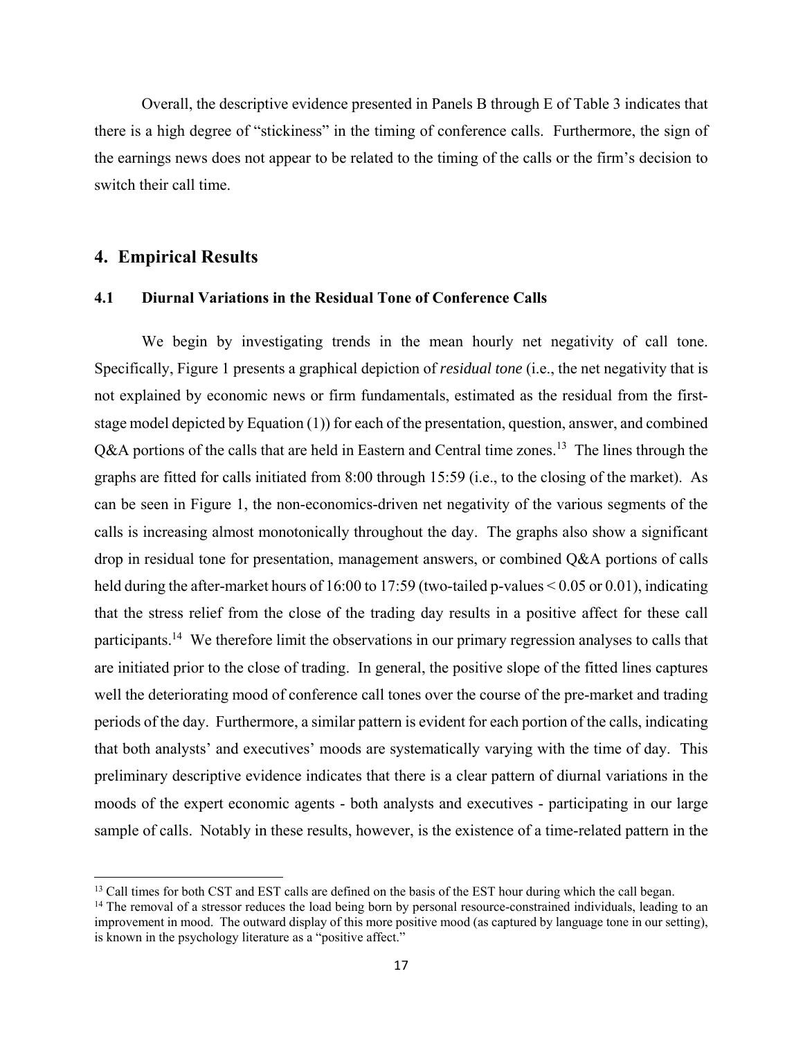Overall, the descriptive evidence presented in Panels B through E of Table 3 indicates that there is a high degree of "stickiness" in the timing of conference calls. Furthermore, the sign of the earnings news does not appear to be related to the timing of the calls or the firm's decision to switch their call time.

## 4. Empirical Results

### 4.1 Diurnal Variations in the Residual Tone of Conference Calls

We begin by investigating trends in the mean hourly net negativity of call tone. Specifically, Figure 1 presents a graphical depiction of *residual tone* (i.e., the net negativity that is not explained by economic news or firm fundamentals, estimated as the residual from the first-stage model depicted by Equation (1)) for each of the presentation, question, answer, and combined Q&A portions of the calls that are held in Eastern and Central time zones.[13] The lines through the graphs are fitted for calls initiated from 8:00 through 15:59 (i.e., to the closing of the market). As can be seen in Figure 1, the non-economics-driven net negativity of the various segments of the calls is increasing almost monotonically throughout the day. The graphs also show a significant drop in residual tone for presentation, management answers, or combined Q&A portions of calls held during the after-market hours of 16:00 to 17:59 (two-tailed p-values $< 0.05$ or $0.01$), indicating that the stress relief from the close of the trading day results in a positive affect for these call participants.[14] We therefore limit the observations in our primary regression analyses to calls that are initiated prior to the close of trading. In general, the positive slope of the fitted lines captures well the deteriorating mood of conference call tones over the course of the pre-market and trading periods of the day. Furthermore, a similar pattern is evident for each portion of the calls, indicating that both analysts' and executives' moods are systematically varying with the time of day. This preliminary descriptive evidence indicates that there is a clear pattern of diurnal variations in the moods of the expert economic agents - both analysts and executives - participating in our large sample of calls. Notably in these results, however, is the existence of a time-related pattern in the

[13] Call times for both CST and EST calls are defined on the basis of the EST hour during which the call began.

[14] The removal of a stressor reduces the load being born by personal resource-constrained individuals, leading to an improvement in mood. The outward display of this more positive mood (as captured by language tone in our setting), is known in the psychology literature as a "positive affect."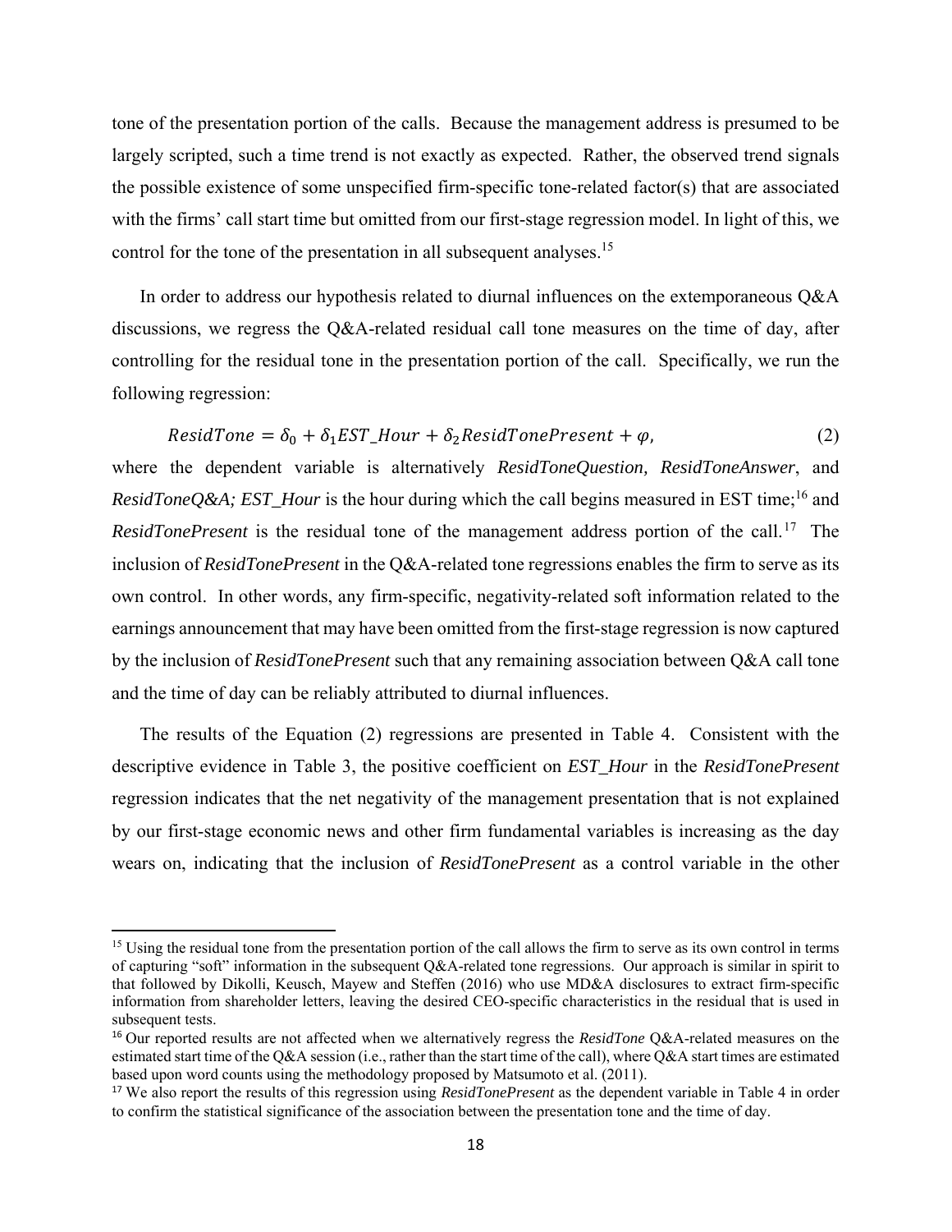tone of the presentation portion of the calls. Because the management address is presumed to be largely scripted, such a time trend is not exactly as expected. Rather, the observed trend signals the possible existence of some unspecified firm-specific tone-related factor(s) that are associated with the firms' call start time but omitted from our first-stage regression model. In light of this, we control for the tone of the presentation in all subsequent analyses.[15]

In order to address our hypothesis related to diurnal influences on the extemporaneous Q&A discussions, we regress the Q&A-related residual call tone measures on the time of day, after controlling for the residual tone in the presentation portion of the call. Specifically, we run the following regression:

$$ResidTone = \delta_0 + \delta_1 EST\_Hour + \delta_2 ResidTonePresent + \varphi, \tag{2}$$

where the dependent variable is alternatively *ResidToneQuestion, ResidToneAnswer*, and *ResidToneQ&A; EST_Hour* is the hour during which the call begins measured in EST time;[16] and *ResidTonePresent* is the residual tone of the management address portion of the call.[17] The inclusion of *ResidTonePresent* in the Q&A-related tone regressions enables the firm to serve as its own control. In other words, any firm-specific, negativity-related soft information related to the earnings announcement that may have been omitted from the first-stage regression is now captured by the inclusion of *ResidTonePresent* such that any remaining association between Q&A call tone and the time of day can be reliably attributed to diurnal influences.

The results of the Equation (2) regressions are presented in Table 4. Consistent with the descriptive evidence in Table 3, the positive coefficient on *EST_Hour* in the *ResidTonePresent* regression indicates that the net negativity of the management presentation that is not explained by our first-stage economic news and other firm fundamental variables is increasing as the day wears on, indicating that the inclusion of *ResidTonePresent* as a control variable in the other

---

[15] Using the residual tone from the presentation portion of the call allows the firm to serve as its own control in terms of capturing "soft" information in the subsequent Q&A-related tone regressions. Our approach is similar in spirit to that followed by Dikolli, Keusch, Mayew and Steffen (2016) who use MD&A disclosures to extract firm-specific information from shareholder letters, leaving the desired CEO-specific characteristics in the residual that is used in subsequent tests.

[16] Our reported results are not affected when we alternatively regress the *ResidTone* Q&A-related measures on the estimated start time of the Q&A session (i.e., rather than the start time of the call), where Q&A start times are estimated based upon word counts using the methodology proposed by Matsumoto et al. (2011).

[17] We also report the results of this regression using *ResidTonePresent* as the dependent variable in Table 4 in order to confirm the statistical significance of the association between the presentation tone and the time of day.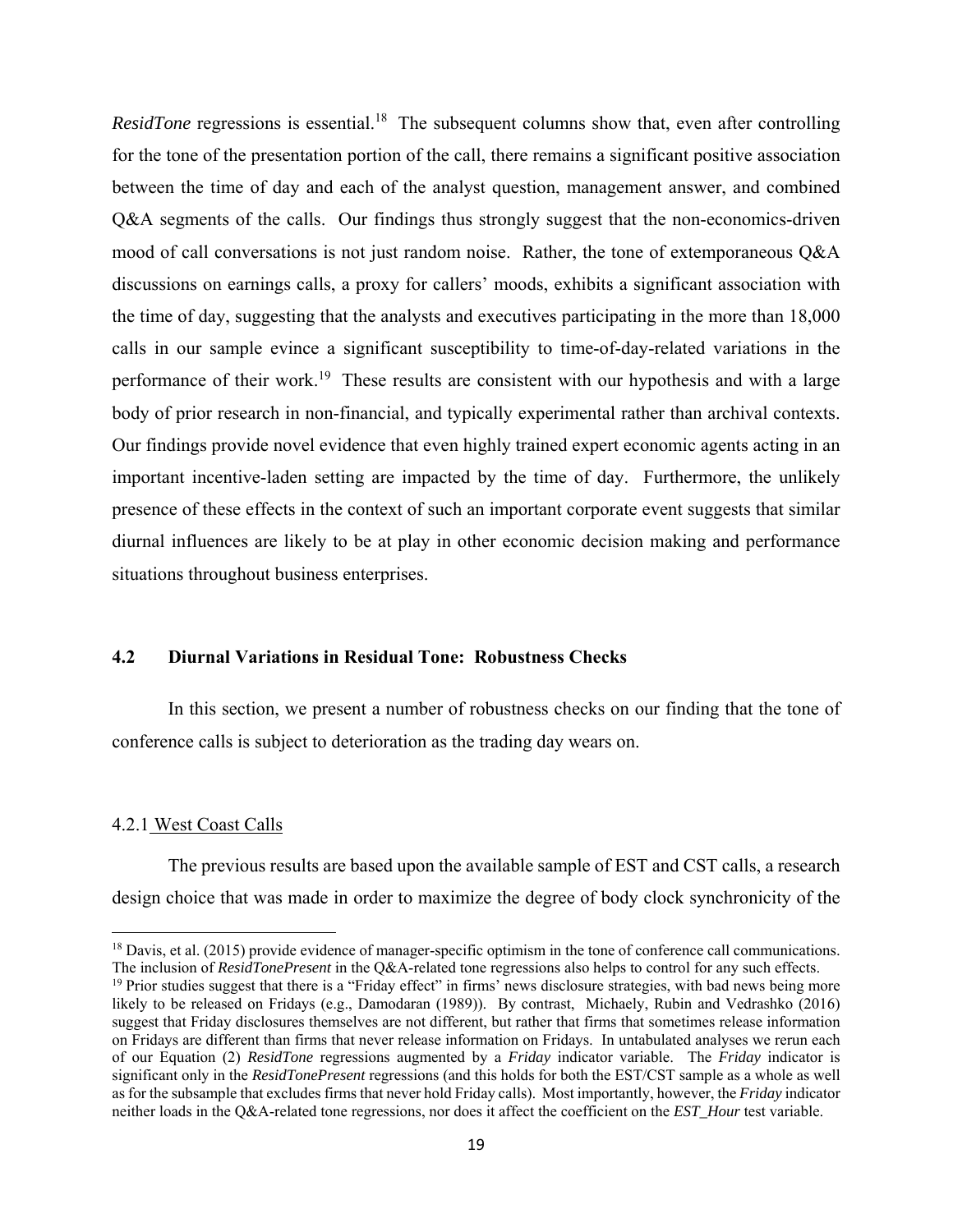*ResidTone* regressions is essential.[18] The subsequent columns show that, even after controlling for the tone of the presentation portion of the call, there remains a significant positive association between the time of day and each of the analyst question, management answer, and combined Q&A segments of the calls. Our findings thus strongly suggest that the non-economics-driven mood of call conversations is not just random noise. Rather, the tone of extemporaneous Q&A discussions on earnings calls, a proxy for callers' moods, exhibits a significant association with the time of day, suggesting that the analysts and executives participating in the more than 18,000 calls in our sample evince a significant susceptibility to time-of-day-related variations in the performance of their work.[19] These results are consistent with our hypothesis and with a large body of prior research in non-financial, and typically experimental rather than archival contexts. Our findings provide novel evidence that even highly trained expert economic agents acting in an important incentive-laden setting are impacted by the time of day. Furthermore, the unlikely presence of these effects in the context of such an important corporate event suggests that similar diurnal influences are likely to be at play in other economic decision making and performance situations throughout business enterprises.

### 4.2 Diurnal Variations in Residual Tone: Robustness Checks

In this section, we present a number of robustness checks on our finding that the tone of conference calls is subject to deterioration as the trading day wears on.

#### 4.2.1 West Coast Calls

The previous results are based upon the available sample of EST and CST calls, a research design choice that was made in order to maximize the degree of body clock synchronicity of the

---

[18] Davis, et al. (2015) provide evidence of manager-specific optimism in the tone of conference call communications. The inclusion of *ResidTonePresent* in the Q&A-related tone regressions also helps to control for any such effects.

[19] Prior studies suggest that there is a "Friday effect" in firms' news disclosure strategies, with bad news being more likely to be released on Fridays (e.g., Damodaran (1989)). By contrast, Michaely, Rubin and Vedrashko (2016) suggest that Friday disclosures themselves are not different, but rather that firms that sometimes release information on Fridays are different than firms that never release information on Fridays. In untabulated analyses we rerun each of our Equation (2) *ResidTone* regressions augmented by a *Friday* indicator variable. The *Friday* indicator is significant only in the *ResidTonePresent* regressions (and this holds for both the EST/CST sample as a whole as well as for the subsample that excludes firms that never hold Friday calls). Most importantly, however, the *Friday* indicator neither loads in the Q&A-related tone regressions, nor does it affect the coefficient on the *EST_Hour* test variable.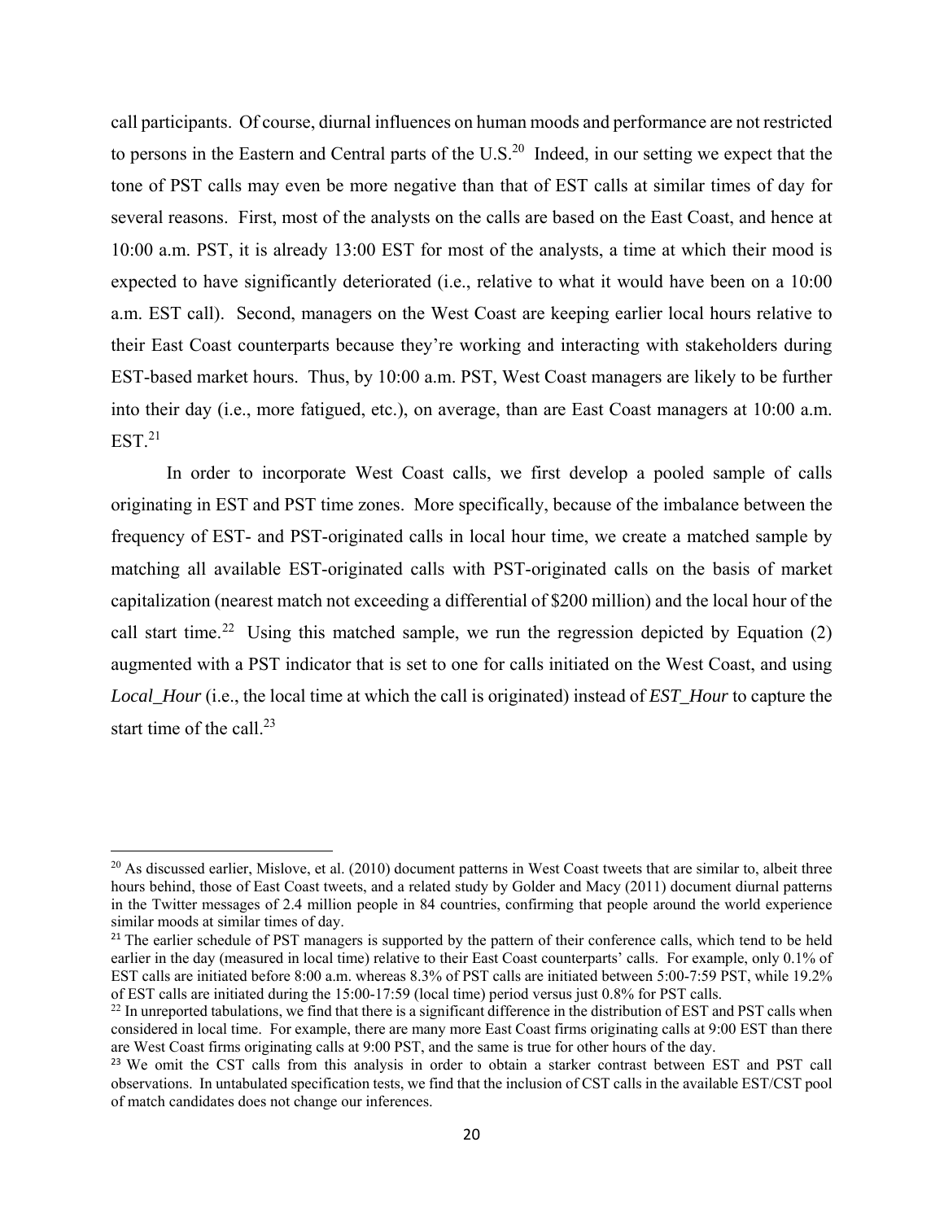call participants. Of course, diurnal influences on human moods and performance are not restricted to persons in the Eastern and Central parts of the U.S.[20] Indeed, in our setting we expect that the tone of PST calls may even be more negative than that of EST calls at similar times of day for several reasons. First, most of the analysts on the calls are based on the East Coast, and hence at 10:00 a.m. PST, it is already 13:00 EST for most of the analysts, a time at which their mood is expected to have significantly deteriorated (i.e., relative to what it would have been on a 10:00 a.m. EST call). Second, managers on the West Coast are keeping earlier local hours relative to their East Coast counterparts because they're working and interacting with stakeholders during EST-based market hours. Thus, by 10:00 a.m. PST, West Coast managers are likely to be further into their day (i.e., more fatigued, etc.), on average, than are East Coast managers at 10:00 a.m. EST.[21]

In order to incorporate West Coast calls, we first develop a pooled sample of calls originating in EST and PST time zones. More specifically, because of the imbalance between the frequency of EST- and PST-originated calls in local hour time, we create a matched sample by matching all available EST-originated calls with PST-originated calls on the basis of market capitalization (nearest match not exceeding a differential of $200 million) and the local hour of the call start time.[22] Using this matched sample, we run the regression depicted by Equation (2) augmented with a PST indicator that is set to one for calls initiated on the West Coast, and using *Local_Hour* (i.e., the local time at which the call is originated) instead of *EST_Hour* to capture the start time of the call.[23]

---

[20] As discussed earlier, Mislove, et al. (2010) document patterns in West Coast tweets that are similar to, albeit three hours behind, those of East Coast tweets, and a related study by Golder and Macy (2011) document diurnal patterns in the Twitter messages of 2.4 million people in 84 countries, confirming that people around the world experience similar moods at similar times of day.

[21] The earlier schedule of PST managers is supported by the pattern of their conference calls, which tend to be held earlier in the day (measured in local time) relative to their East Coast counterparts' calls. For example, only 0.1% of EST calls are initiated before 8:00 a.m. whereas 8.3% of PST calls are initiated between 5:00-7:59 PST, while 19.2% of EST calls are initiated during the 15:00-17:59 (local time) period versus just 0.8% for PST calls.

[22] In unreported tabulations, we find that there is a significant difference in the distribution of EST and PST calls when considered in local time. For example, there are many more East Coast firms originating calls at 9:00 EST than there are West Coast firms originating calls at 9:00 PST, and the same is true for other hours of the day.

[23] We omit the CST calls from this analysis in order to obtain a starker contrast between EST and PST call observations. In untabulated specification tests, we find that the inclusion of CST calls in the available EST/CST pool of match candidates does not change our inferences.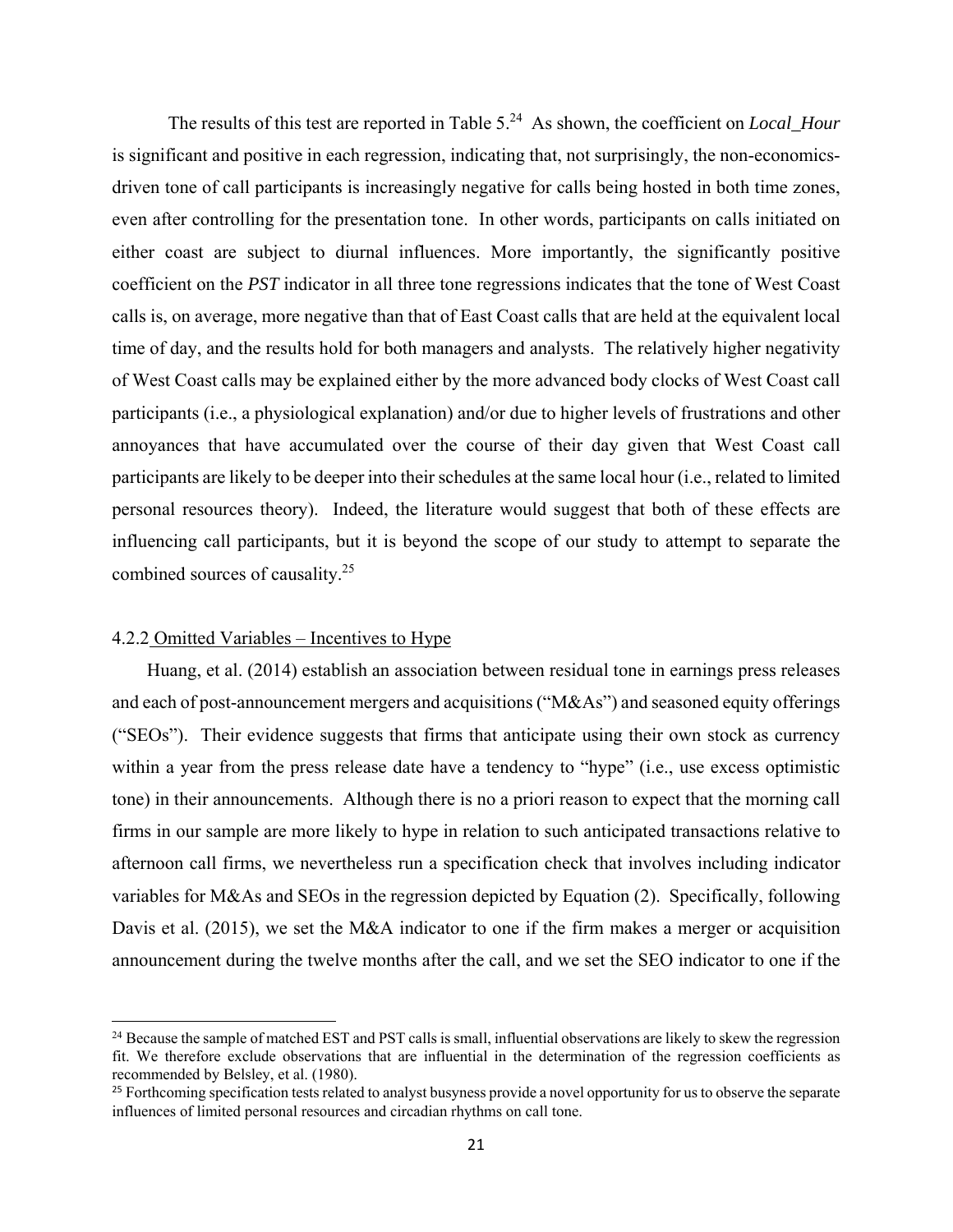The results of this test are reported in Table 5.[24] As shown, the coefficient on *Local_Hour* is significant and positive in each regression, indicating that, not surprisingly, the non-economics-driven tone of call participants is increasingly negative for calls being hosted in both time zones, even after controlling for the presentation tone. In other words, participants on calls initiated on either coast are subject to diurnal influences. More importantly, the significantly positive coefficient on the *PST* indicator in all three tone regressions indicates that the tone of West Coast calls is, on average, more negative than that of East Coast calls that are held at the equivalent local time of day, and the results hold for both managers and analysts. The relatively higher negativity of West Coast calls may be explained either by the more advanced body clocks of West Coast call participants (i.e., a physiological explanation) and/or due to higher levels of frustrations and other annoyances that have accumulated over the course of their day given that West Coast call participants are likely to be deeper into their schedules at the same local hour (i.e., related to limited personal resources theory). Indeed, the literature would suggest that both of these effects are influencing call participants, but it is beyond the scope of our study to attempt to separate the combined sources of causality.[25]

#### 4.2.2 Omitted Variables – Incentives to Hype

Huang, et al. (2014) establish an association between residual tone in earnings press releases and each of post-announcement mergers and acquisitions ("M&As") and seasoned equity offerings ("SEOs"). Their evidence suggests that firms that anticipate using their own stock as currency within a year from the press release date have a tendency to "hype" (i.e., use excess optimistic tone) in their announcements. Although there is no a priori reason to expect that the morning call firms in our sample are more likely to hype in relation to such anticipated transactions relative to afternoon call firms, we nevertheless run a specification check that involves including indicator variables for M&As and SEOs in the regression depicted by Equation (2). Specifically, following Davis et al. (2015), we set the M&A indicator to one if the firm makes a merger or acquisition announcement during the twelve months after the call, and we set the SEO indicator to one if the

---

[24] Because the sample of matched EST and PST calls is small, influential observations are likely to skew the regression fit. We therefore exclude observations that are influential in the determination of the regression coefficients as recommended by Belsley, et al. (1980).

[25] Forthcoming specification tests related to analyst busyness provide a novel opportunity for us to observe the separate influences of limited personal resources and circadian rhythms on call tone.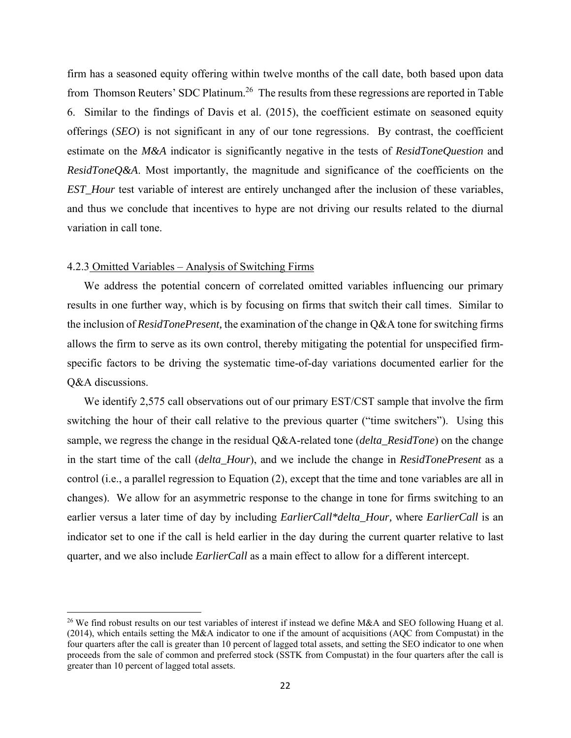firm has a seasoned equity offering within twelve months of the call date, both based upon data from Thomson Reuters' SDC Platinum.[26] The results from these regressions are reported in Table 6. Similar to the findings of Davis et al. (2015), the coefficient estimate on seasoned equity offerings (*SEO*) is not significant in any of our tone regressions. By contrast, the coefficient estimate on the *M&A* indicator is significantly negative in the tests of *ResidToneQuestion* and *ResidToneQ&A*. Most importantly, the magnitude and significance of the coefficients on the *EST_Hour* test variable of interest are entirely unchanged after the inclusion of these variables, and thus we conclude that incentives to hype are not driving our results related to the diurnal variation in call tone.

#### 4.2.3 Omitted Variables – Analysis of Switching Firms

We address the potential concern of correlated omitted variables influencing our primary results in one further way, which is by focusing on firms that switch their call times. Similar to the inclusion of *ResidTonePresent,* the examination of the change in Q&A tone for switching firms allows the firm to serve as its own control, thereby mitigating the potential for unspecified firm-specific factors to be driving the systematic time-of-day variations documented earlier for the Q&A discussions.

We identify 2,575 call observations out of our primary EST/CST sample that involve the firm switching the hour of their call relative to the previous quarter ("time switchers"). Using this sample, we regress the change in the residual Q&A-related tone (*delta_ResidTone*) on the change in the start time of the call (*delta_Hour*), and we include the change in *ResidTonePresent* as a control (i.e., a parallel regression to Equation (2), except that the time and tone variables are all in changes). We allow for an asymmetric response to the change in tone for firms switching to an earlier versus a later time of day by including *EarlierCall*delta_Hour,* where *EarlierCall* is an indicator set to one if the call is held earlier in the day during the current quarter relative to last quarter, and we also include *EarlierCall* as a main effect to allow for a different intercept.

[26] We find robust results on our test variables of interest if instead we define M&A and SEO following Huang et al. (2014), which entails setting the M&A indicator to one if the amount of acquisitions (AQC from Compustat) in the four quarters after the call is greater than 10 percent of lagged total assets, and setting the SEO indicator to one when proceeds from the sale of common and preferred stock (SSTK from Compustat) in the four quarters after the call is greater than 10 percent of lagged total assets.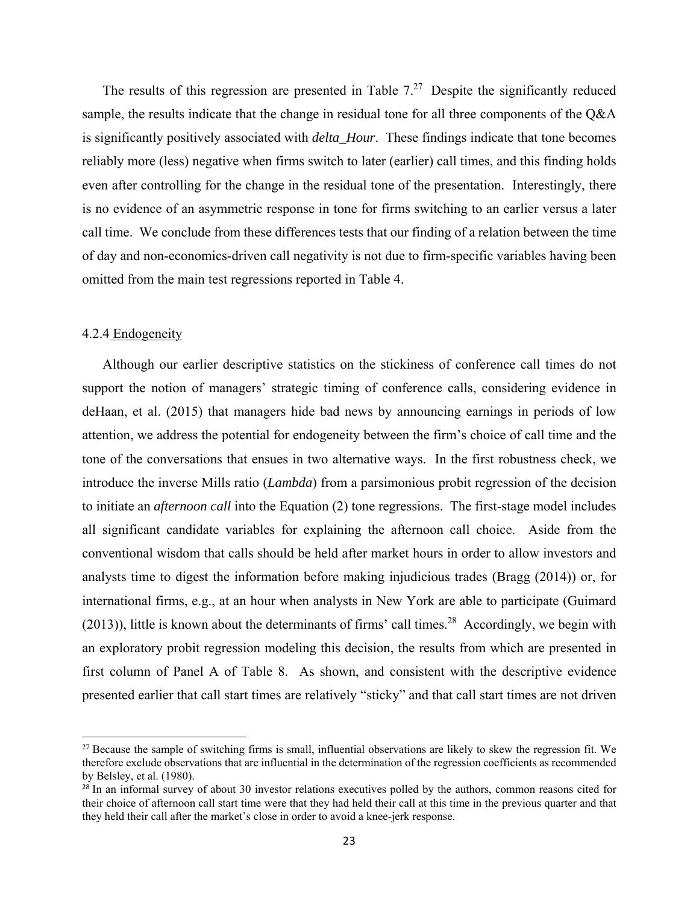The results of this regression are presented in Table 7.[27] Despite the significantly reduced sample, the results indicate that the change in residual tone for all three components of the Q&A is significantly positively associated with *delta_Hour*. These findings indicate that tone becomes reliably more (less) negative when firms switch to later (earlier) call times, and this finding holds even after controlling for the change in the residual tone of the presentation. Interestingly, there is no evidence of an asymmetric response in tone for firms switching to an earlier versus a later call time. We conclude from these differences tests that our finding of a relation between the time of day and non-economics-driven call negativity is not due to firm-specific variables having been omitted from the main test regressions reported in Table 4.

#### 4.2.4 Endogeneity

Although our earlier descriptive statistics on the stickiness of conference call times do not support the notion of managers' strategic timing of conference calls, considering evidence in deHaan, et al. (2015) that managers hide bad news by announcing earnings in periods of low attention, we address the potential for endogeneity between the firm's choice of call time and the tone of the conversations that ensues in two alternative ways. In the first robustness check, we introduce the inverse Mills ratio (*Lambda*) from a parsimonious probit regression of the decision to initiate an *afternoon call* into the Equation (2) tone regressions. The first-stage model includes all significant candidate variables for explaining the afternoon call choice. Aside from the conventional wisdom that calls should be held after market hours in order to allow investors and analysts time to digest the information before making injudicious trades (Bragg (2014)) or, for international firms, e.g., at an hour when analysts in New York are able to participate (Guimard (2013)), little is known about the determinants of firms' call times.[28] Accordingly, we begin with an exploratory probit regression modeling this decision, the results from which are presented in first column of Panel A of Table 8. As shown, and consistent with the descriptive evidence presented earlier that call start times are relatively "sticky" and that call start times are not driven

[27] Because the sample of switching firms is small, influential observations are likely to skew the regression fit. We therefore exclude observations that are influential in the determination of the regression coefficients as recommended by Belsley, et al. (1980).

[28] In an informal survey of about 30 investor relations executives polled by the authors, common reasons cited for their choice of afternoon call start time were that they had held their call at this time in the previous quarter and that they held their call after the market's close in order to avoid a knee-jerk response.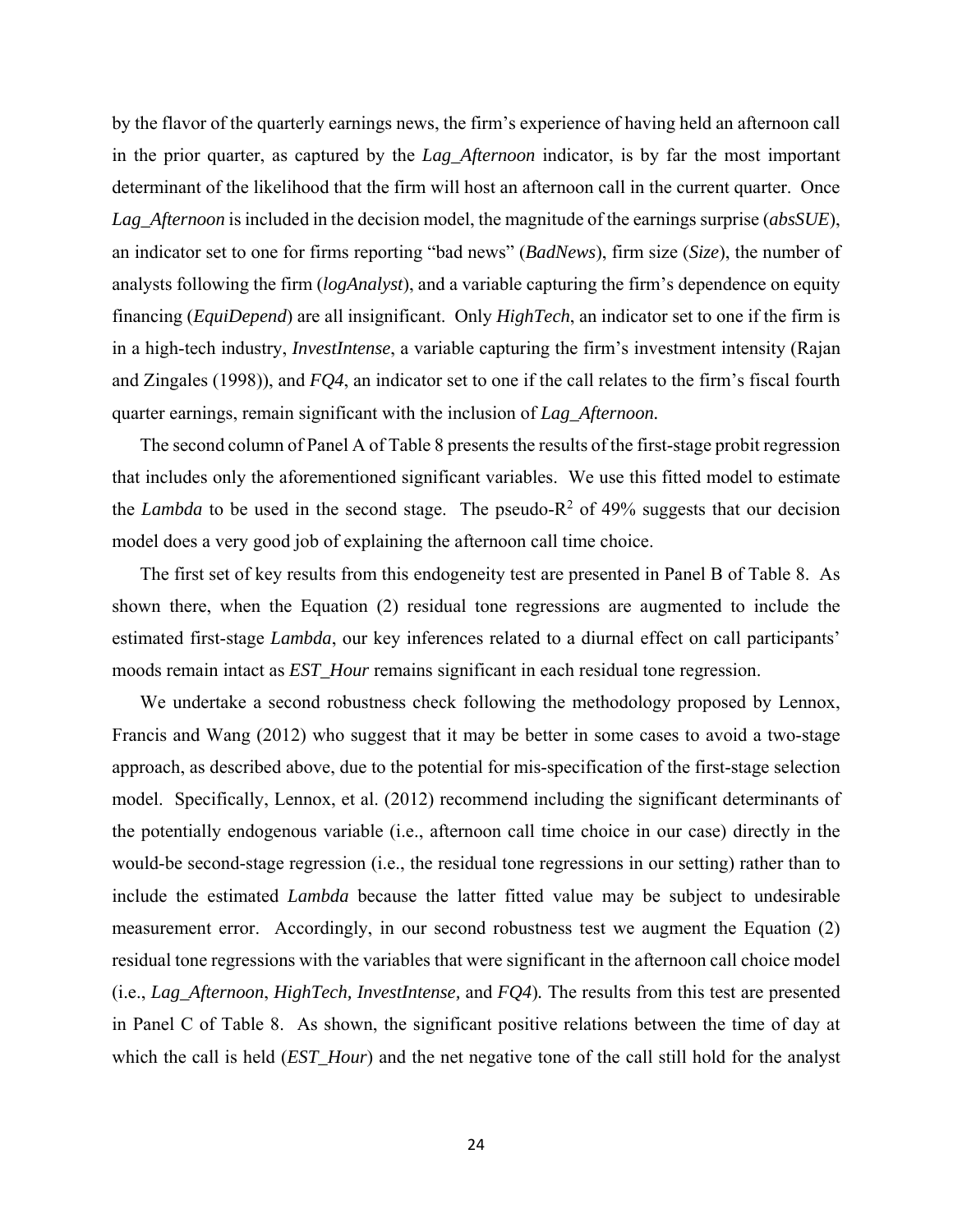by the flavor of the quarterly earnings news, the firm's experience of having held an afternoon call in the prior quarter, as captured by the *Lag_Afternoon* indicator, is by far the most important determinant of the likelihood that the firm will host an afternoon call in the current quarter. Once *Lag_Afternoon* is included in the decision model, the magnitude of the earnings surprise (*absSUE*), an indicator set to one for firms reporting "bad news" (*BadNews*), firm size (*Size*), the number of analysts following the firm (*logAnalyst*), and a variable capturing the firm's dependence on equity financing (*EquiDepend*) are all insignificant. Only *HighTech*, an indicator set to one if the firm is in a high-tech industry, *InvestIntense*, a variable capturing the firm's investment intensity (Rajan and Zingales (1998)), and *FQ4*, an indicator set to one if the call relates to the firm's fiscal fourth quarter earnings, remain significant with the inclusion of *Lag_Afternoon.*

The second column of Panel A of Table 8 presents the results of the first-stage probit regression that includes only the aforementioned significant variables. We use this fitted model to estimate the *Lambda* to be used in the second stage. The pseudo-$R^2$ of 49% suggests that our decision model does a very good job of explaining the afternoon call time choice.

The first set of key results from this endogeneity test are presented in Panel B of Table 8. As shown there, when the Equation (2) residual tone regressions are augmented to include the estimated first-stage *Lambda*, our key inferences related to a diurnal effect on call participants' moods remain intact as *EST_Hour* remains significant in each residual tone regression.

We undertake a second robustness check following the methodology proposed by Lennox, Francis and Wang (2012) who suggest that it may be better in some cases to avoid a two-stage approach, as described above, due to the potential for mis-specification of the first-stage selection model. Specifically, Lennox, et al. (2012) recommend including the significant determinants of the potentially endogenous variable (i.e., afternoon call time choice in our case) directly in the would-be second-stage regression (i.e., the residual tone regressions in our setting) rather than to include the estimated *Lambda* because the latter fitted value may be subject to undesirable measurement error. Accordingly, in our second robustness test we augment the Equation (2) residual tone regressions with the variables that were significant in the afternoon call choice model (i.e., *Lag_Afternoon*, *HighTech, InvestIntense,* and *FQ4*). The results from this test are presented in Panel C of Table 8. As shown, the significant positive relations between the time of day at which the call is held (*EST_Hour*) and the net negative tone of the call still hold for the analyst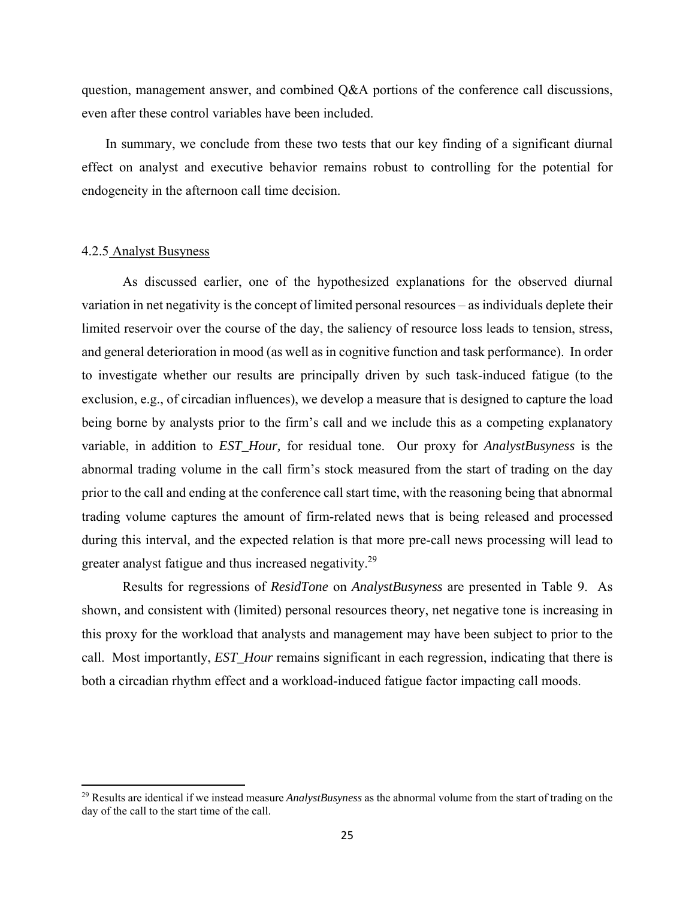question, management answer, and combined Q&A portions of the conference call discussions, even after these control variables have been included.

In summary, we conclude from these two tests that our key finding of a significant diurnal effect on analyst and executive behavior remains robust to controlling for the potential for endogeneity in the afternoon call time decision.

#### 4.2.5 Analyst Busyness

As discussed earlier, one of the hypothesized explanations for the observed diurnal variation in net negativity is the concept of limited personal resources – as individuals deplete their limited reservoir over the course of the day, the saliency of resource loss leads to tension, stress, and general deterioration in mood (as well as in cognitive function and task performance). In order to investigate whether our results are principally driven by such task-induced fatigue (to the exclusion, e.g., of circadian influences), we develop a measure that is designed to capture the load being borne by analysts prior to the firm's call and we include this as a competing explanatory variable, in addition to *EST_Hour,* for residual tone. Our proxy for *AnalystBusyness* is the abnormal trading volume in the call firm's stock measured from the start of trading on the day prior to the call and ending at the conference call start time, with the reasoning being that abnormal trading volume captures the amount of firm-related news that is being released and processed during this interval, and the expected relation is that more pre-call news processing will lead to greater analyst fatigue and thus increased negativity.[29]

Results for regressions of *ResidTone* on *AnalystBusyness* are presented in Table 9. As shown, and consistent with (limited) personal resources theory, net negative tone is increasing in this proxy for the workload that analysts and management may have been subject to prior to the call. Most importantly, *EST_Hour* remains significant in each regression, indicating that there is both a circadian rhythm effect and a workload-induced fatigue factor impacting call moods.

---

[29] Results are identical if we instead measure *AnalystBusyness* as the abnormal volume from the start of trading on the day of the call to the start time of the call.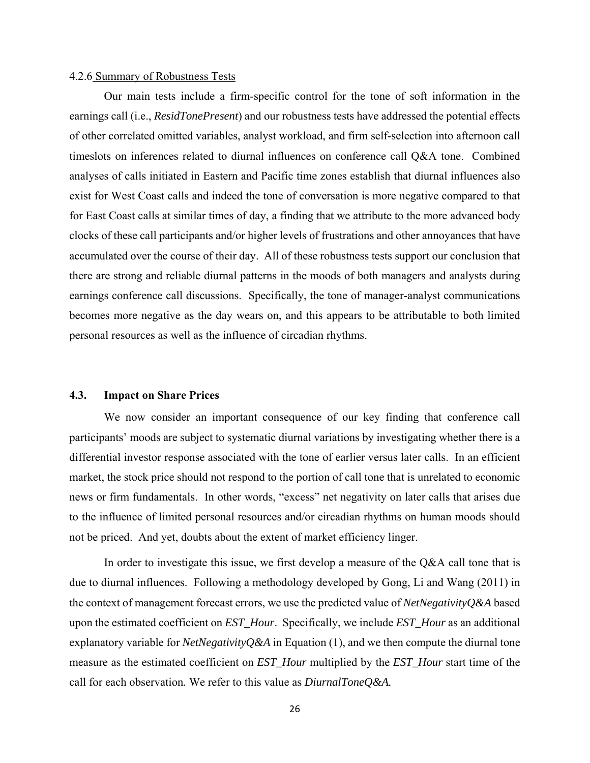#### 4.2.6 Summary of Robustness Tests

Our main tests include a firm-specific control for the tone of soft information in the earnings call (i.e., *ResidTonePresent*) and our robustness tests have addressed the potential effects of other correlated omitted variables, analyst workload, and firm self-selection into afternoon call timeslots on inferences related to diurnal influences on conference call Q&A tone. Combined analyses of calls initiated in Eastern and Pacific time zones establish that diurnal influences also exist for West Coast calls and indeed the tone of conversation is more negative compared to that for East Coast calls at similar times of day, a finding that we attribute to the more advanced body clocks of these call participants and/or higher levels of frustrations and other annoyances that have accumulated over the course of their day. All of these robustness tests support our conclusion that there are strong and reliable diurnal patterns in the moods of both managers and analysts during earnings conference call discussions. Specifically, the tone of manager-analyst communications becomes more negative as the day wears on, and this appears to be attributable to both limited personal resources as well as the influence of circadian rhythms.

### 4.3. Impact on Share Prices

We now consider an important consequence of our key finding that conference call participants' moods are subject to systematic diurnal variations by investigating whether there is a differential investor response associated with the tone of earlier versus later calls. In an efficient market, the stock price should not respond to the portion of call tone that is unrelated to economic news or firm fundamentals. In other words, "excess" net negativity on later calls that arises due to the influence of limited personal resources and/or circadian rhythms on human moods should not be priced. And yet, doubts about the extent of market efficiency linger.

In order to investigate this issue, we first develop a measure of the Q&A call tone that is due to diurnal influences. Following a methodology developed by Gong, Li and Wang (2011) in the context of management forecast errors, we use the predicted value of *NetNegativityQ&A* based upon the estimated coefficient on *EST_Hour*. Specifically, we include *EST_Hour* as an additional explanatory variable for *NetNegativityQ&A* in Equation (1), and we then compute the diurnal tone measure as the estimated coefficient on *EST_Hour* multiplied by the *EST_Hour* start time of the call for each observation. We refer to this value as *DiurnalToneQ&A.*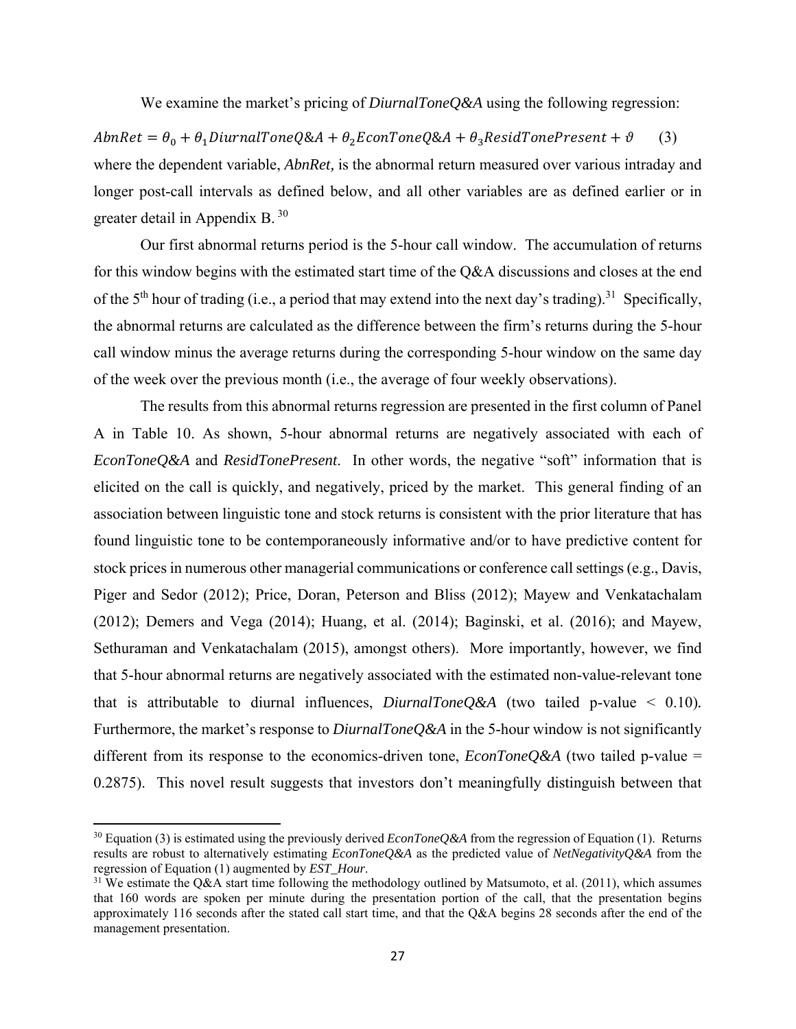We examine the market's pricing of *DiurnalToneQ&A* using the following regression:

$$AbnRet = \theta_0 + \theta_1 DiurnalToneQ\&A + \theta_2 EconToneQ\&A + \theta_3 ResidTonePresent + \vartheta \qquad (3)$$

where the dependent variable, *AbnRet,* is the abnormal return measured over various intraday and longer post-call intervals as defined below, and all other variables are as defined earlier or in greater detail in Appendix B.[30]

Our first abnormal returns period is the 5-hour call window. The accumulation of returns for this window begins with the estimated start time of the Q&A discussions and closes at the end of the 5th hour of trading (i.e., a period that may extend into the next day's trading).[31] Specifically, the abnormal returns are calculated as the difference between the firm's returns during the 5-hour call window minus the average returns during the corresponding 5-hour window on the same day of the week over the previous month (i.e., the average of four weekly observations).

The results from this abnormal returns regression are presented in the first column of Panel A in Table 10. As shown, 5-hour abnormal returns are negatively associated with each of *EconToneQ&A* and *ResidTonePresent*. In other words, the negative "soft" information that is elicited on the call is quickly, and negatively, priced by the market. This general finding of an association between linguistic tone and stock returns is consistent with the prior literature that has found linguistic tone to be contemporaneously informative and/or to have predictive content for stock prices in numerous other managerial communications or conference call settings (e.g., Davis, Piger and Sedor (2012); Price, Doran, Peterson and Bliss (2012); Mayew and Venkatachalam (2012); Demers and Vega (2014); Huang, et al. (2014); Baginski, et al. (2016); and Mayew, Sethuraman and Venkatachalam (2015), amongst others). More importantly, however, we find that 5-hour abnormal returns are negatively associated with the estimated non-value-relevant tone that is attributable to diurnal influences, *DiurnalToneQ&A* (two tailed p-value < 0.10). Furthermore, the market's response to *DiurnalToneQ&A* in the 5-hour window is not significantly different from its response to the economics-driven tone, *EconToneQ&A* (two tailed p-value = 0.2875). This novel result suggests that investors don't meaningfully distinguish between that

---

[30] Equation (3) is estimated using the previously derived *EconToneQ&A* from the regression of Equation (1). Returns results are robust to alternatively estimating *EconToneQ&A* as the predicted value of *NetNegativityQ&A* from the regression of Equation (1) augmented by *EST_Hour*.

[31] We estimate the Q&A start time following the methodology outlined by Matsumoto, et al. (2011), which assumes that 160 words are spoken per minute during the presentation portion of the call, that the presentation begins approximately 116 seconds after the stated call start time, and that the Q&A begins 28 seconds after the end of the management presentation.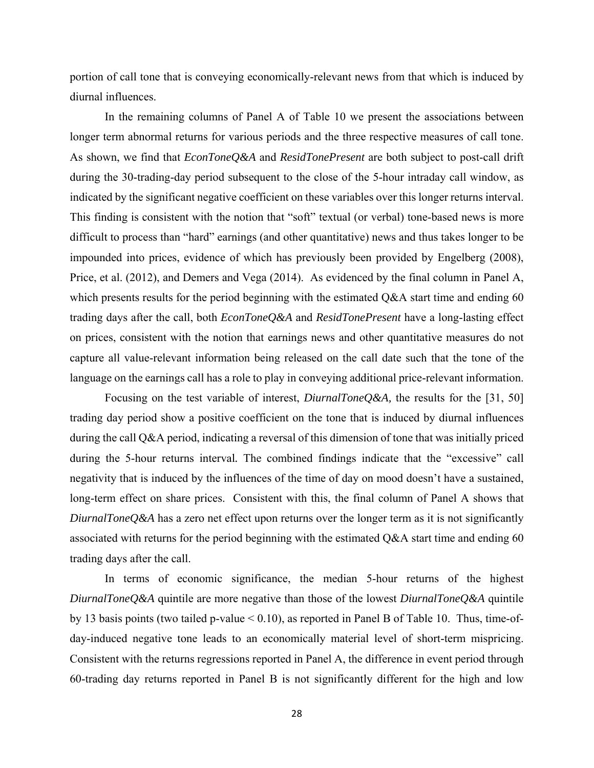portion of call tone that is conveying economically-relevant news from that which is induced by diurnal influences.

In the remaining columns of Panel A of Table 10 we present the associations between longer term abnormal returns for various periods and the three respective measures of call tone. As shown, we find that *EconToneQ&A* and *ResidTonePresent* are both subject to post-call drift during the 30-trading-day period subsequent to the close of the 5-hour intraday call window, as indicated by the significant negative coefficient on these variables over this longer returns interval. This finding is consistent with the notion that "soft" textual (or verbal) tone-based news is more difficult to process than "hard" earnings (and other quantitative) news and thus takes longer to be impounded into prices, evidence of which has previously been provided by Engelberg (2008), Price, et al. (2012), and Demers and Vega (2014). As evidenced by the final column in Panel A, which presents results for the period beginning with the estimated Q&A start time and ending 60 trading days after the call, both *EconToneQ&A* and *ResidTonePresent* have a long-lasting effect on prices, consistent with the notion that earnings news and other quantitative measures do not capture all value-relevant information being released on the call date such that the tone of the language on the earnings call has a role to play in conveying additional price-relevant information.

Focusing on the test variable of interest, *DiurnalToneQ&A,* the results for the [31, 50] trading day period show a positive coefficient on the tone that is induced by diurnal influences during the call Q&A period, indicating a reversal of this dimension of tone that was initially priced during the 5-hour returns interval. The combined findings indicate that the "excessive" call negativity that is induced by the influences of the time of day on mood doesn't have a sustained, long-term effect on share prices. Consistent with this, the final column of Panel A shows that *DiurnalToneQ&A* has a zero net effect upon returns over the longer term as it is not significantly associated with returns for the period beginning with the estimated Q&A start time and ending 60 trading days after the call.

In terms of economic significance, the median 5-hour returns of the highest *DiurnalToneQ&A* quintile are more negative than those of the lowest *DiurnalToneQ&A* quintile by 13 basis points (two tailed p-value $< 0.10$), as reported in Panel B of Table 10. Thus, time-of-day-induced negative tone leads to an economically material level of short-term mispricing. Consistent with the returns regressions reported in Panel A, the difference in event period through 60-trading day returns reported in Panel B is not significantly different for the high and low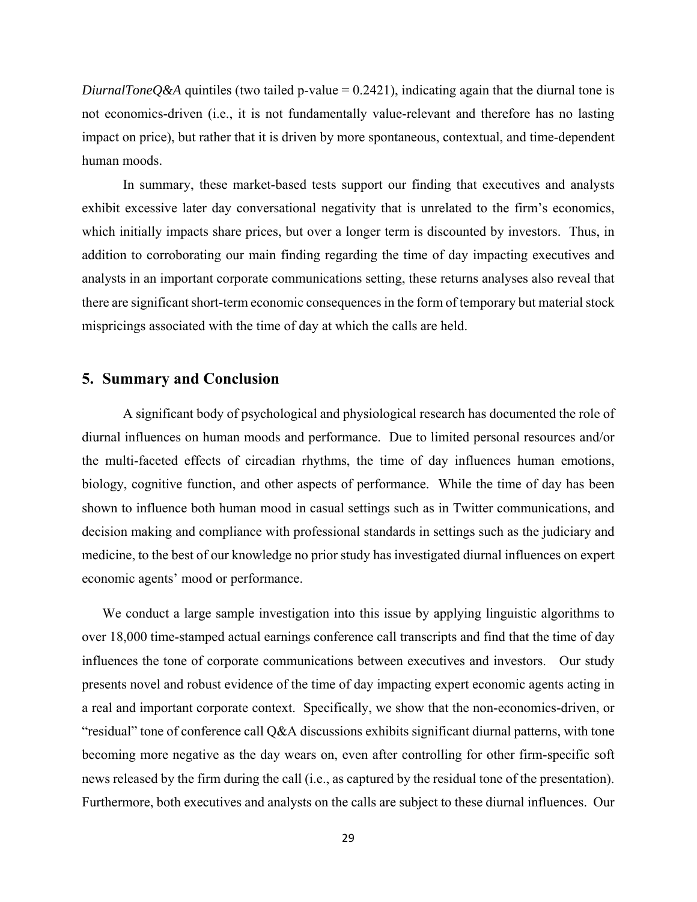*DiurnalToneQ&A* quintiles (two tailed p-value = 0.2421), indicating again that the diurnal tone is not economics-driven (i.e., it is not fundamentally value-relevant and therefore has no lasting impact on price), but rather that it is driven by more spontaneous, contextual, and time-dependent human moods.

In summary, these market-based tests support our finding that executives and analysts exhibit excessive later day conversational negativity that is unrelated to the firm's economics, which initially impacts share prices, but over a longer term is discounted by investors. Thus, in addition to corroborating our main finding regarding the time of day impacting executives and analysts in an important corporate communications setting, these returns analyses also reveal that there are significant short-term economic consequences in the form of temporary but material stock mispricings associated with the time of day at which the calls are held.

## 5. Summary and Conclusion

A significant body of psychological and physiological research has documented the role of diurnal influences on human moods and performance. Due to limited personal resources and/or the multi-faceted effects of circadian rhythms, the time of day influences human emotions, biology, cognitive function, and other aspects of performance. While the time of day has been shown to influence both human mood in casual settings such as in Twitter communications, and decision making and compliance with professional standards in settings such as the judiciary and medicine, to the best of our knowledge no prior study has investigated diurnal influences on expert economic agents' mood or performance.

We conduct a large sample investigation into this issue by applying linguistic algorithms to over 18,000 time-stamped actual earnings conference call transcripts and find that the time of day influences the tone of corporate communications between executives and investors. Our study presents novel and robust evidence of the time of day impacting expert economic agents acting in a real and important corporate context. Specifically, we show that the non-economics-driven, or "residual" tone of conference call Q&A discussions exhibits significant diurnal patterns, with tone becoming more negative as the day wears on, even after controlling for other firm-specific soft news released by the firm during the call (i.e., as captured by the residual tone of the presentation). Furthermore, both executives and analysts on the calls are subject to these diurnal influences. Our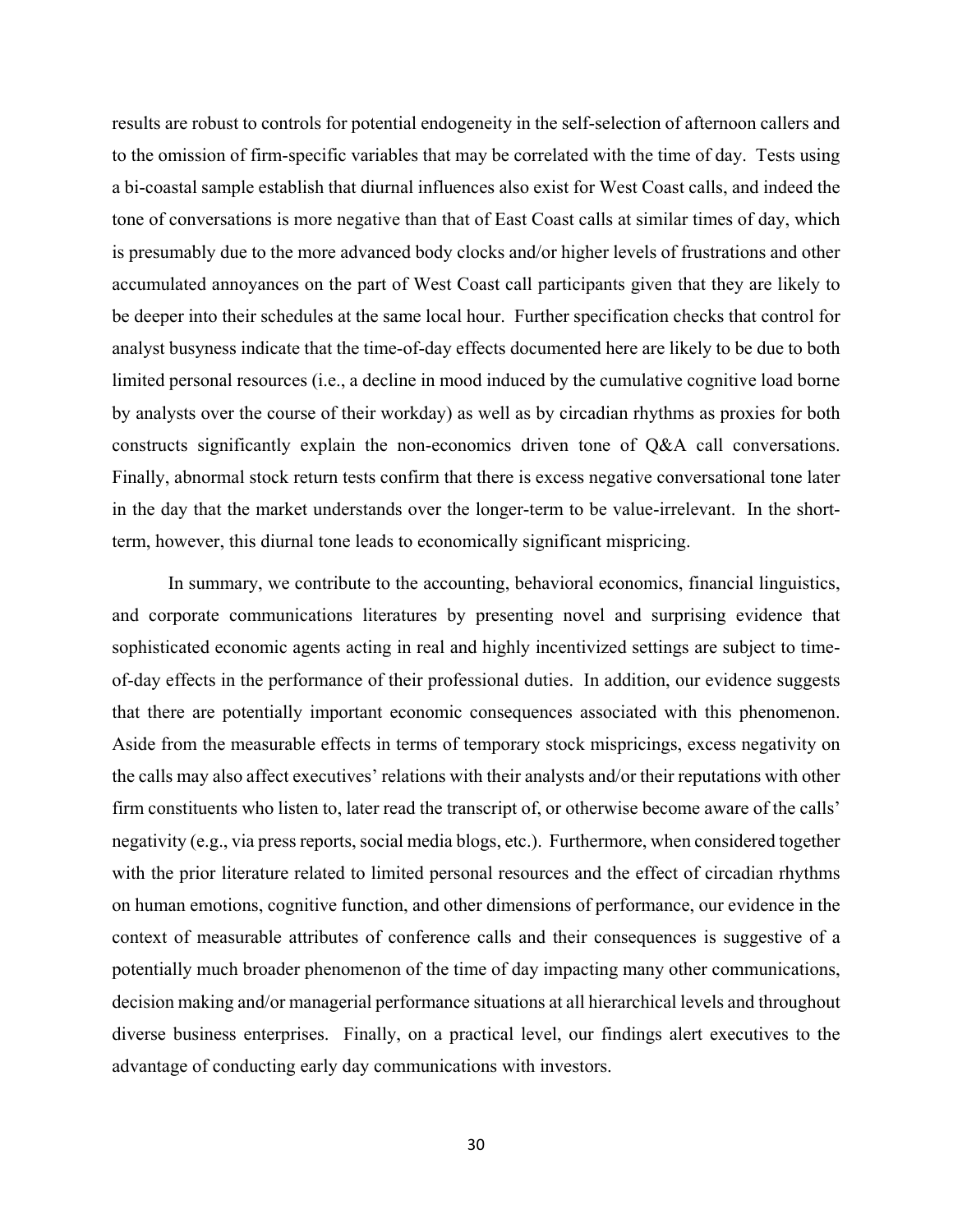results are robust to controls for potential endogeneity in the self-selection of afternoon callers and to the omission of firm-specific variables that may be correlated with the time of day. Tests using a bi-coastal sample establish that diurnal influences also exist for West Coast calls, and indeed the tone of conversations is more negative than that of East Coast calls at similar times of day, which is presumably due to the more advanced body clocks and/or higher levels of frustrations and other accumulated annoyances on the part of West Coast call participants given that they are likely to be deeper into their schedules at the same local hour. Further specification checks that control for analyst busyness indicate that the time-of-day effects documented here are likely to be due to both limited personal resources (i.e., a decline in mood induced by the cumulative cognitive load borne by analysts over the course of their workday) as well as by circadian rhythms as proxies for both constructs significantly explain the non-economics driven tone of Q&A call conversations. Finally, abnormal stock return tests confirm that there is excess negative conversational tone later in the day that the market understands over the longer-term to be value-irrelevant. In the short-term, however, this diurnal tone leads to economically significant mispricing.

In summary, we contribute to the accounting, behavioral economics, financial linguistics, and corporate communications literatures by presenting novel and surprising evidence that sophisticated economic agents acting in real and highly incentivized settings are subject to time-of-day effects in the performance of their professional duties. In addition, our evidence suggests that there are potentially important economic consequences associated with this phenomenon. Aside from the measurable effects in terms of temporary stock mispricings, excess negativity on the calls may also affect executives' relations with their analysts and/or their reputations with other firm constituents who listen to, later read the transcript of, or otherwise become aware of the calls' negativity (e.g., via press reports, social media blogs, etc.). Furthermore, when considered together with the prior literature related to limited personal resources and the effect of circadian rhythms on human emotions, cognitive function, and other dimensions of performance, our evidence in the context of measurable attributes of conference calls and their consequences is suggestive of a potentially much broader phenomenon of the time of day impacting many other communications, decision making and/or managerial performance situations at all hierarchical levels and throughout diverse business enterprises. Finally, on a practical level, our findings alert executives to the advantage of conducting early day communications with investors.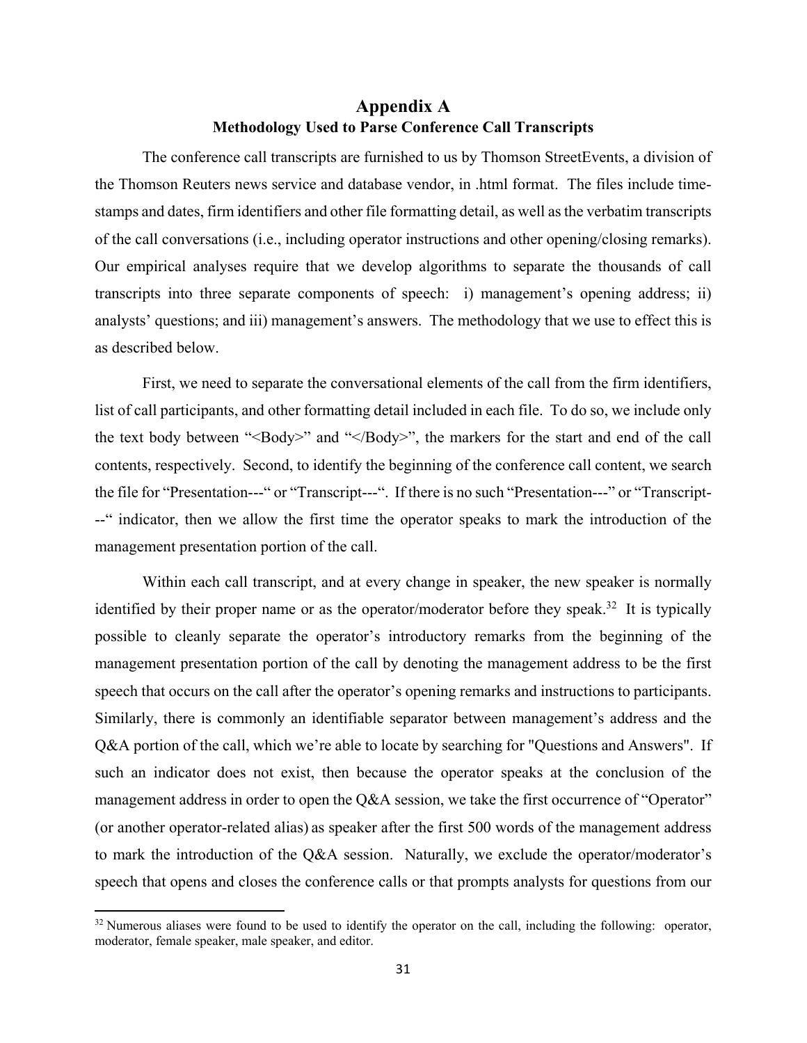# Appendix A

## Methodology Used to Parse Conference Call Transcripts

The conference call transcripts are furnished to us by Thomson StreetEvents, a division of the Thomson Reuters news service and database vendor, in .html format. The files include time-stamps and dates, firm identifiers and other file formatting detail, as well as the verbatim transcripts of the call conversations (i.e., including operator instructions and other opening/closing remarks). Our empirical analyses require that we develop algorithms to separate the thousands of call transcripts into three separate components of speech: i) management's opening address; ii) analysts' questions; and iii) management's answers. The methodology that we use to effect this is as described below.

First, we need to separate the conversational elements of the call from the firm identifiers, list of call participants, and other formatting detail included in each file. To do so, we include only the text body between "<Body>" and "</Body>", the markers for the start and end of the call contents, respectively. Second, to identify the beginning of the conference call content, we search the file for "Presentation---" or "Transcript---". If there is no such "Presentation---" or "Transcript---" indicator, then we allow the first time the operator speaks to mark the introduction of the management presentation portion of the call.

Within each call transcript, and at every change in speaker, the new speaker is normally identified by their proper name or as the operator/moderator before they speak.[32] It is typically possible to cleanly separate the operator's introductory remarks from the beginning of the management presentation portion of the call by denoting the management address to be the first speech that occurs on the call after the operator's opening remarks and instructions to participants. Similarly, there is commonly an identifiable separator between management's address and the Q&A portion of the call, which we're able to locate by searching for "Questions and Answers". If such an indicator does not exist, then because the operator speaks at the conclusion of the management address in order to open the Q&A session, we take the first occurrence of "Operator" (or another operator-related alias) as speaker after the first 500 words of the management address to mark the introduction of the Q&A session. Naturally, we exclude the operator/moderator's speech that opens and closes the conference calls or that prompts analysts for questions from our

[32] Numerous aliases were found to be used to identify the operator on the call, including the following: operator, moderator, female speaker, male speaker, and editor.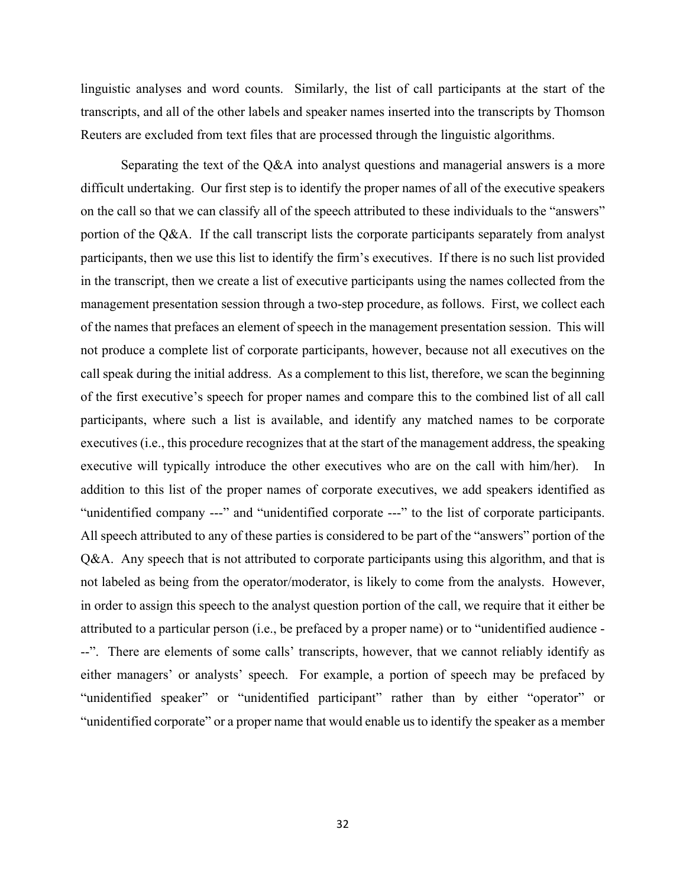linguistic analyses and word counts. Similarly, the list of call participants at the start of the transcripts, and all of the other labels and speaker names inserted into the transcripts by Thomson Reuters are excluded from text files that are processed through the linguistic algorithms.

Separating the text of the Q&A into analyst questions and managerial answers is a more difficult undertaking. Our first step is to identify the proper names of all of the executive speakers on the call so that we can classify all of the speech attributed to these individuals to the "answers" portion of the Q&A. If the call transcript lists the corporate participants separately from analyst participants, then we use this list to identify the firm's executives. If there is no such list provided in the transcript, then we create a list of executive participants using the names collected from the management presentation session through a two-step procedure, as follows. First, we collect each of the names that prefaces an element of speech in the management presentation session. This will not produce a complete list of corporate participants, however, because not all executives on the call speak during the initial address. As a complement to this list, therefore, we scan the beginning of the first executive's speech for proper names and compare this to the combined list of all call participants, where such a list is available, and identify any matched names to be corporate executives (i.e., this procedure recognizes that at the start of the management address, the speaking executive will typically introduce the other executives who are on the call with him/her). In addition to this list of the proper names of corporate executives, we add speakers identified as "unidentified company ---" and "unidentified corporate ---" to the list of corporate participants. All speech attributed to any of these parties is considered to be part of the "answers" portion of the Q&A. Any speech that is not attributed to corporate participants using this algorithm, and that is not labeled as being from the operator/moderator, is likely to come from the analysts. However, in order to assign this speech to the analyst question portion of the call, we require that it either be attributed to a particular person (i.e., be prefaced by a proper name) or to "unidentified audience ---". There are elements of some calls' transcripts, however, that we cannot reliably identify as either managers' or analysts' speech. For example, a portion of speech may be prefaced by "unidentified speaker" or "unidentified participant" rather than by either "operator" or "unidentified corporate" or a proper name that would enable us to identify the speaker as a member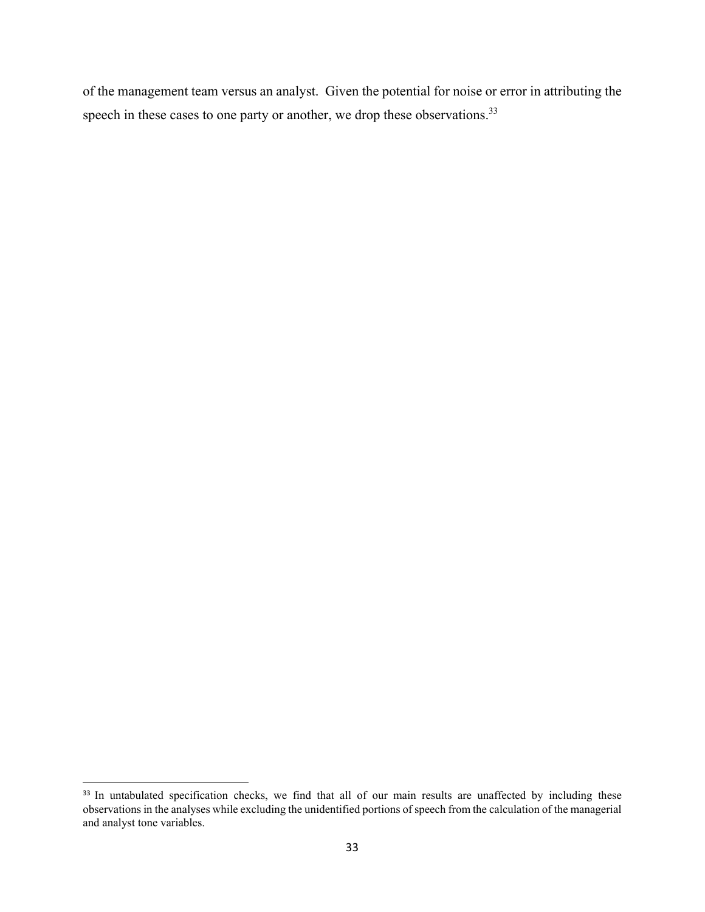of the management team versus an analyst. Given the potential for noise or error in attributing the speech in these cases to one party or another, we drop these observations.[33]

[33] In untabulated specification checks, we find that all of our main results are unaffected by including these observations in the analyses while excluding the unidentified portions of speech from the calculation of the managerial and analyst tone variables.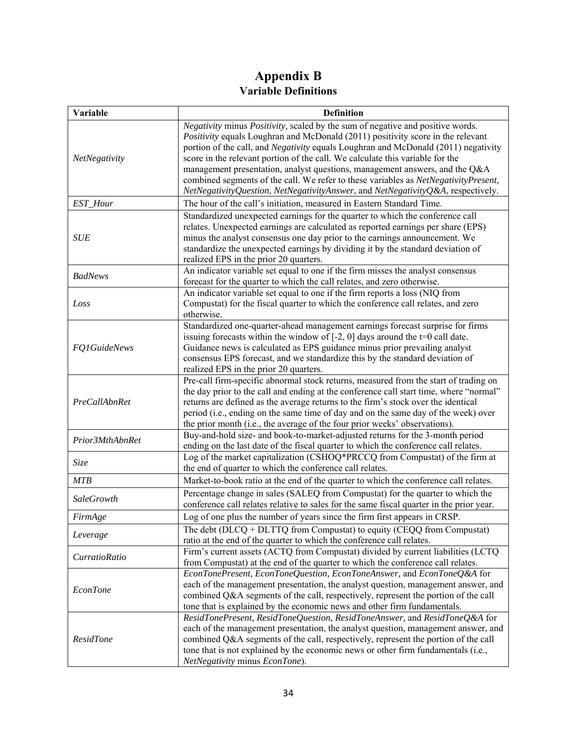# Appendix B
## Variable Definitions

| Variable | Definition |
|---|---|
| *NetNegativity* | *Negativity* minus *Positivity,* scaled by the sum of negative and positive words. *Positivity* equals Loughran and McDonald (2011) positivity score in the relevant portion of the call, and *Negativity* equals Loughran and McDonald (2011) negativity score in the relevant portion of the call. We calculate this variable for the management presentation, analyst questions, management answers, and the Q&A combined segments of the call. We refer to these variables as *NetNegativityPresent, NetNegativityQuestion*, *NetNegativityAnswer*, and *NetNegativityQ&A*, respectively. |
| *EST_Hour* | The hour of the call's initiation, measured in Eastern Standard Time. |
| *SUE* | Standardized unexpected earnings for the quarter to which the conference call relates. Unexpected earnings are calculated as reported earnings per share (EPS) minus the analyst consensus one day prior to the earnings announcement. We standardize the unexpected earnings by dividing it by the standard deviation of realized EPS in the prior 20 quarters. |
| *BadNews* | An indicator variable set equal to one if the firm misses the analyst consensus forecast for the quarter to which the call relates, and zero otherwise. |
| *Loss* | An indicator variable set equal to one if the firm reports a loss (NIQ from Compustat) for the fiscal quarter to which the conference call relates, and zero otherwise. |
| *FQ1GuideNews* | Standardized one-quarter-ahead management earnings forecast surprise for firms issuing forecasts within the window of [-2, 0] days around the t=0 call date. Guidance news is calculated as EPS guidance minus prior prevailing analyst consensus EPS forecast, and we standardize this by the standard deviation of realized EPS in the prior 20 quarters. |
| *PreCallAbnRet* | Pre-call firm-specific abnormal stock returns, measured from the start of trading on the day prior to the call and ending at the conference call start time, where "normal" returns are defined as the average returns to the firm's stock over the identical period (i.e., ending on the same time of day and on the same day of the week) over the prior month (i.e., the average of the four prior weeks' observations). |
| *Prior3MthAbnRet* | Buy-and-hold size- and book-to-market-adjusted returns for the 3-month period ending on the last date of the fiscal quarter to which the conference call relates. |
| *Size* | Log of the market capitalization (CSHOQ*PRCCQ from Compustat) of the firm at the end of quarter to which the conference call relates. |
| *MTB* | Market-to-book ratio at the end of the quarter to which the conference call relates. |
| *SaleGrowth* | Percentage change in sales (SALEQ from Compustat) for the quarter to which the conference call relates relative to sales for the same fiscal quarter in the prior year. |
| *FirmAge* | Log of one plus the number of years since the firm first appears in CRSP. |
| *Leverage* | The debt (DLCQ + DLTTQ from Compustat) to equity (CEQQ from Compustat) ratio at the end of the quarter to which the conference call relates. |
| *CurratioRatio* | Firm's current assets (ACTQ from Compustat) divided by current liabilities (LCTQ from Compustat) at the end of the quarter to which the conference call relates. |
| *EconTone* | *EconTonePresent, EconToneQuestion, EconToneAnswer,* and *EconToneQ&A* for each of the management presentation, the analyst question, management answer, and combined Q&A segments of the call, respectively, represent the portion of the call tone that is explained by the economic news and other firm fundamentals. |
| *ResidTone* | *ResidTonePresent, ResidToneQuestion, ResidToneAnswer,* and *ResidToneQ&A* for each of the management presentation, the analyst question, management answer, and combined Q&A segments of the call, respectively, represent the portion of the call tone that is not explained by the economic news or other firm fundamentals (i.e., *NetNegativity* minus *EconTone*). |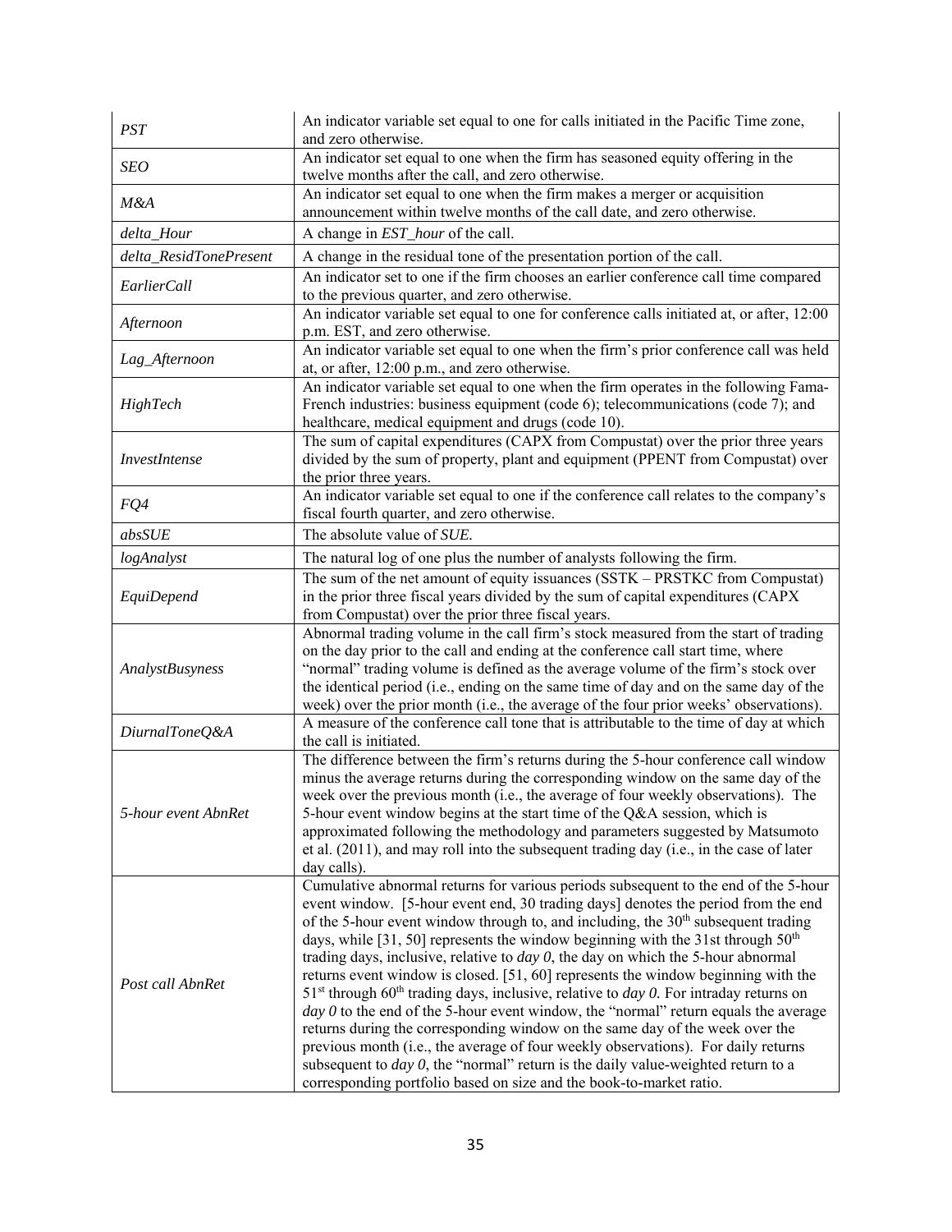| | |
|---|---|
| *PST* | An indicator variable set equal to one for calls initiated in the Pacific Time zone, and zero otherwise. |
| *SEO* | An indicator set equal to one when the firm has seasoned equity offering in the twelve months after the call, and zero otherwise. |
| *M&A* | An indicator set equal to one when the firm makes a merger or acquisition announcement within twelve months of the call date, and zero otherwise. |
| *delta_Hour* | A change in *EST_hour* of the call. |
| *delta_ResidTonePresent* | A change in the residual tone of the presentation portion of the call. |
| *EarlierCall* | An indicator set to one if the firm chooses an earlier conference call time compared to the previous quarter, and zero otherwise. |
| *Afternoon* | An indicator variable set equal to one for conference calls initiated at, or after, 12:00 p.m. EST, and zero otherwise. |
| *Lag_Afternoon* | An indicator variable set equal to one when the firm's prior conference call was held at, or after, 12:00 p.m., and zero otherwise. |
| *HighTech* | An indicator variable set equal to one when the firm operates in the following Fama-French industries: business equipment (code 6); telecommunications (code 7); and healthcare, medical equipment and drugs (code 10). |
| *InvestIntense* | The sum of capital expenditures (CAPX from Compustat) over the prior three years divided by the sum of property, plant and equipment (PPENT from Compustat) over the prior three years. |
| *FQ4* | An indicator variable set equal to one if the conference call relates to the company's fiscal fourth quarter, and zero otherwise. |
| *absSUE* | The absolute value of *SUE.* |
| *logAnalyst* | The natural log of one plus the number of analysts following the firm. |
| *EquiDepend* | The sum of the net amount of equity issuances (SSTK – PRSTKC from Compustat) in the prior three fiscal years divided by the sum of capital expenditures (CAPX from Compustat) over the prior three fiscal years. |
| *AnalystBusyness* | Abnormal trading volume in the call firm's stock measured from the start of trading on the day prior to the call and ending at the conference call start time, where "normal" trading volume is defined as the average volume of the firm's stock over the identical period (i.e., ending on the same time of day and on the same day of the week) over the prior month (i.e., the average of the four prior weeks' observations). |
| *DiurnalToneQ&A* | A measure of the conference call tone that is attributable to the time of day at which the call is initiated. |
| *5-hour event AbnRet* | The difference between the firm's returns during the 5-hour conference call window minus the average returns during the corresponding window on the same day of the week over the previous month (i.e., the average of four weekly observations). The 5-hour event window begins at the start time of the Q&A session, which is approximated following the methodology and parameters suggested by Matsumoto et al. (2011), and may roll into the subsequent trading day (i.e., in the case of later day calls). |
| *Post call AbnRet* | Cumulative abnormal returns for various periods subsequent to the end of the 5-hour event window. [5-hour event end, 30 trading days] denotes the period from the end of the 5-hour event window through to, and including, the 30th subsequent trading days, while [31, 50] represents the window beginning with the 31st through 50th trading days, inclusive, relative to *day 0*, the day on which the 5-hour abnormal returns event window is closed. [51, 60] represents the window beginning with the 51st through 60th trading days, inclusive, relative to *day 0.* For intraday returns on *day 0* to the end of the 5-hour event window, the "normal" return equals the average returns during the corresponding window on the same day of the week over the previous month (i.e., the average of four weekly observations). For daily returns subsequent to *day 0*, the "normal" return is the daily value-weighted return to a corresponding portfolio based on size and the book-to-market ratio. |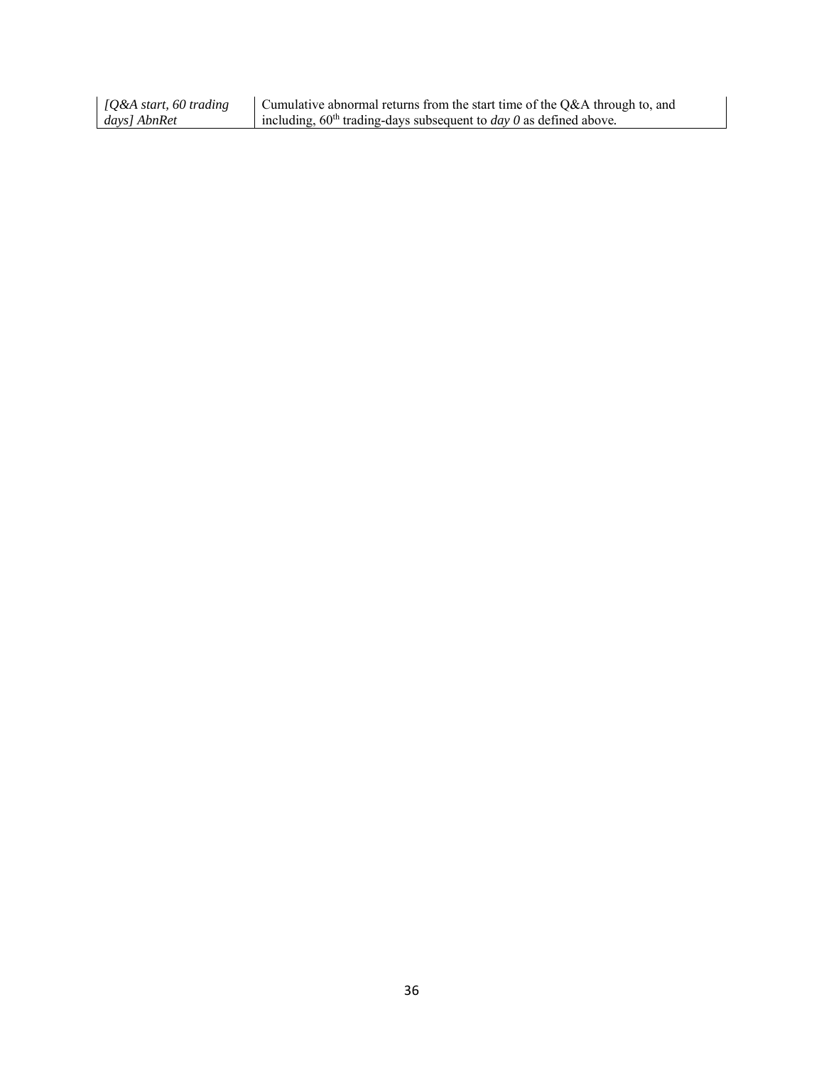| | |
|---|---|
| *[Q&A start, 60 trading days] AbnRet* | Cumulative abnormal returns from the start time of the Q&A through to, and including, $60^{th}$ trading-days subsequent to *day 0* as defined above. |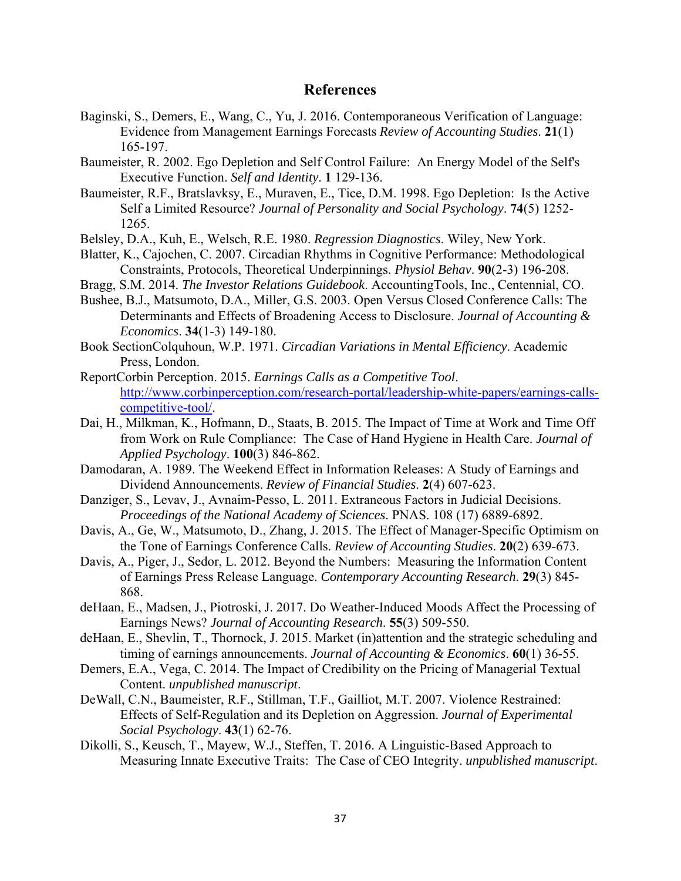## References

Baginski, S., Demers, E., Wang, C., Yu, J. 2016. Contemporaneous Verification of Language: Evidence from Management Earnings Forecasts *Review of Accounting Studies*. **21**(1) 165-197.

Baumeister, R. 2002. Ego Depletion and Self Control Failure: An Energy Model of the Self's Executive Function. *Self and Identity*. **1** 129-136.

Baumeister, R.F., Bratslavksy, E., Muraven, E., Tice, D.M. 1998. Ego Depletion: Is the Active Self a Limited Resource? *Journal of Personality and Social Psychology*. **74**(5) 1252-1265.

Belsley, D.A., Kuh, E., Welsch, R.E. 1980. *Regression Diagnostics*. Wiley, New York.

Blatter, K., Cajochen, C. 2007. Circadian Rhythms in Cognitive Performance: Methodological Constraints, Protocols, Theoretical Underpinnings. *Physiol Behav*. **90**(2-3) 196-208.

Bragg, S.M. 2014. *The Investor Relations Guidebook*. AccountingTools, Inc., Centennial, CO.

Bushee, B.J., Matsumoto, D.A., Miller, G.S. 2003. Open Versus Closed Conference Calls: The Determinants and Effects of Broadening Access to Disclosure. *Journal of Accounting & Economics*. **34**(1-3) 149-180.

Book SectionColquhoun, W.P. 1971. *Circadian Variations in Mental Efficiency*. Academic Press, London.

ReportCorbin Perception. 2015. *Earnings Calls as a Competitive Tool*. http://www.corbinperception.com/research-portal/leadership-white-papers/earnings-calls-competitive-tool/.

Dai, H., Milkman, K., Hofmann, D., Staats, B. 2015. The Impact of Time at Work and Time Off from Work on Rule Compliance: The Case of Hand Hygiene in Health Care. *Journal of Applied Psychology*. **100**(3) 846-862.

Damodaran, A. 1989. The Weekend Effect in Information Releases: A Study of Earnings and Dividend Announcements. *Review of Financial Studies*. **2**(4) 607-623.

Danziger, S., Levav, J., Avnaim-Pesso, L. 2011. Extraneous Factors in Judicial Decisions. *Proceedings of the National Academy of Sciences*. PNAS. 108 (17) 6889-6892.

Davis, A., Ge, W., Matsumoto, D., Zhang, J. 2015. The Effect of Manager-Specific Optimism on the Tone of Earnings Conference Calls. *Review of Accounting Studies*. **20**(2) 639-673.

Davis, A., Piger, J., Sedor, L. 2012. Beyond the Numbers: Measuring the Information Content of Earnings Press Release Language. *Contemporary Accounting Research*. **29**(3) 845-868.

deHaan, E., Madsen, J., Piotroski, J. 2017. Do Weather-Induced Moods Affect the Processing of Earnings News? *Journal of Accounting Research*. **55**(3) 509-550.

deHaan, E., Shevlin, T., Thornock, J. 2015. Market (in)attention and the strategic scheduling and timing of earnings announcements. *Journal of Accounting & Economics*. **60**(1) 36-55.

Demers, E.A., Vega, C. 2014. The Impact of Credibility on the Pricing of Managerial Textual Content. *unpublished manuscript*.

DeWall, C.N., Baumeister, R.F., Stillman, T.F., Gailliot, M.T. 2007. Violence Restrained: Effects of Self-Regulation and its Depletion on Aggression. *Journal of Experimental Social Psychology*. **43**(1) 62-76.

Dikolli, S., Keusch, T., Mayew, W.J., Steffen, T. 2016. A Linguistic-Based Approach to Measuring Innate Executive Traits: The Case of CEO Integrity. *unpublished manuscript*.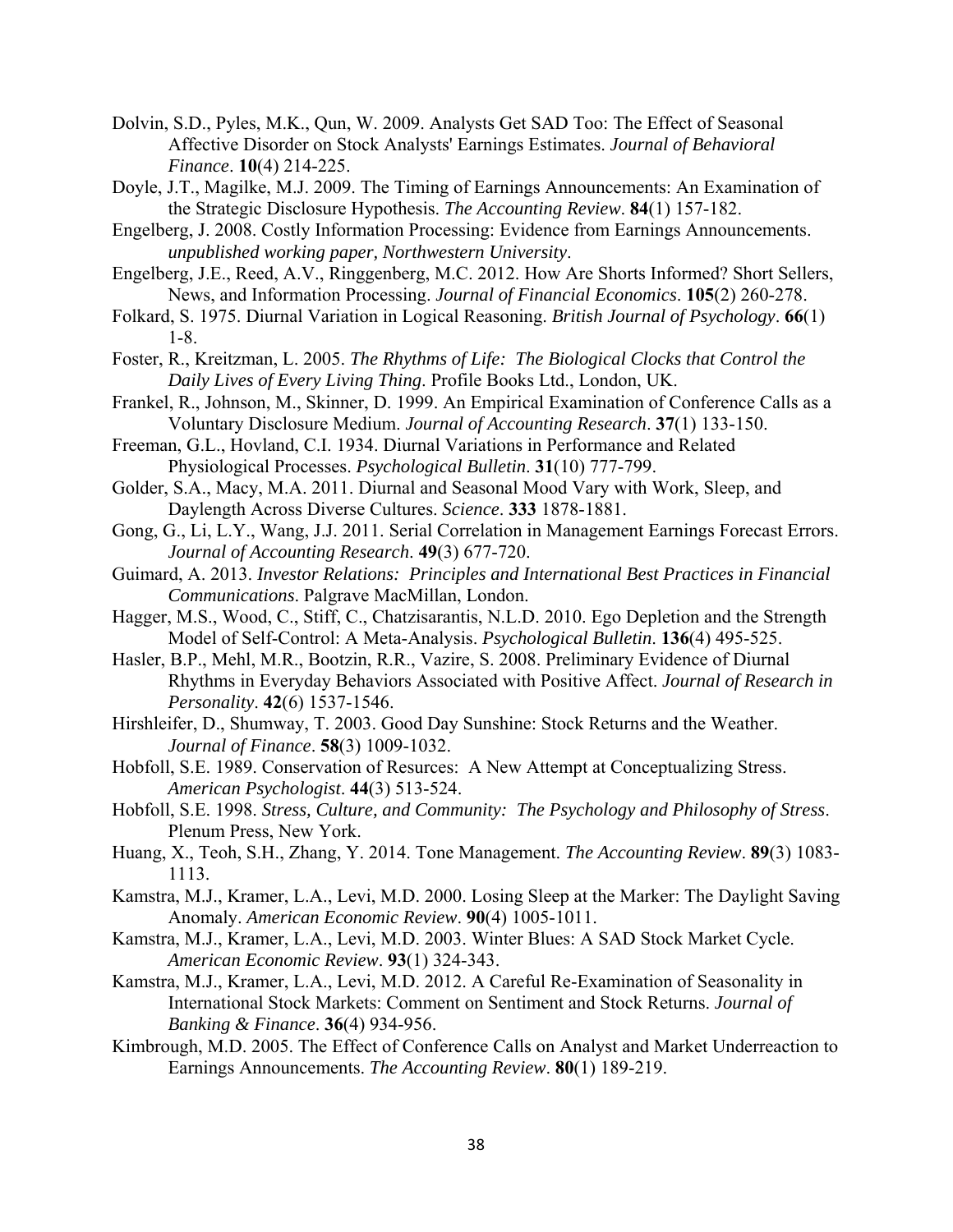Dolvin, S.D., Pyles, M.K., Qun, W. 2009. Analysts Get SAD Too: The Effect of Seasonal Affective Disorder on Stock Analysts' Earnings Estimates. *Journal of Behavioral Finance*. **10**(4) 214-225.

Doyle, J.T., Magilke, M.J. 2009. The Timing of Earnings Announcements: An Examination of the Strategic Disclosure Hypothesis. *The Accounting Review*. **84**(1) 157-182.

Engelberg, J. 2008. Costly Information Processing: Evidence from Earnings Announcements. *unpublished working paper, Northwestern University*.

Engelberg, J.E., Reed, A.V., Ringgenberg, M.C. 2012. How Are Shorts Informed? Short Sellers, News, and Information Processing. *Journal of Financial Economics*. **105**(2) 260-278.

Folkard, S. 1975. Diurnal Variation in Logical Reasoning. *British Journal of Psychology*. **66**(1) 1-8.

Foster, R., Kreitzman, L. 2005. *The Rhythms of Life: The Biological Clocks that Control the Daily Lives of Every Living Thing*. Profile Books Ltd., London, UK.

Frankel, R., Johnson, M., Skinner, D. 1999. An Empirical Examination of Conference Calls as a Voluntary Disclosure Medium. *Journal of Accounting Research*. **37**(1) 133-150.

Freeman, G.L., Hovland, C.I. 1934. Diurnal Variations in Performance and Related Physiological Processes. *Psychological Bulletin*. **31**(10) 777-799.

Golder, S.A., Macy, M.A. 2011. Diurnal and Seasonal Mood Vary with Work, Sleep, and Daylength Across Diverse Cultures. *Science*. **333** 1878-1881.

Gong, G., Li, L.Y., Wang, J.J. 2011. Serial Correlation in Management Earnings Forecast Errors. *Journal of Accounting Research*. **49**(3) 677-720.

Guimard, A. 2013. *Investor Relations: Principles and International Best Practices in Financial Communications*. Palgrave MacMillan, London.

Hagger, M.S., Wood, C., Stiff, C., Chatzisarantis, N.L.D. 2010. Ego Depletion and the Strength Model of Self-Control: A Meta-Analysis. *Psychological Bulletin*. **136**(4) 495-525.

Hasler, B.P., Mehl, M.R., Bootzin, R.R., Vazire, S. 2008. Preliminary Evidence of Diurnal Rhythms in Everyday Behaviors Associated with Positive Affect. *Journal of Research in Personality*. **42**(6) 1537-1546.

Hirshleifer, D., Shumway, T. 2003. Good Day Sunshine: Stock Returns and the Weather. *Journal of Finance*. **58**(3) 1009-1032.

Hobfoll, S.E. 1989. Conservation of Resources: A New Attempt at Conceptualizing Stress. *American Psychologist*. **44**(3) 513-524.

Hobfoll, S.E. 1998. *Stress, Culture, and Community: The Psychology and Philosophy of Stress*. Plenum Press, New York.

Huang, X., Teoh, S.H., Zhang, Y. 2014. Tone Management. *The Accounting Review*. **89**(3) 1083-1113.

Kamstra, M.J., Kramer, L.A., Levi, M.D. 2000. Losing Sleep at the Marker: The Daylight Saving Anomaly. *American Economic Review*. **90**(4) 1005-1011.

Kamstra, M.J., Kramer, L.A., Levi, M.D. 2003. Winter Blues: A SAD Stock Market Cycle. *American Economic Review*. **93**(1) 324-343.

Kamstra, M.J., Kramer, L.A., Levi, M.D. 2012. A Careful Re-Examination of Seasonality in International Stock Markets: Comment on Sentiment and Stock Returns. *Journal of Banking & Finance*. **36**(4) 934-956.

Kimbrough, M.D. 2005. The Effect of Conference Calls on Analyst and Market Underreaction to Earnings Announcements. *The Accounting Review*. **80**(1) 189-219.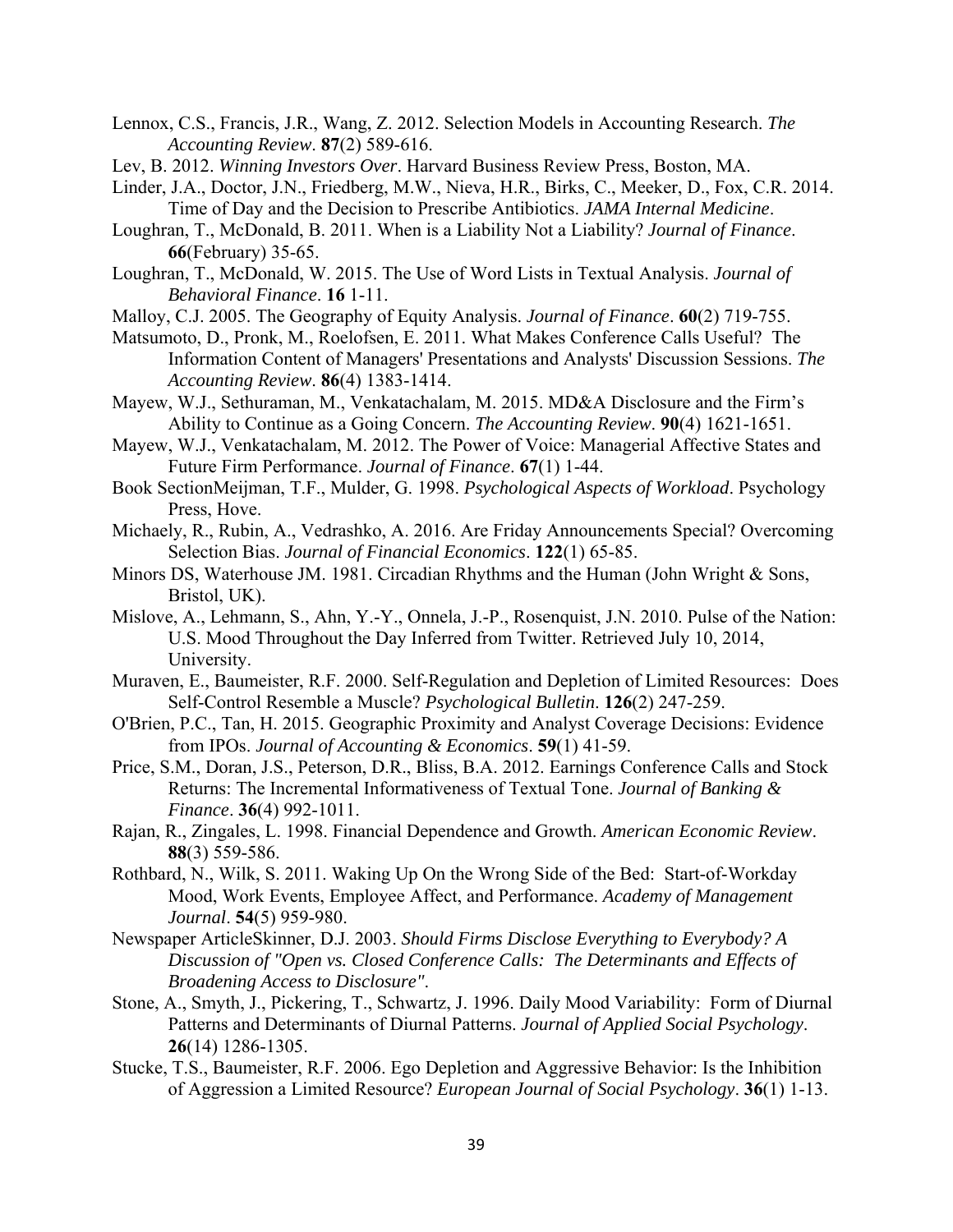Lennox, C.S., Francis, J.R., Wang, Z. 2012. Selection Models in Accounting Research. *The Accounting Review*. **87**(2) 589-616.

Lev, B. 2012. *Winning Investors Over*. Harvard Business Review Press, Boston, MA.

Linder, J.A., Doctor, J.N., Friedberg, M.W., Nieva, H.R., Birks, C., Meeker, D., Fox, C.R. 2014. Time of Day and the Decision to Prescribe Antibiotics. *JAMA Internal Medicine*.

Loughran, T., McDonald, B. 2011. When is a Liability Not a Liability? *Journal of Finance*. **66**(February) 35-65.

Loughran, T., McDonald, W. 2015. The Use of Word Lists in Textual Analysis. *Journal of Behavioral Finance*. **16** 1-11.

Malloy, C.J. 2005. The Geography of Equity Analysis. *Journal of Finance*. **60**(2) 719-755.

Matsumoto, D., Pronk, M., Roelofsen, E. 2011. What Makes Conference Calls Useful? The Information Content of Managers' Presentations and Analysts' Discussion Sessions. *The Accounting Review*. **86**(4) 1383-1414.

Mayew, W.J., Sethuraman, M., Venkatachalam, M. 2015. MD&A Disclosure and the Firm's Ability to Continue as a Going Concern. *The Accounting Review*. **90**(4) 1621-1651.

Mayew, W.J., Venkatachalam, M. 2012. The Power of Voice: Managerial Affective States and Future Firm Performance. *Journal of Finance*. **67**(1) 1-44.

Book SectionMeijman, T.F., Mulder, G. 1998. *Psychological Aspects of Workload*. Psychology Press, Hove.

Michaely, R., Rubin, A., Vedrashko, A. 2016. Are Friday Announcements Special? Overcoming Selection Bias. *Journal of Financial Economics*. **122**(1) 65-85.

Minors DS, Waterhouse JM. 1981. Circadian Rhythms and the Human (John Wright & Sons, Bristol, UK).

Mislove, A., Lehmann, S., Ahn, Y.-Y., Onnela, J.-P., Rosenquist, J.N. 2010. Pulse of the Nation: U.S. Mood Throughout the Day Inferred from Twitter. Retrieved July 10, 2014, University.

Muraven, E., Baumeister, R.F. 2000. Self-Regulation and Depletion of Limited Resources: Does Self-Control Resemble a Muscle? *Psychological Bulletin*. **126**(2) 247-259.

O'Brien, P.C., Tan, H. 2015. Geographic Proximity and Analyst Coverage Decisions: Evidence from IPOs. *Journal of Accounting & Economics*. **59**(1) 41-59.

Price, S.M., Doran, J.S., Peterson, D.R., Bliss, B.A. 2012. Earnings Conference Calls and Stock Returns: The Incremental Informativeness of Textual Tone. *Journal of Banking & Finance*. **36**(4) 992-1011.

Rajan, R., Zingales, L. 1998. Financial Dependence and Growth. *American Economic Review*. **88**(3) 559-586.

Rothbard, N., Wilk, S. 2011. Waking Up On the Wrong Side of the Bed: Start-of-Workday Mood, Work Events, Employee Affect, and Performance. *Academy of Management Journal*. **54**(5) 959-980.

Newspaper ArticleSkinner, D.J. 2003. *Should Firms Disclose Everything to Everybody? A Discussion of "Open vs. Closed Conference Calls: The Determinants and Effects of Broadening Access to Disclosure"*.

Stone, A., Smyth, J., Pickering, T., Schwartz, J. 1996. Daily Mood Variability: Form of Diurnal Patterns and Determinants of Diurnal Patterns. *Journal of Applied Social Psychology*. **26**(14) 1286-1305.

Stucke, T.S., Baumeister, R.F. 2006. Ego Depletion and Aggressive Behavior: Is the Inhibition of Aggression a Limited Resource? *European Journal of Social Psychology*. **36**(1) 1-13.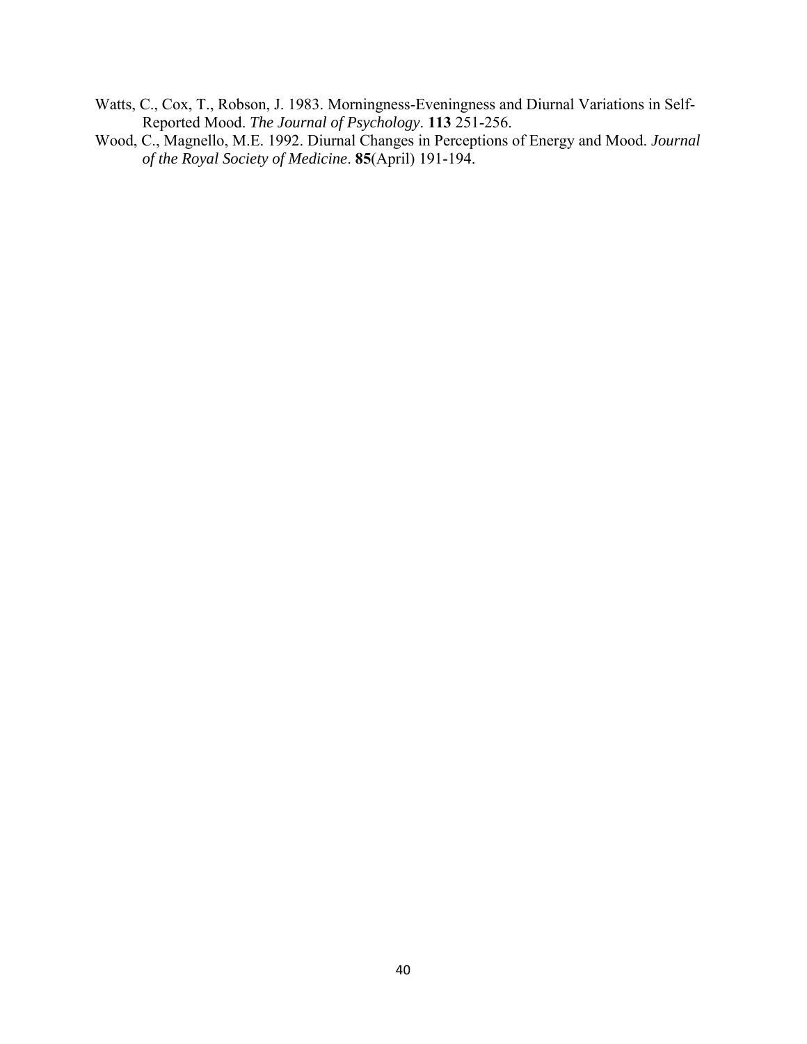Watts, C., Cox, T., Robson, J. 1983. Morningness-Eveningness and Diurnal Variations in Self-Reported Mood. *The Journal of Psychology*. **113** 251-256.

Wood, C., Magnello, M.E. 1992. Diurnal Changes in Perceptions of Energy and Mood. *Journal of the Royal Society of Medicine*. **85**(April) 191-194.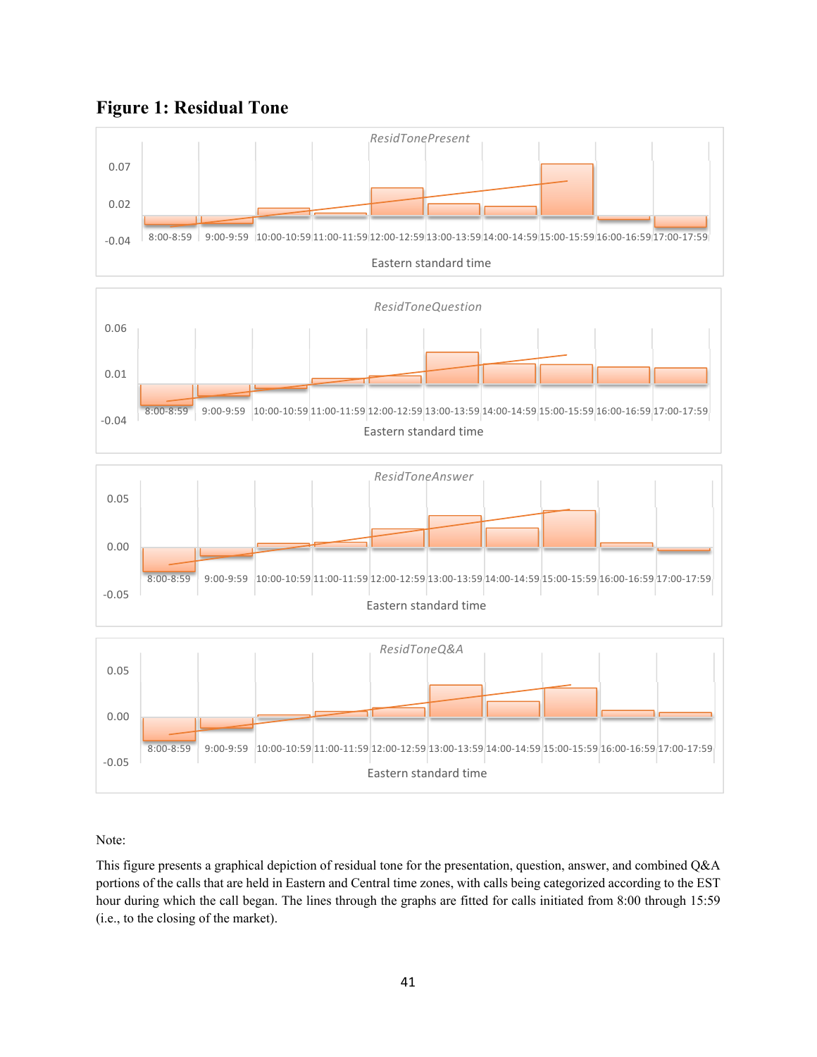# Figure 1: Residual Tone

Note:

This figure presents a graphical depiction of residual tone for the presentation, question, answer, and combined Q&A portions of the calls that are held in Eastern and Central time zones, with calls being categorized according to the EST hour during which the call began. The lines through the graphs are fitted for calls initiated from 8:00 through 15:59 (i.e., to the closing of the market).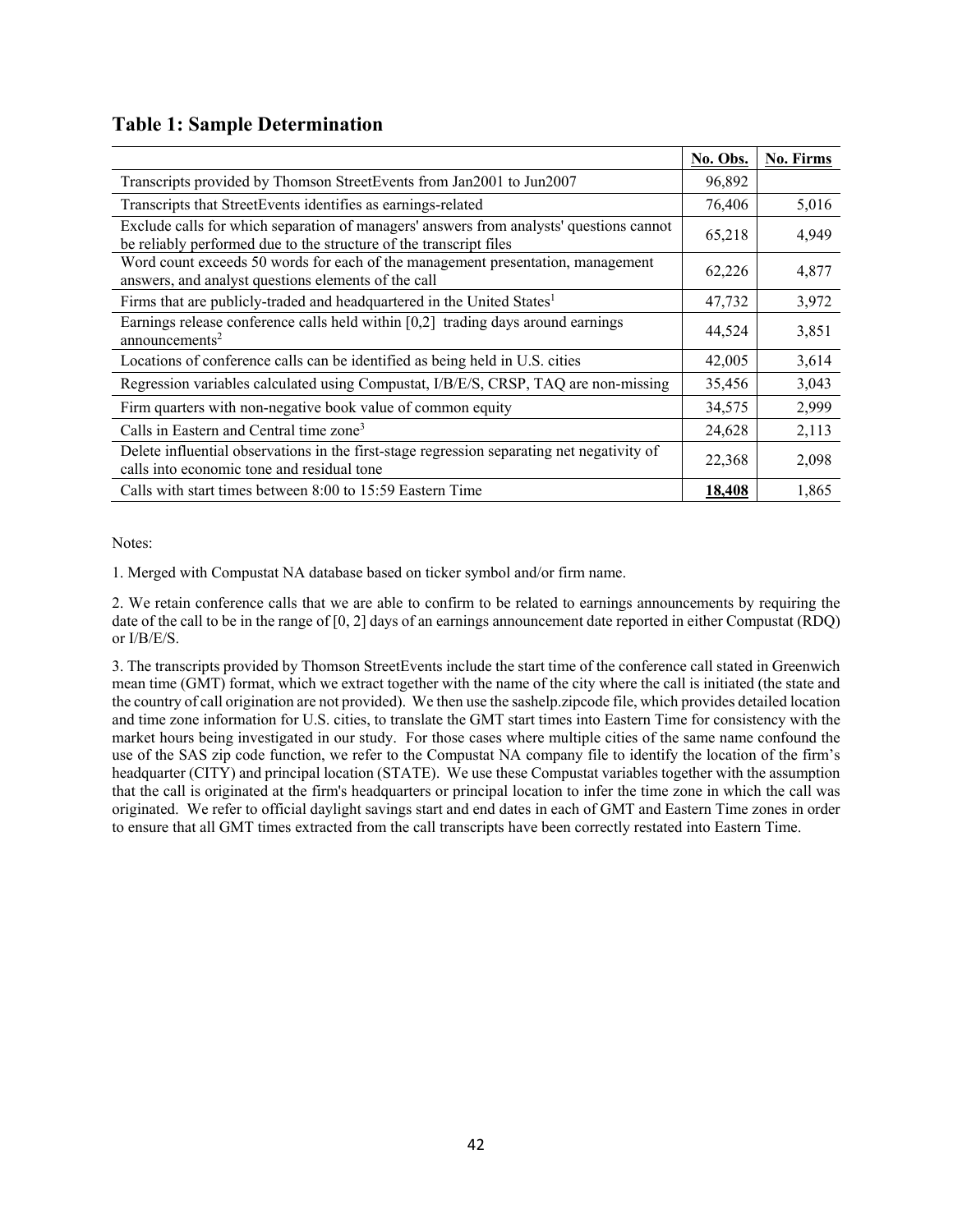## Table 1: Sample Determination

| | No. Obs. | No. Firms |
|---|---|---|
| Transcripts provided by Thomson StreetEvents from Jan2001 to Jun2007 | 96,892 | |
| Transcripts that StreetEvents identifies as earnings-related | 76,406 | 5,016 |
| Exclude calls for which separation of managers' answers from analysts' questions cannot be reliably performed due to the structure of the transcript files | 65,218 | 4,949 |
| Word count exceeds 50 words for each of the management presentation, management answers, and analyst questions elements of the call | 62,226 | 4,877 |
| Firms that are publicly-traded and headquartered in the United States[1] | 47,732 | 3,972 |
| Earnings release conference calls held within [0,2] trading days around earnings announcements[2] | 44,524 | 3,851 |
| Locations of conference calls can be identified as being held in U.S. cities | 42,005 | 3,614 |
| Regression variables calculated using Compustat, I/B/E/S, CRSP, TAQ are non-missing | 35,456 | 3,043 |
| Firm quarters with non-negative book value of common equity | 34,575 | 2,999 |
| Calls in Eastern and Central time zone[3] | 24,628 | 2,113 |
| Delete influential observations in the first-stage regression separating net negativity of calls into economic tone and residual tone | 22,368 | 2,098 |
| Calls with start times between 8:00 to 15:59 Eastern Time | **18,408** | 1,865 |

Notes:

1. Merged with Compustat NA database based on ticker symbol and/or firm name.

2. We retain conference calls that we are able to confirm to be related to earnings announcements by requiring the date of the call to be in the range of [0, 2] days of an earnings announcement date reported in either Compustat (RDQ) or I/B/E/S.

3. The transcripts provided by Thomson StreetEvents include the start time of the conference call stated in Greenwich mean time (GMT) format, which we extract together with the name of the city where the call is initiated (the state and the country of call origination are not provided). We then use the sashelp.zipcode file, which provides detailed location and time zone information for U.S. cities, to translate the GMT start times into Eastern Time for consistency with the market hours being investigated in our study. For those cases where multiple cities of the same name confound the use of the SAS zip code function, we refer to the Compustat NA company file to identify the location of the firm's headquarter (CITY) and principal location (STATE). We use these Compustat variables together with the assumption that the call is originated at the firm's headquarters or principal location to infer the time zone in which the call was originated. We refer to official daylight savings start and end dates in each of GMT and Eastern Time zones in order to ensure that all GMT times extracted from the call transcripts have been correctly restated into Eastern Time.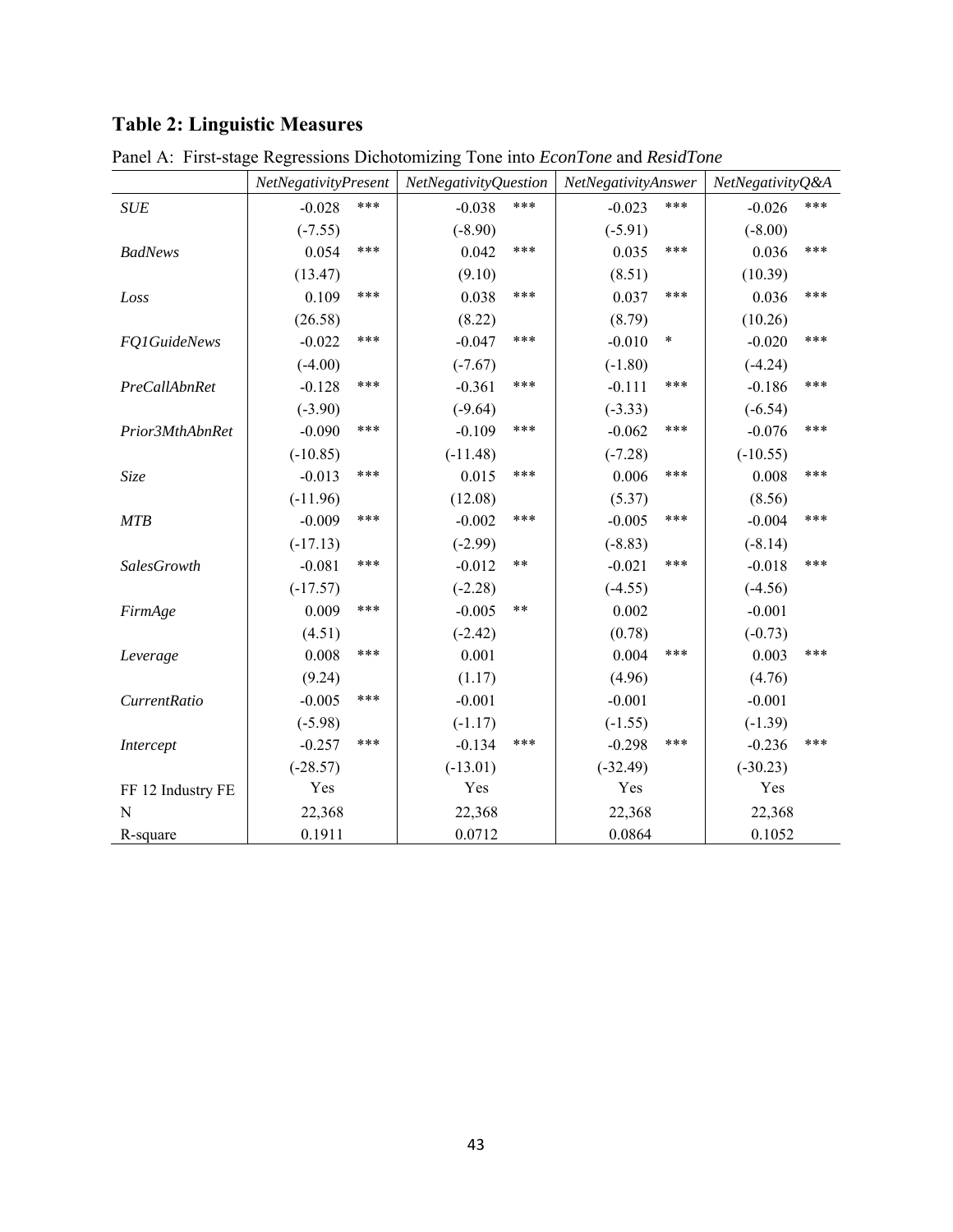# Table 2: Linguistic Measures

Panel A: First-stage Regressions Dichotomizing Tone into *EconTone* and *ResidTone*

| | *NetNegativityPresent* | *NetNegativityQuestion* | *NetNegativityAnswer* | *NetNegativityQ&A* |
|---|---|---|---|---|
| *SUE* | -0.028 *** | -0.038 *** | -0.023 *** | -0.026 *** |
| | (-7.55) | (-8.90) | (-5.91) | (-8.00) |
| *BadNews* | 0.054 *** | 0.042 *** | 0.035 *** | 0.036 *** |
| | (13.47) | (9.10) | (8.51) | (10.39) |
| *Loss* | 0.109 *** | 0.038 *** | 0.037 *** | 0.036 *** |
| | (26.58) | (8.22) | (8.79) | (10.26) |
| *FQ1GuideNews* | -0.022 *** | -0.047 *** | -0.010 * | -0.020 *** |
| | (-4.00) | (-7.67) | (-1.80) | (-4.24) |
| *PreCallAbnRet* | -0.128 *** | -0.361 *** | -0.111 *** | -0.186 *** |
| | (-3.90) | (-9.64) | (-3.33) | (-6.54) |
| *Prior3MthAbnRet* | -0.090 *** | -0.109 *** | -0.062 *** | -0.076 *** |
| | (-10.85) | (-11.48) | (-7.28) | (-10.55) |
| *Size* | -0.013 *** | 0.015 *** | 0.006 *** | 0.008 *** |
| | (-11.96) | (12.08) | (5.37) | (8.56) |
| *MTB* | -0.009 *** | -0.002 *** | -0.005 *** | -0.004 *** |
| | (-17.13) | (-2.99) | (-8.83) | (-8.14) |
| *SalesGrowth* | -0.081 *** | -0.012 ** | -0.021 *** | -0.018 *** |
| | (-17.57) | (-2.28) | (-4.55) | (-4.56) |
| *FirmAge* | 0.009 *** | -0.005 ** | 0.002 | -0.001 |
| | (4.51) | (-2.42) | (0.78) | (-0.73) |
| *Leverage* | 0.008 *** | 0.001 | 0.004 *** | 0.003 *** |
| | (9.24) | (1.17) | (4.96) | (4.76) |
| *CurrentRatio* | -0.005 *** | -0.001 | -0.001 | -0.001 |
| | (-5.98) | (-1.17) | (-1.55) | (-1.39) |
| *Intercept* | -0.257 *** | -0.134 *** | -0.298 *** | -0.236 *** |
| | (-28.57) | (-13.01) | (-32.49) | (-30.23) |
| FF 12 Industry FE | Yes | Yes | Yes | Yes |
| N | 22,368 | 22,368 | 22,368 | 22,368 |
| R-square | 0.1911 | 0.0712 | 0.0864 | 0.1052 |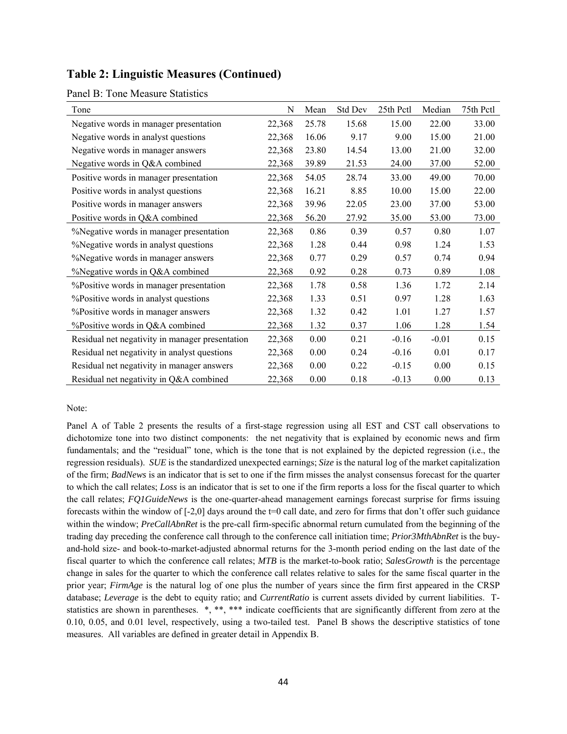## Table 2: Linguistic Measures (Continued)

Panel B: Tone Measure Statistics

| Tone | N | Mean | Std Dev | 25th Pctl | Median | 75th Pctl |
|---|---|---|---|---|---|---|
| Negative words in manager presentation | 22,368 | 25.78 | 15.68 | 15.00 | 22.00 | 33.00 |
| Negative words in analyst questions | 22,368 | 16.06 | 9.17 | 9.00 | 15.00 | 21.00 |
| Negative words in manager answers | 22,368 | 23.80 | 14.54 | 13.00 | 21.00 | 32.00 |
| Negative words in Q&A combined | 22,368 | 39.89 | 21.53 | 24.00 | 37.00 | 52.00 |
| Positive words in manager presentation | 22,368 | 54.05 | 28.74 | 33.00 | 49.00 | 70.00 |
| Positive words in analyst questions | 22,368 | 16.21 | 8.85 | 10.00 | 15.00 | 22.00 |
| Positive words in manager answers | 22,368 | 39.96 | 22.05 | 23.00 | 37.00 | 53.00 |
| Positive words in Q&A combined | 22,368 | 56.20 | 27.92 | 35.00 | 53.00 | 73.00 |
| %Negative words in manager presentation | 22,368 | 0.86 | 0.39 | 0.57 | 0.80 | 1.07 |
| %Negative words in analyst questions | 22,368 | 1.28 | 0.44 | 0.98 | 1.24 | 1.53 |
| %Negative words in manager answers | 22,368 | 0.77 | 0.29 | 0.57 | 0.74 | 0.94 |
| %Negative words in Q&A combined | 22,368 | 0.92 | 0.28 | 0.73 | 0.89 | 1.08 |
| %Positive words in manager presentation | 22,368 | 1.78 | 0.58 | 1.36 | 1.72 | 2.14 |
| %Positive words in analyst questions | 22,368 | 1.33 | 0.51 | 0.97 | 1.28 | 1.63 |
| %Positive words in manager answers | 22,368 | 1.32 | 0.42 | 1.01 | 1.27 | 1.57 |
| %Positive words in Q&A combined | 22,368 | 1.32 | 0.37 | 1.06 | 1.28 | 1.54 |
| Residual net negativity in manager presentation | 22,368 | 0.00 | 0.21 | -0.16 | -0.01 | 0.15 |
| Residual net negativity in analyst questions | 22,368 | 0.00 | 0.24 | -0.16 | 0.01 | 0.17 |
| Residual net negativity in manager answers | 22,368 | 0.00 | 0.22 | -0.15 | 0.00 | 0.15 |
| Residual net negativity in Q&A combined | 22,368 | 0.00 | 0.18 | -0.13 | 0.00 | 0.13 |

Note:

Panel A of Table 2 presents the results of a first-stage regression using all EST and CST call observations to dichotomize tone into two distinct components: the net negativity that is explained by economic news and firm fundamentals; and the "residual" tone, which is the tone that is not explained by the depicted regression (i.e., the regression residuals). ***SUE*** is the standardized unexpected earnings; ***Size*** is the natural log of the market capitalization of the firm; ***BadNews*** is an indicator that is set to one if the firm misses the analyst consensus forecast for the quarter to which the call relates; ***Loss*** is an indicator that is set to one if the firm reports a loss for the fiscal quarter to which the call relates; ***FQ1GuideNews*** is the one-quarter-ahead management earnings forecast surprise for firms issuing forecasts within the window of [-2,0] days around the t=0 call date, and zero for firms that don't offer such guidance within the window; ***PreCallAbnRet*** is the pre-call firm-specific abnormal return cumulated from the beginning of the trading day preceding the conference call through to the conference call initiation time; ***Prior3MthAbnRet*** is the buy-and-hold size- and book-to-market-adjusted abnormal returns for the 3-month period ending on the last date of the fiscal quarter to which the conference call relates; ***MTB*** is the market-to-book ratio; ***SalesGrowth*** is the percentage change in sales for the quarter to which the conference call relates relative to sales for the same fiscal quarter in the prior year; ***FirmAge*** is the natural log of one plus the number of years since the firm first appeared in the CRSP database; ***Leverage*** is the debt to equity ratio; and ***CurrentRatio*** is current assets divided by current liabilities. T-statistics are shown in parentheses. *, **, *** indicate coefficients that are significantly different from zero at the 0.10, 0.05, and 0.01 level, respectively, using a two-tailed test. Panel B shows the descriptive statistics of tone measures. All variables are defined in greater detail in Appendix B.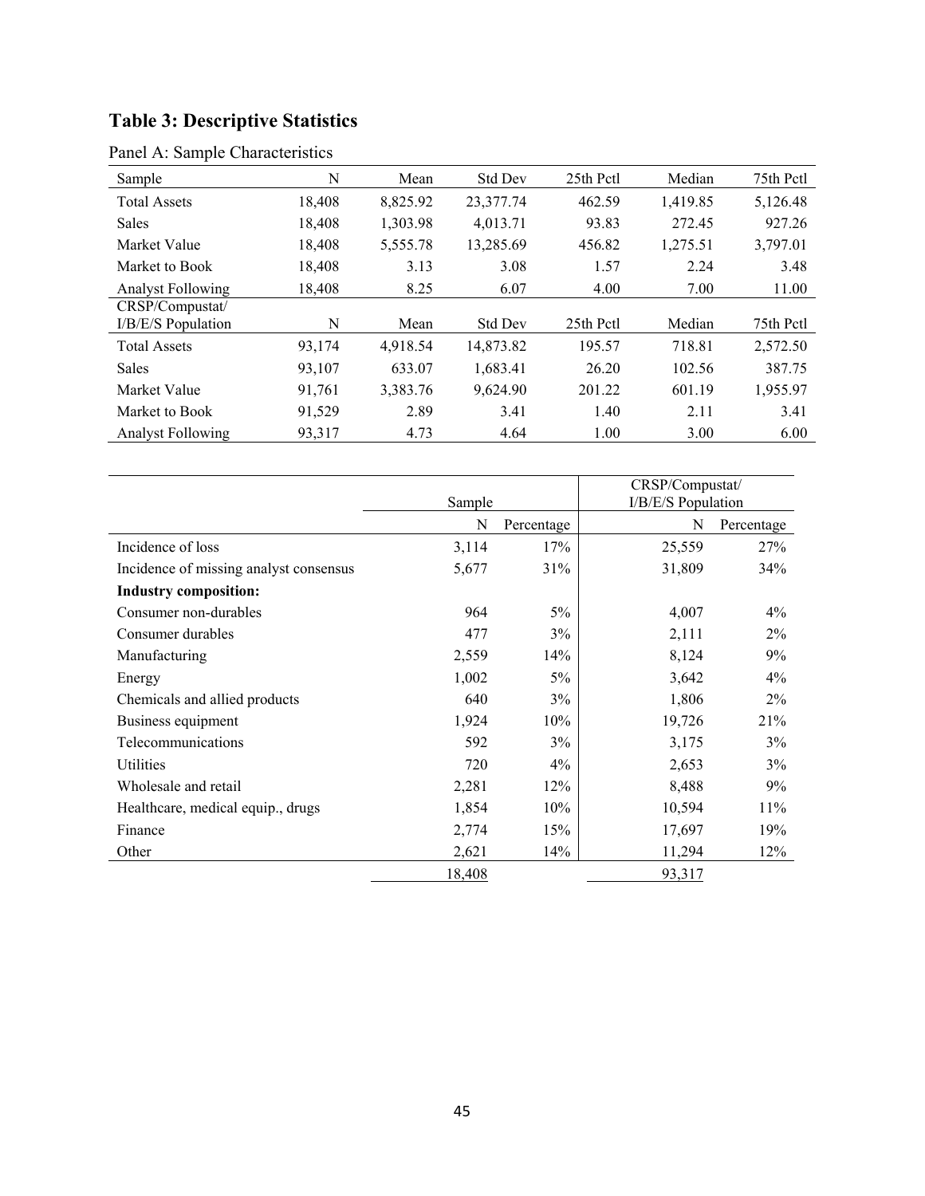# Table 3: Descriptive Statistics

Panel A: Sample Characteristics

| Sample | N | Mean | Std Dev | 25th Pctl | Median | 75th Pctl |
|---|---|---|---|---|---|---|
| Total Assets | 18,408 | 8,825.92 | 23,377.74 | 462.59 | 1,419.85 | 5,126.48 |
| Sales | 18,408 | 1,303.98 | 4,013.71 | 93.83 | 272.45 | 927.26 |
| Market Value | 18,408 | 5,555.78 | 13,285.69 | 456.82 | 1,275.51 | 3,797.01 |
| Market to Book | 18,408 | 3.13 | 3.08 | 1.57 | 2.24 | 3.48 |
| Analyst Following | 18,408 | 8.25 | 6.07 | 4.00 | 7.00 | 11.00 |
| **CRSP/Compustat/ I/B/E/S Population** | **N** | **Mean** | **Std Dev** | **25th Pctl** | **Median** | **75th Pctl** |
| Total Assets | 93,174 | 4,918.54 | 14,873.82 | 195.57 | 718.81 | 2,572.50 |
| Sales | 93,107 | 633.07 | 1,683.41 | 26.20 | 102.56 | 387.75 |
| Market Value | 91,761 | 3,383.76 | 9,624.90 | 201.22 | 601.19 | 1,955.97 |
| Market to Book | 91,529 | 2.89 | 3.41 | 1.40 | 2.11 | 3.41 |
| Analyst Following | 93,317 | 4.73 | 4.64 | 1.00 | 3.00 | 6.00 |

| | Sample | | CRSP/Compustat/ I/B/E/S Population | |
|---|---|---|---|---|
| | N | Percentage | N | Percentage |
| Incidence of loss | 3,114 | 17% | 25,559 | 27% |
| Incidence of missing analyst consensus | 5,677 | 31% | 31,809 | 34% |
| **Industry composition:** | | | | |
| Consumer non-durables | 964 | 5% | 4,007 | 4% |
| Consumer durables | 477 | 3% | 2,111 | 2% |
| Manufacturing | 2,559 | 14% | 8,124 | 9% |
| Energy | 1,002 | 5% | 3,642 | 4% |
| Chemicals and allied products | 640 | 3% | 1,806 | 2% |
| Business equipment | 1,924 | 10% | 19,726 | 21% |
| Telecommunications | 592 | 3% | 3,175 | 3% |
| Utilities | 720 | 4% | 2,653 | 3% |
| Wholesale and retail | 2,281 | 12% | 8,488 | 9% |
| Healthcare, medical equip., drugs | 1,854 | 10% | 10,594 | 11% |
| Finance | 2,774 | 15% | 17,697 | 19% |
| Other | 2,621 | 14% | 11,294 | 12% |
| | 18,408 | | 93,317 | |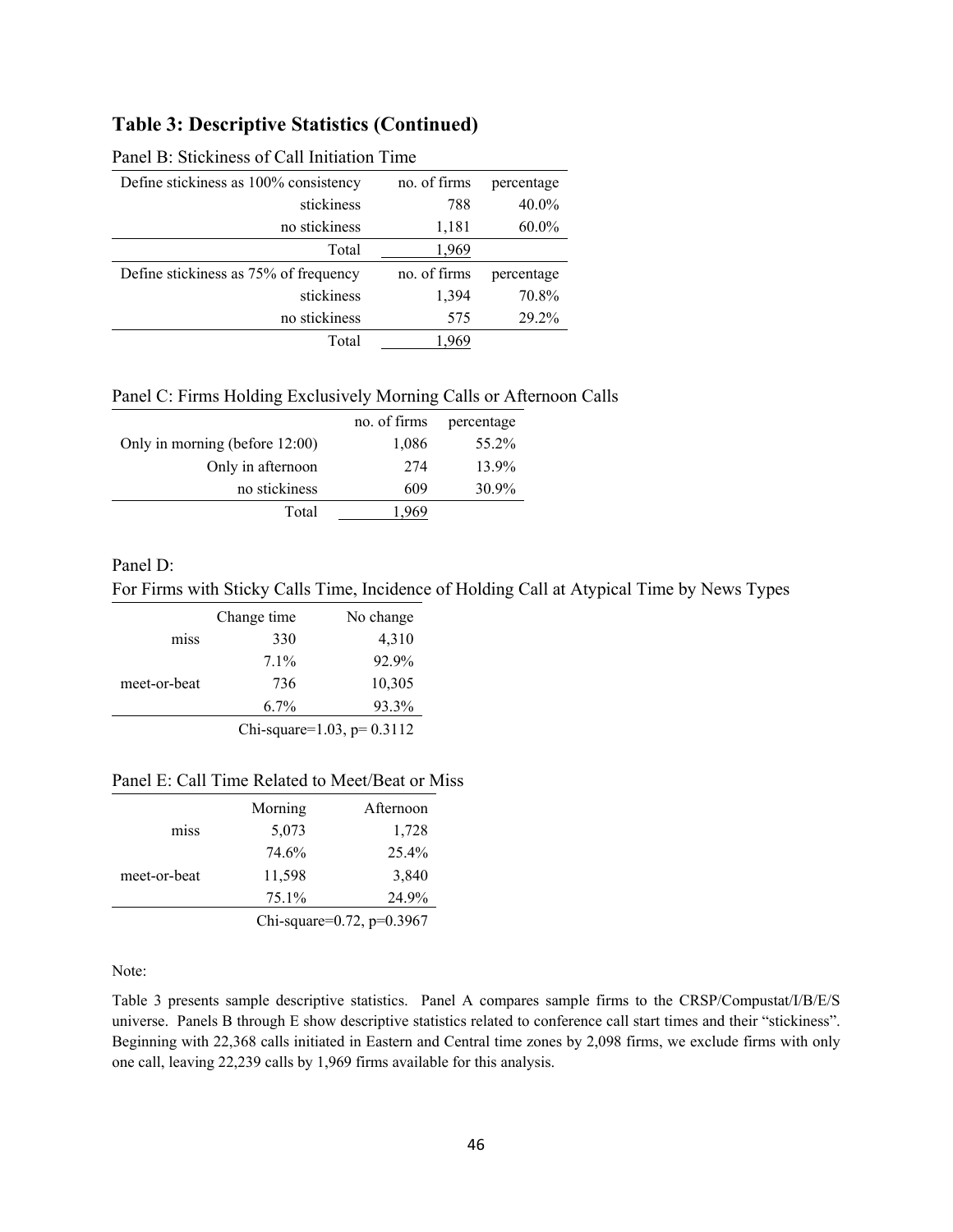## Table 3: Descriptive Statistics (Continued)

Panel B: Stickiness of Call Initiation Time

| Define stickiness as 100% consistency | no. of firms | percentage |
|---:|---:|---:|
| stickiness | 788 | 40.0% |
| no stickiness | 1,181 | 60.0% |
| Total | 1,969 | |
| **Define stickiness as 75% of frequency** | **no. of firms** | **percentage** |
| stickiness | 1,394 | 70.8% |
| no stickiness | 575 | 29.2% |
| Total | 1,969 | |

Panel C: Firms Holding Exclusively Morning Calls or Afternoon Calls

| | no. of firms | percentage |
|---:|---:|---:|
| Only in morning (before 12:00) | 1,086 | 55.2% |
| Only in afternoon | 274 | 13.9% |
| no stickiness | 609 | 30.9% |
| Total | 1,969 | |

Panel D:

For Firms with Sticky Calls Time, Incidence of Holding Call at Atypical Time by News Types

| | Change time | No change |
|---|---:|---:|
| miss | 330 | 4,310 |
| | 7.1% | 92.9% |
| meet-or-beat | 736 | 10,305 |
| | 6.7% | 93.3% |
| | Chi-square=1.03, p= 0.3112 | |

Panel E: Call Time Related to Meet/Beat or Miss

| | Morning | Afternoon |
|---|---:|---:|
| miss | 5,073 | 1,728 |
| | 74.6% | 25.4% |
| meet-or-beat | 11,598 | 3,840 |
| | 75.1% | 24.9% |
| | Chi-square=0.72, p=0.3967 | |

Note:

Table 3 presents sample descriptive statistics. Panel A compares sample firms to the CRSP/Compustat/I/B/E/S universe. Panels B through E show descriptive statistics related to conference call start times and their "stickiness". Beginning with 22,368 calls initiated in Eastern and Central time zones by 2,098 firms, we exclude firms with only one call, leaving 22,239 calls by 1,969 firms available for this analysis.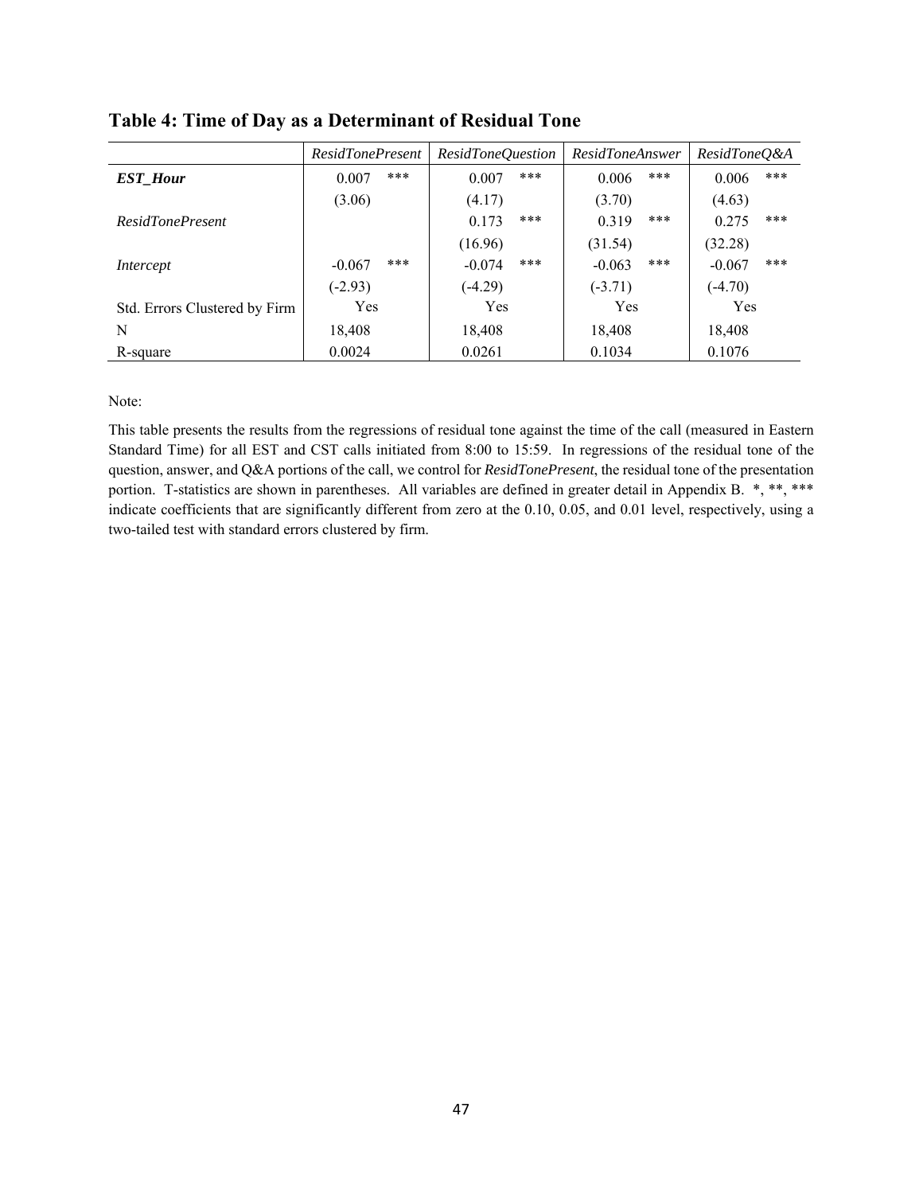## Table 4: Time of Day as a Determinant of Residual Tone

| | *ResidTonePresent* | *ResidToneQuestion* | *ResidToneAnswer* | *ResidToneQ&A* |
|---|---|---|---|---|
| ***EST_Hour*** | 0.007 *** | 0.007 *** | 0.006 *** | 0.006 *** |
| | (3.06) | (4.17) | (3.70) | (4.63) |
| *ResidTonePresent* | | 0.173 *** | 0.319 *** | 0.275 *** |
| | | (16.96) | (31.54) | (32.28) |
| *Intercept* | -0.067 *** | -0.074 *** | -0.063 *** | -0.067 *** |
| | (-2.93) | (-4.29) | (-3.71) | (-4.70) |
| Std. Errors Clustered by Firm | Yes | Yes | Yes | Yes |
| N | 18,408 | 18,408 | 18,408 | 18,408 |
| R-square | 0.0024 | 0.0261 | 0.1034 | 0.1076 |

Note:

This table presents the results from the regressions of residual tone against the time of the call (measured in Eastern Standard Time) for all EST and CST calls initiated from 8:00 to 15:59. In regressions of the residual tone of the question, answer, and Q&A portions of the call, we control for *ResidTonePresent*, the residual tone of the presentation portion. T-statistics are shown in parentheses. All variables are defined in greater detail in Appendix B. *, **, *** indicate coefficients that are significantly different from zero at the 0.10, 0.05, and 0.01 level, respectively, using a two-tailed test with standard errors clustered by firm.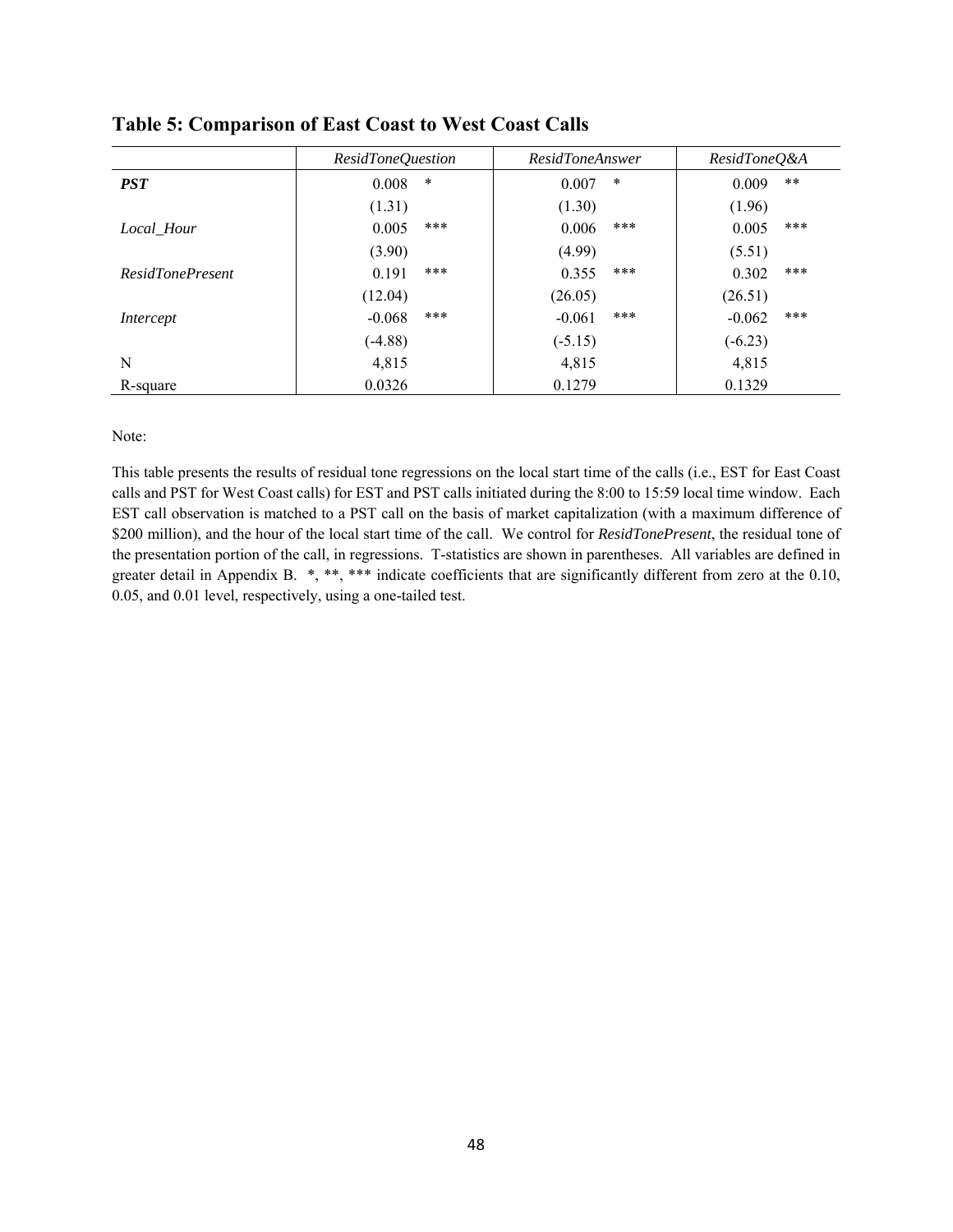## Table 5: Comparison of East Coast to West Coast Calls

| | *ResidToneQuestion* | *ResidToneAnswer* | *ResidToneQ&A* |
|---|---|---|---|
| ***PST*** | 0.008 * | 0.007 * | 0.009 ** |
| | (1.31) | (1.30) | (1.96) |
| *Local_Hour* | 0.005 *** | 0.006 *** | 0.005 *** |
| | (3.90) | (4.99) | (5.51) |
| *ResidTonePresent* | 0.191 *** | 0.355 *** | 0.302 *** |
| | (12.04) | (26.05) | (26.51) |
| *Intercept* | -0.068 *** | -0.061 *** | -0.062 *** |
| | (-4.88) | (-5.15) | (-6.23) |
| N | 4,815 | 4,815 | 4,815 |
| R-square | 0.0326 | 0.1279 | 0.1329 |

Note:

This table presents the results of residual tone regressions on the local start time of the calls (i.e., EST for East Coast calls and PST for West Coast calls) for EST and PST calls initiated during the 8:00 to 15:59 local time window. Each EST call observation is matched to a PST call on the basis of market capitalization (with a maximum difference of $200 million), and the hour of the local start time of the call. We control for *ResidTonePresent*, the residual tone of the presentation portion of the call, in regressions. T-statistics are shown in parentheses. All variables are defined in greater detail in Appendix B. *, **, *** indicate coefficients that are significantly different from zero at the 0.10, 0.05, and 0.01 level, respectively, using a one-tailed test.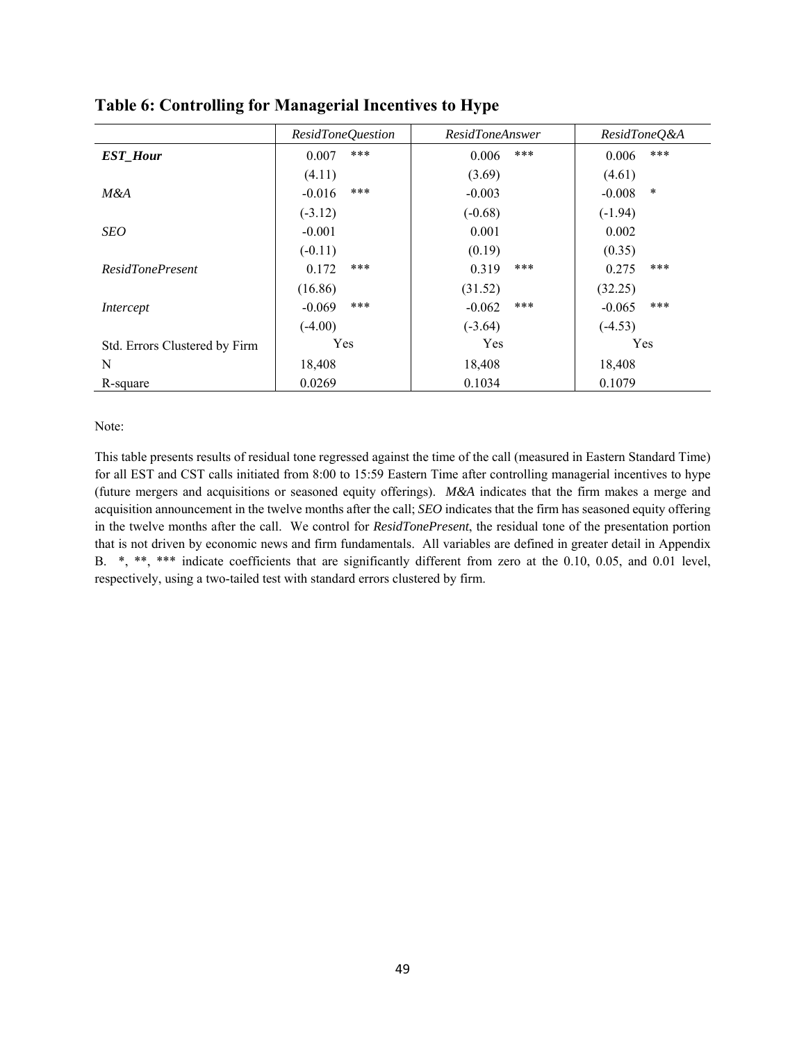## Table 6: Controlling for Managerial Incentives to Hype

| | *ResidToneQuestion* | *ResidToneAnswer* | *ResidToneQ&A* |
|---|---|---|---|
| ***EST_Hour*** | 0.007 *** | 0.006 *** | 0.006 *** |
| | (4.11) | (3.69) | (4.61) |
| *M&A* | -0.016 *** | -0.003 | -0.008 * |
| | (-3.12) | (-0.68) | (-1.94) |
| *SEO* | -0.001 | 0.001 | 0.002 |
| | (-0.11) | (0.19) | (0.35) |
| *ResidTonePresent* | 0.172 *** | 0.319 *** | 0.275 *** |
| | (16.86) | (31.52) | (32.25) |
| *Intercept* | -0.069 *** | -0.062 *** | -0.065 *** |
| | (-4.00) | (-3.64) | (-4.53) |
| Std. Errors Clustered by Firm | Yes | Yes | Yes |
| N | 18,408 | 18,408 | 18,408 |
| R-square | 0.0269 | 0.1034 | 0.1079 |

Note:

This table presents results of residual tone regressed against the time of the call (measured in Eastern Standard Time) for all EST and CST calls initiated from 8:00 to 15:59 Eastern Time after controlling managerial incentives to hype (future mergers and acquisitions or seasoned equity offerings). *M&A* indicates that the firm makes a merge and acquisition announcement in the twelve months after the call; *SEO* indicates that the firm has seasoned equity offering in the twelve months after the call. We control for *ResidTonePresent*, the residual tone of the presentation portion that is not driven by economic news and firm fundamentals. All variables are defined in greater detail in Appendix B. *, **, *** indicate coefficients that are significantly different from zero at the 0.10, 0.05, and 0.01 level, respectively, using a two-tailed test with standard errors clustered by firm.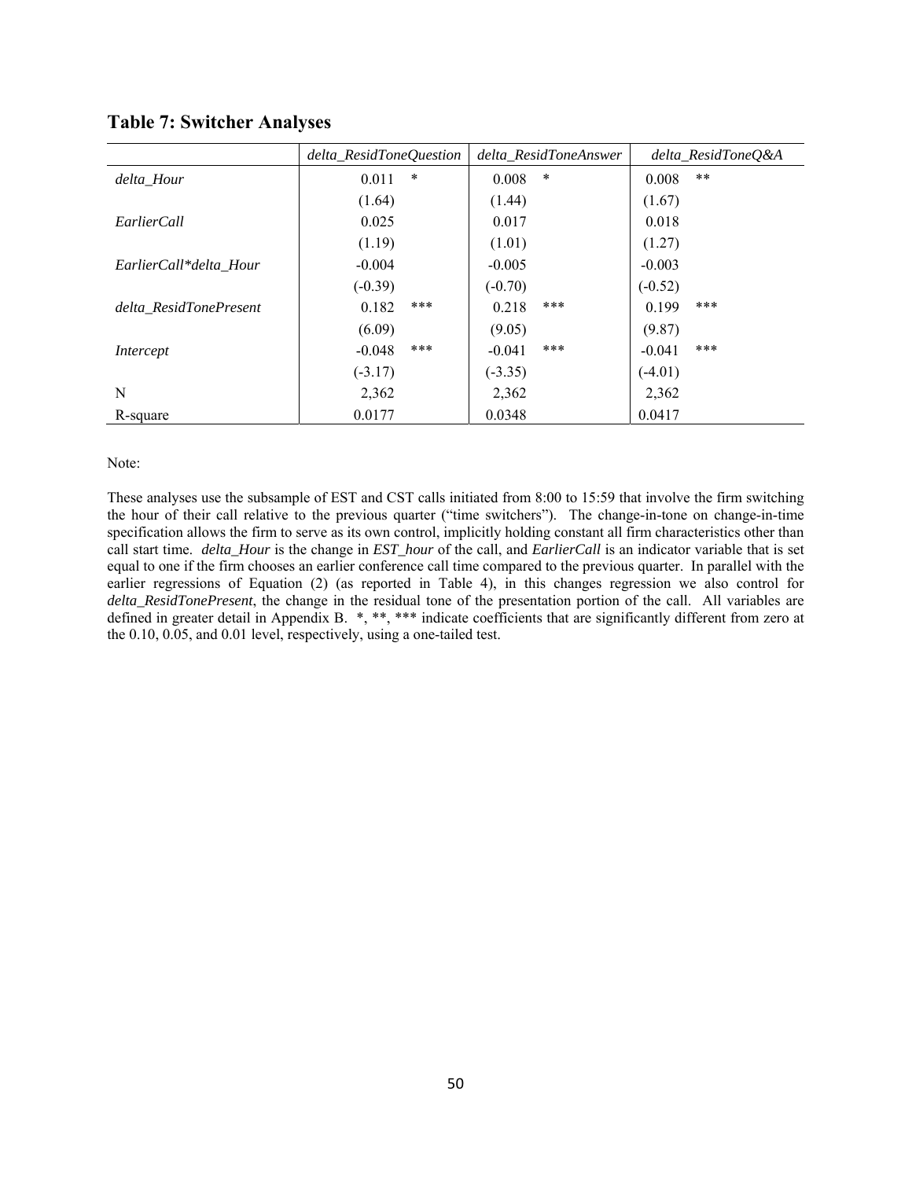## Table 7: Switcher Analyses

| | *delta_ResidToneQuestion* | *delta_ResidToneAnswer* | *delta_ResidToneQ&A* |
|---|---|---|---|
| *delta_Hour* | 0.011 * | 0.008 * | 0.008 ** |
| | (1.64) | (1.44) | (1.67) |
| *EarlierCall* | 0.025 | 0.017 | 0.018 |
| | (1.19) | (1.01) | (1.27) |
| *EarlierCall\*delta_Hour* | -0.004 | -0.005 | -0.003 |
| | (-0.39) | (-0.70) | (-0.52) |
| *delta_ResidTonePresent* | 0.182 *** | 0.218 *** | 0.199 *** |
| | (6.09) | (9.05) | (9.87) |
| *Intercept* | -0.048 *** | -0.041 *** | -0.041 *** |
| | (-3.17) | (-3.35) | (-4.01) |
| N | 2,362 | 2,362 | 2,362 |
| R-square | 0.0177 | 0.0348 | 0.0417 |

Note:

These analyses use the subsample of EST and CST calls initiated from 8:00 to 15:59 that involve the firm switching the hour of their call relative to the previous quarter ("time switchers"). The change-in-tone on change-in-time specification allows the firm to serve as its own control, implicitly holding constant all firm characteristics other than call start time. ***delta_Hour*** is the change in ***EST_hour*** of the call, and ***EarlierCall*** is an indicator variable that is set equal to one if the firm chooses an earlier conference call time compared to the previous quarter. In parallel with the earlier regressions of Equation (2) (as reported in Table 4), in this changes regression we also control for ***delta_ResidTonePresent***, the change in the residual tone of the presentation portion of the call. All variables are defined in greater detail in Appendix B. *, **, *** indicate coefficients that are significantly different from zero at the 0.10, 0.05, and 0.01 level, respectively, using a one-tailed test.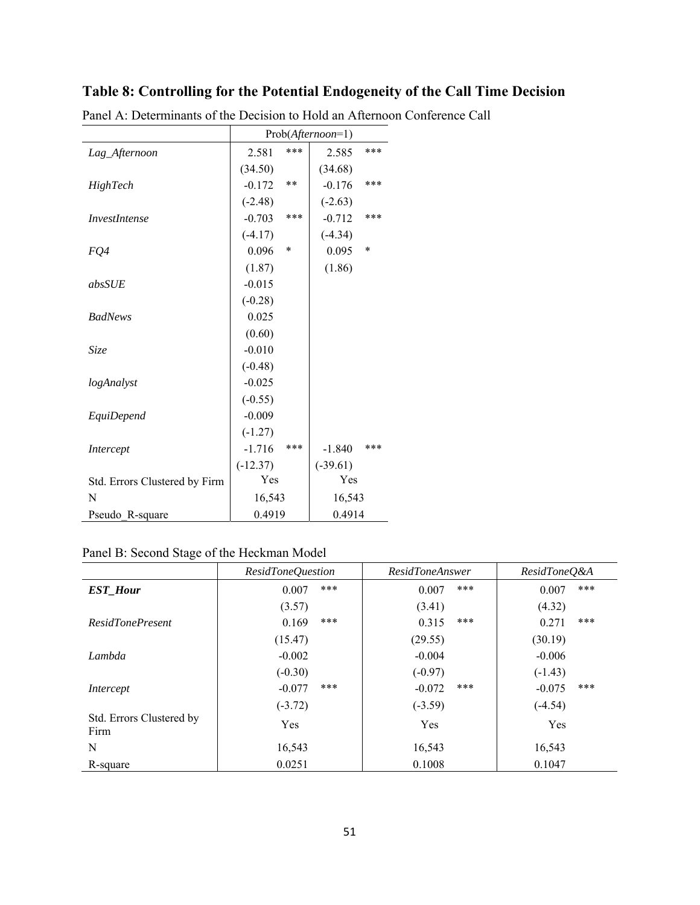**Table 8: Controlling for the Potential Endogeneity of the Call Time Decision**

Panel A: Determinants of the Decision to Hold an Afternoon Conference Call

| | Prob(*Afternoon*=1) | |
|---|---|---|
| *Lag_Afternoon* | 2.581 *** | 2.585 *** |
| | (34.50) | (34.68) |
| *HighTech* | -0.172 ** | -0.176 *** |
| | (-2.48) | (-2.63) |
| *InvestIntense* | -0.703 *** | -0.712 *** |
| | (-4.17) | (-4.34) |
| *FQ4* | 0.096 * | 0.095 * |
| | (1.87) | (1.86) |
| *absSUE* | -0.015 | |
| | (-0.28) | |
| *BadNews* | 0.025 | |
| | (0.60) | |
| *Size* | -0.010 | |
| | (-0.48) | |
| *logAnalyst* | -0.025 | |
| | (-0.55) | |
| *EquiDepend* | -0.009 | |
| | (-1.27) | |
| *Intercept* | -1.716 *** | -1.840 *** |
| | (-12.37) | (-39.61) |
| Std. Errors Clustered by Firm | Yes | Yes |
| N | 16,543 | 16,543 |
| Pseudo_R-square | 0.4919 | 0.4914 |

Panel B: Second Stage of the Heckman Model

| | *ResidToneQuestion* | *ResidToneAnswer* | *ResidToneQ&A* |
|---|---|---|---|
| ***EST_Hour*** | 0.007 *** | 0.007 *** | 0.007 *** |
| | (3.57) | (3.41) | (4.32) |
| *ResidTonePresent* | 0.169 *** | 0.315 *** | 0.271 *** |
| | (15.47) | (29.55) | (30.19) |
| *Lambda* | -0.002 | -0.004 | -0.006 |
| | (-0.30) | (-0.97) | (-1.43) |
| *Intercept* | -0.077 *** | -0.072 *** | -0.075 *** |
| | (-3.72) | (-3.59) | (-4.54) |
| Std. Errors Clustered by Firm | Yes | Yes | Yes |
| N | 16,543 | 16,543 | 16,543 |
| R-square | 0.0251 | 0.1008 | 0.1047 |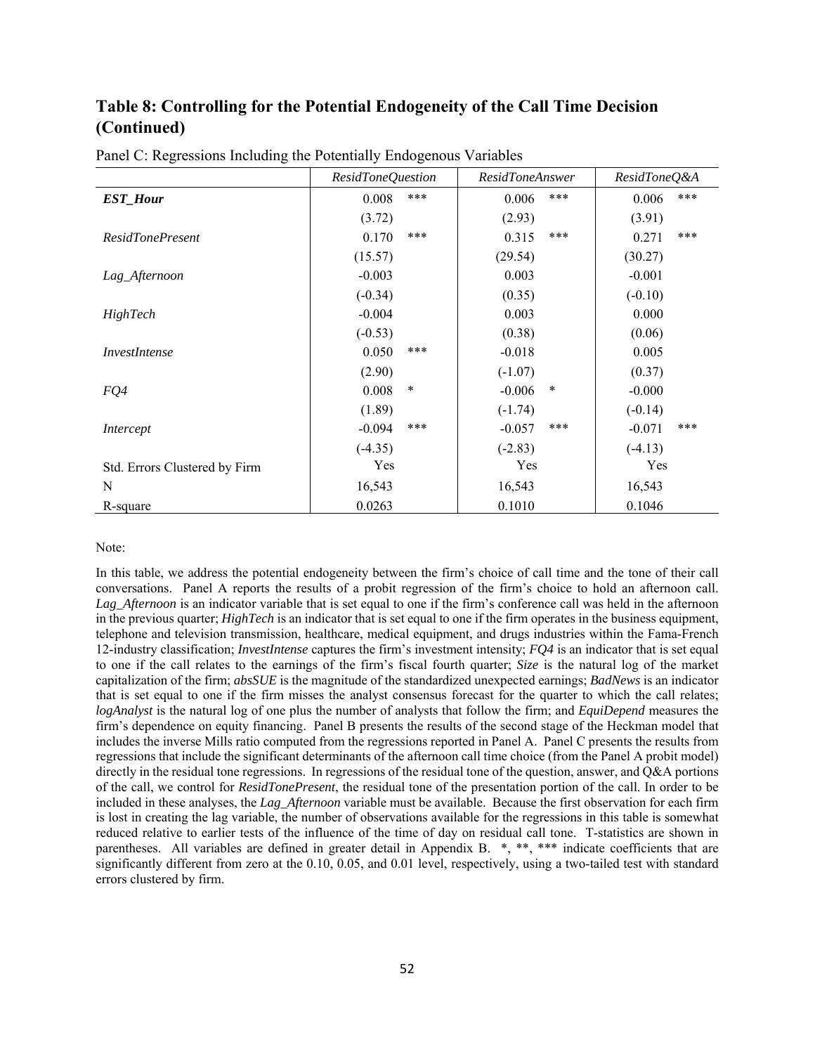## Table 8: Controlling for the Potential Endogeneity of the Call Time Decision (Continued)

Panel C: Regressions Including the Potentially Endogenous Variables

| | *ResidToneQuestion* | | *ResidToneAnswer* | | *ResidToneQ&A* | |
|---|---|---|---|---|---|---|
| ***EST_Hour*** | 0.008 | *** | 0.006 | *** | 0.006 | *** |
| | (3.72) | | (2.93) | | (3.91) | |
| *ResidTonePresent* | 0.170 | *** | 0.315 | *** | 0.271 | *** |
| | (15.57) | | (29.54) | | (30.27) | |
| *Lag_Afternoon* | -0.003 | | 0.003 | | -0.001 | |
| | (-0.34) | | (0.35) | | (-0.10) | |
| *HighTech* | -0.004 | | 0.003 | | 0.000 | |
| | (-0.53) | | (0.38) | | (0.06) | |
| *InvestIntense* | 0.050 | *** | -0.018 | | 0.005 | |
| | (2.90) | | (-1.07) | | (0.37) | |
| *FQ4* | 0.008 | * | -0.006 | * | -0.000 | |
| | (1.89) | | (-1.74) | | (-0.14) | |
| *Intercept* | -0.094 | *** | -0.057 | *** | -0.071 | *** |
| | (-4.35) | | (-2.83) | | (-4.13) | |
| Std. Errors Clustered by Firm | Yes | | Yes | | Yes | |
| N | 16,543 | | 16,543 | | 16,543 | |
| R-square | 0.0263 | | 0.1010 | | 0.1046 | |

Note:

In this table, we address the potential endogeneity between the firm's choice of call time and the tone of their call conversations. Panel A reports the results of a probit regression of the firm's choice to hold an afternoon call. ***Lag_Afternoon*** is an indicator variable that is set equal to one if the firm's conference call was held in the afternoon in the previous quarter; ***HighTech*** is an indicator that is set equal to one if the firm operates in the business equipment, telephone and television transmission, healthcare, medical equipment, and drugs industries within the Fama-French 12-industry classification; ***InvestIntense*** captures the firm's investment intensity; ***FQ4*** is an indicator that is set equal to one if the call relates to the earnings of the firm's fiscal fourth quarter; ***Size*** is the natural log of the market capitalization of the firm; ***absSUE*** is the magnitude of the standardized unexpected earnings; ***BadNews*** is an indicator that is set equal to one if the firm misses the analyst consensus forecast for the quarter to which the call relates; ***logAnalyst*** is the natural log of one plus the number of analysts that follow the firm; and ***EquiDepend*** measures the firm's dependence on equity financing. Panel B presents the results of the second stage of the Heckman model that includes the inverse Mills ratio computed from the regressions reported in Panel A. Panel C presents the results from regressions that include the significant determinants of the afternoon call time choice (from the Panel A probit model) directly in the residual tone regressions. In regressions of the residual tone of the question, answer, and Q&A portions of the call, we control for ***ResidTonePresent***, the residual tone of the presentation portion of the call. In order to be included in these analyses, the ***Lag_Afternoon*** variable must be available. Because the first observation for each firm is lost in creating the lag variable, the number of observations available for the regressions in this table is somewhat reduced relative to earlier tests of the influence of the time of day on residual call tone. T-statistics are shown in parentheses. All variables are defined in greater detail in Appendix B. *, **, *** indicate coefficients that are significantly different from zero at the 0.10, 0.05, and 0.01 level, respectively, using a two-tailed test with standard errors clustered by firm.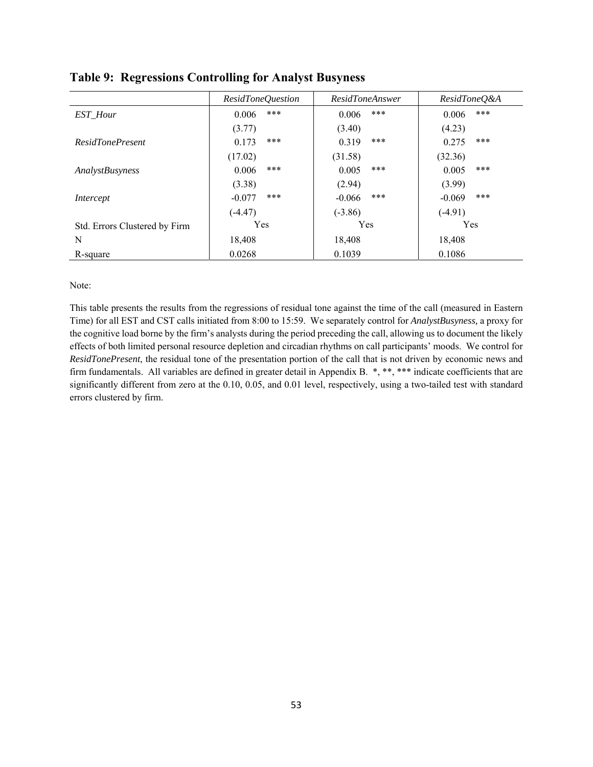## Table 9: Regressions Controlling for Analyst Busyness

| | *ResidToneQuestion* | *ResidToneAnswer* | *ResidToneQ&A* |
|---|---|---|---|
| *EST_Hour* | 0.006 *** | 0.006 *** | 0.006 *** |
| | (3.77) | (3.40) | (4.23) |
| *ResidTonePresent* | 0.173 *** | 0.319 *** | 0.275 *** |
| | (17.02) | (31.58) | (32.36) |
| *AnalystBusyness* | 0.006 *** | 0.005 *** | 0.005 *** |
| | (3.38) | (2.94) | (3.99) |
| *Intercept* | -0.077 *** | -0.066 *** | -0.069 *** |
| | (-4.47) | (-3.86) | (-4.91) |
| Std. Errors Clustered by Firm | Yes | Yes | Yes |
| N | 18,408 | 18,408 | 18,408 |
| R-square | 0.0268 | 0.1039 | 0.1086 |

Note:

This table presents the results from the regressions of residual tone against the time of the call (measured in Eastern Time) for all EST and CST calls initiated from 8:00 to 15:59. We separately control for *AnalystBusyness,* a proxy for the cognitive load borne by the firm's analysts during the period preceding the call, allowing us to document the likely effects of both limited personal resource depletion and circadian rhythms on call participants' moods. We control for *ResidTonePresent*, the residual tone of the presentation portion of the call that is not driven by economic news and firm fundamentals. All variables are defined in greater detail in Appendix B. *, **, *** indicate coefficients that are significantly different from zero at the 0.10, 0.05, and 0.01 level, respectively, using a two-tailed test with standard errors clustered by firm.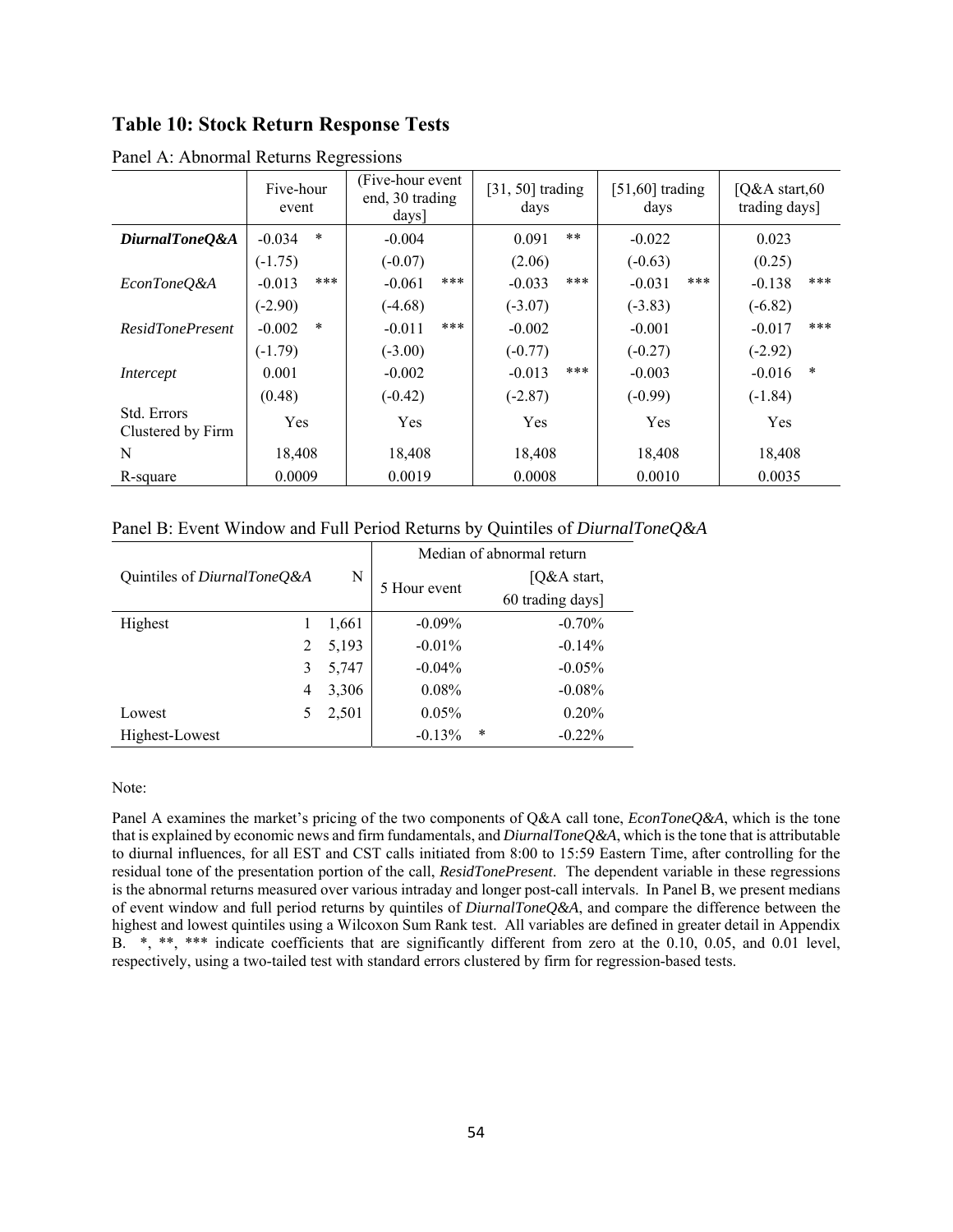# Table 10: Stock Return Response Tests

Panel A: Abnormal Returns Regressions

| | Five-hour event | (Five-hour event end, 30 trading days] | [31, 50] trading days | [51,60] trading days | [Q&A start,60 trading days] |
|---|---|---|---|---|---|
| ***DiurnalToneQ&A*** | -0.034 * | -0.004 | 0.091 ** | -0.022 | 0.023 |
| | (-1.75) | (-0.07) | (2.06) | (-0.63) | (0.25) |
| *EconToneQ&A* | -0.013 *** | -0.061 *** | -0.033 *** | -0.031 *** | -0.138 *** |
| | (-2.90) | (-4.68) | (-3.07) | (-3.83) | (-6.82) |
| *ResidTonePresent* | -0.002 * | -0.011 *** | -0.002 | -0.001 | -0.017 *** |
| | (-1.79) | (-3.00) | (-0.77) | (-0.27) | (-2.92) |
| *Intercept* | 0.001 | -0.002 | -0.013 *** | -0.003 | -0.016 * |
| | (0.48) | (-0.42) | (-2.87) | (-0.99) | (-1.84) |
| Std. Errors Clustered by Firm | Yes | Yes | Yes | Yes | Yes |
| N | 18,408 | 18,408 | 18,408 | 18,408 | 18,408 |
| R-square | 0.0009 | 0.0019 | 0.0008 | 0.0010 | 0.0035 |

Panel B: Event Window and Full Period Returns by Quintiles of *DiurnalToneQ&A*

| Quintiles of *DiurnalToneQ&A* | | N | Median of abnormal return | |
|---|---|---|---|---|
| | | | 5 Hour event | [Q&A start, 60 trading days] |
| Highest | 1 | 1,661 | -0.09% | -0.70% |
| | 2 | 5,193 | -0.01% | -0.14% |
| | 3 | 5,747 | -0.04% | -0.05% |
| | 4 | 3,306 | 0.08% | -0.08% |
| Lowest | 5 | 2,501 | 0.05% | 0.20% |
| Highest-Lowest | | | -0.13% * | -0.22% |

Note:

Panel A examines the market's pricing of the two components of Q&A call tone, *EconToneQ&A*, which is the tone that is explained by economic news and firm fundamentals, and *DiurnalToneQ&A*, which is the tone that is attributable to diurnal influences, for all EST and CST calls initiated from 8:00 to 15:59 Eastern Time, after controlling for the residual tone of the presentation portion of the call, *ResidTonePresent*. The dependent variable in these regressions is the abnormal returns measured over various intraday and longer post-call intervals. In Panel B, we present medians of event window and full period returns by quintiles of *DiurnalToneQ&A*, and compare the difference between the highest and lowest quintiles using a Wilcoxon Sum Rank test. All variables are defined in greater detail in Appendix B. *, **, *** indicate coefficients that are significantly different from zero at the 0.10, 0.05, and 0.01 level, respectively, using a two-tailed test with standard errors clustered by firm for regression-based tests.